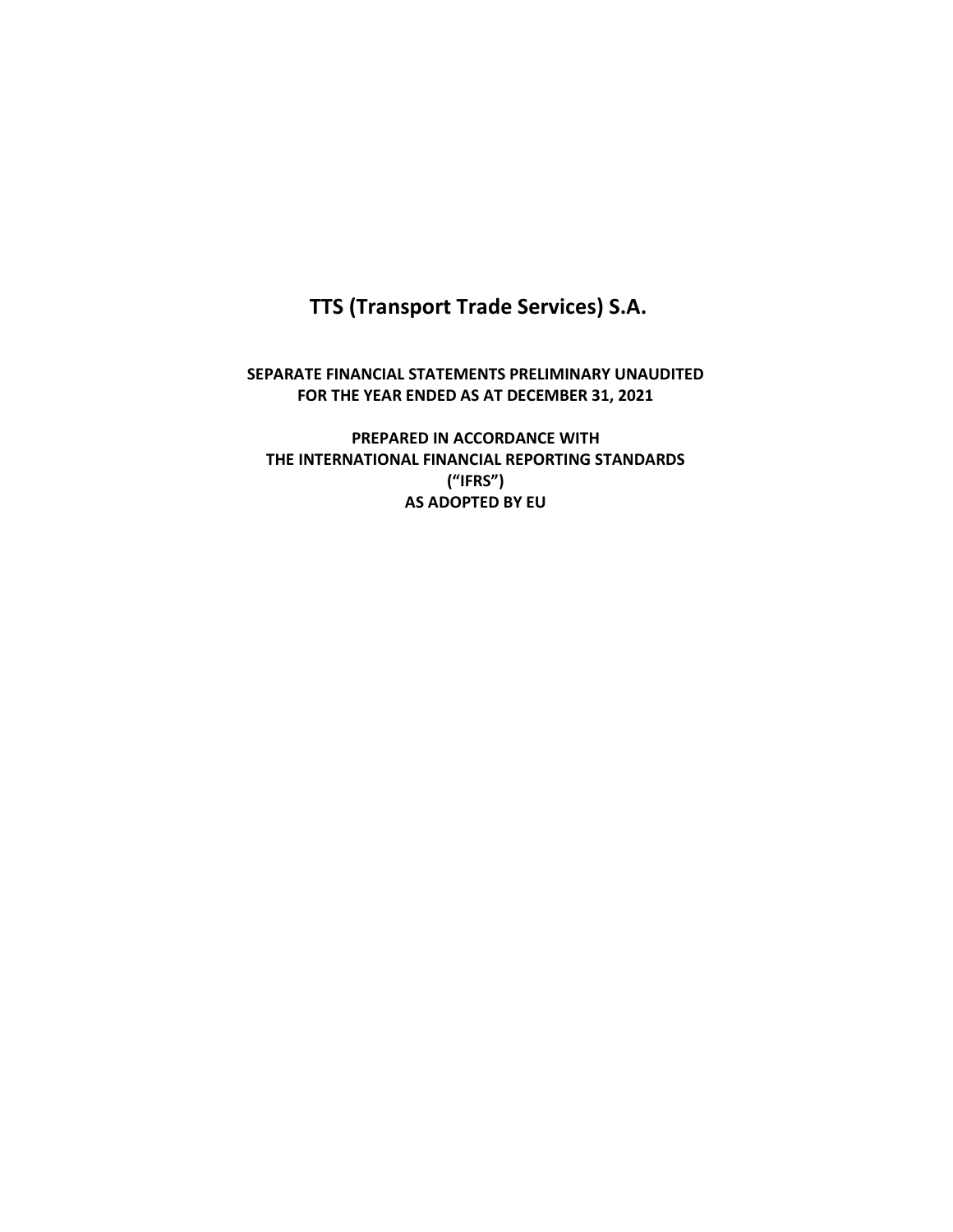# TTS (Transport Trade Services) S.A.

**SEPARATE FINANCIAL STATEMENTS PRELIMINARY UNAUDITED**
**FOR THE YEAR ENDED AS AT DECEMBER 31, 2021**

**PREPARED IN ACCORDANCE WITH**
**THE INTERNATIONAL FINANCIAL REPORTING STANDARDS**
**("IFRS")**
**AS ADOPTED BY EU**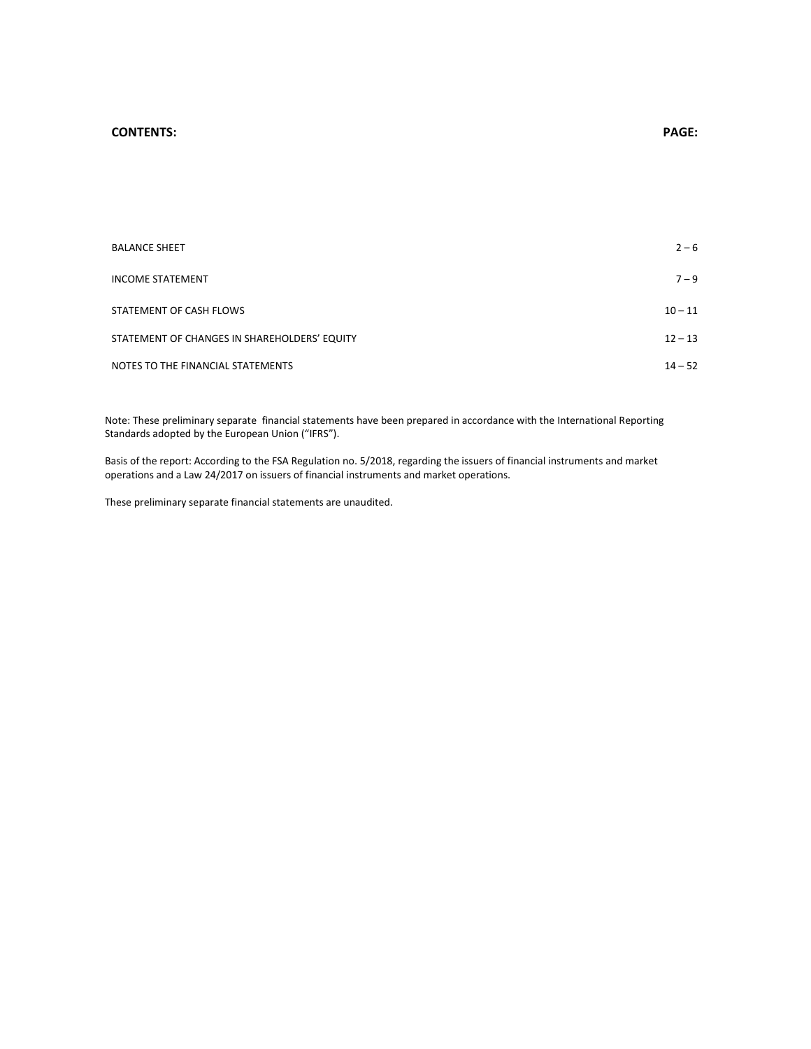| **CONTENTS:** | **PAGE:** |
|---|---|
| BALANCE SHEET | 2 – 6 |
| INCOME STATEMENT | 7 – 9 |
| STATEMENT OF CASH FLOWS | 10 – 11 |
| STATEMENT OF CHANGES IN SHAREHOLDERS' EQUITY | 12 – 13 |
| NOTES TO THE FINANCIAL STATEMENTS | 14 – 52 |

Note: These preliminary separate financial statements have been prepared in accordance with the International Reporting Standards adopted by the European Union ("IFRS").

Basis of the report: According to the FSA Regulation no. 5/2018, regarding the issuers of financial instruments and market operations and a Law 24/2017 on issuers of financial instruments and market operations.

These preliminary separate financial statements are unaudited.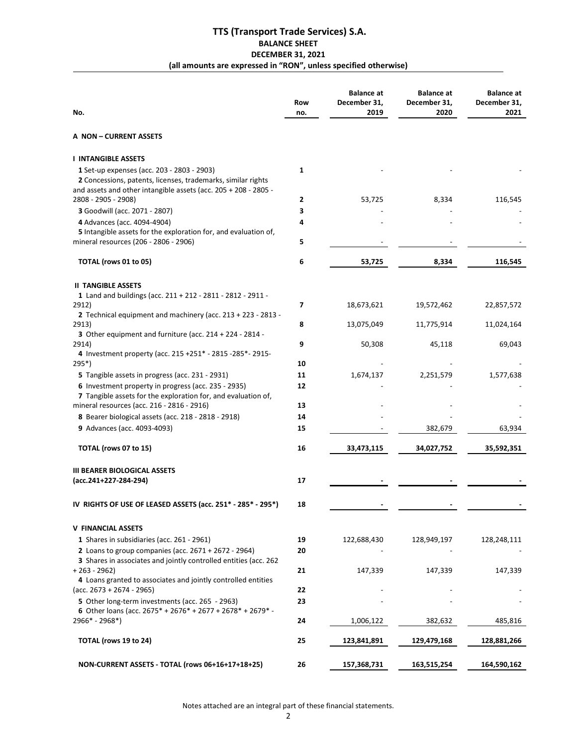# TTS (Transport Trade Services) S.A.

## BALANCE SHEET

## DECEMBER 31, 2021

**(all amounts are expressed in "RON", unless specified otherwise)**

| No. | Row no. | Balance at December 31, 2019 | Balance at December 31, 2020 | Balance at December 31, 2021 |
|---|---|---|---|---|
| **A NON – CURRENT ASSETS** | | | | |
| **I INTANGIBLE ASSETS** | | | | |
| **1** Set-up expenses (acc. 203 - 2803 - 2903) | **1** | - | - | - |
| **2** Concessions, patents, licenses, trademarks, similar rights and assets and other intangible assets (acc. 205 + 208 - 2805 - 2808 - 2905 - 2908) | **2** | 53,725 | 8,334 | 116,545 |
| **3** Goodwill (acc. 2071 - 2807) | **3** | - | - | - |
| **4** Advances (acc. 4094-4904) | **4** | - | - | - |
| **5** Intangible assets for the exploration for, and evaluation of, mineral resources (206 - 2806 - 2906) | **5** | - | - | - |
| **TOTAL (rows 01 to 05)** | **6** | **53,725** | **8,334** | **116,545** |
| **II TANGIBLE ASSETS** | | | | |
| **1** Land and buildings (acc. 211 + 212 - 2811 - 2812 - 2911 - 2912) | **7** | 18,673,621 | 19,572,462 | 22,857,572 |
| **2** Technical equipment and machinery (acc. 213 + 223 - 2813 - 2913) | **8** | 13,075,049 | 11,775,914 | 11,024,164 |
| **3** Other equipment and furniture (acc. 214 + 224 - 2814 - 2914) | **9** | 50,308 | 45,118 | 69,043 |
| **4** Investment property (acc. 215 +251* - 2815 -285*- 2915- 295*) | **10** | - | - | - |
| **5** Tangible assets in progress (acc. 231 - 2931) | **11** | 1,674,137 | 2,251,579 | 1,577,638 |
| **6** Investment property in progress (acc. 235 - 2935) | **12** | - | - | - |
| **7** Tangible assets for the exploration for, and evaluation of, mineral resources (acc. 216 - 2816 - 2916) | **13** | - | - | - |
| **8** Bearer biological assets (acc. 218 - 2818 - 2918) | **14** | - | - | - |
| **9** Advances (acc. 4093-4093) | **15** | - | 382,679 | 63,934 |
| **TOTAL (rows 07 to 15)** | **16** | **33,473,115** | **34,027,752** | **35,592,351** |
| **III BEARER BIOLOGICAL ASSETS (acc.241+227-284-294)** | **17** | **-** | **-** | **-** |
| **IV RIGHTS OF USE OF LEASED ASSETS (acc. 251* - 285* - 295*)** | **18** | **-** | **-** | **-** |
| **V FINANCIAL ASSETS** | | | | |
| **1** Shares in subsidiaries (acc. 261 - 2961) | **19** | 122,688,430 | 128,949,197 | 128,248,111 |
| **2** Loans to group companies (acc. 2671 + 2672 - 2964) | **20** | - | - | - |
| **3** Shares in associates and jointly controlled entities (acc. 262 + 263 - 2962) | **21** | 147,339 | 147,339 | 147,339 |
| **4** Loans granted to associates and jointly controlled entities (acc. 2673 + 2674 - 2965) | **22** | - | - | - |
| **5** Other long-term investments (acc. 265 - 2963) | **23** | - | - | - |
| **6** Other loans (acc. 2675* + 2676* + 2677 + 2678* + 2679* - 2966* - 2968*) | **24** | 1,006,122 | 382,632 | 485,816 |
| **TOTAL (rows 19 to 24)** | **25** | **123,841,891** | **129,479,168** | **128,881,266** |
| **NON-CURRENT ASSETS - TOTAL (rows 06+16+17+18+25)** | **26** | **157,368,731** | **163,515,254** | **164,590,162** |

Notes attached are an integral part of these financial statements.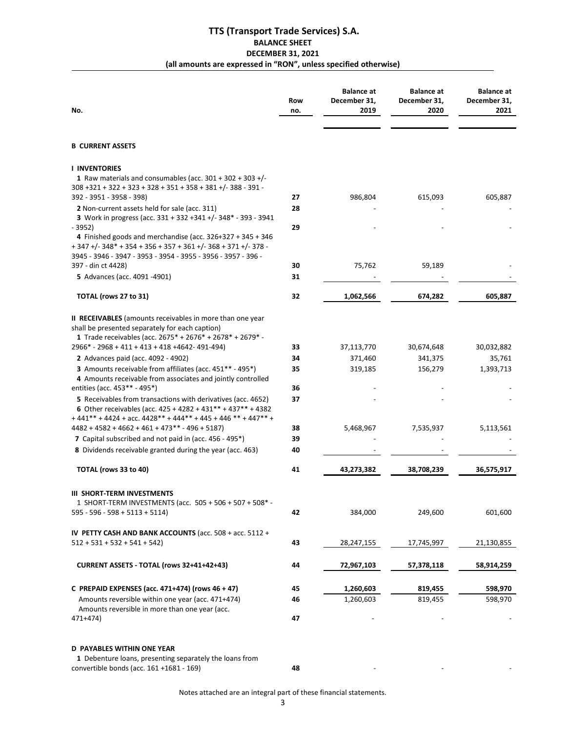# TTS (Transport Trade Services) S.A.

## BALANCE SHEET

## DECEMBER 31, 2021

**(all amounts are expressed in "RON", unless specified otherwise)**

| No. | Row no. | Balance at December 31, 2019 | Balance at December 31, 2020 | Balance at December 31, 2021 |
|---|---|---|---|---|
| **B CURRENT ASSETS** | | | | |
| **I INVENTORIES** | | | | |
| **1** Raw materials and consumables (acc. 301 + 302 + 303 +/- 308 +321 + 322 + 323 + 328 + 351 + 358 + 381 +/- 388 - 391 - 392 - 3951 - 3958 - 398) | **27** | 986,804 | 615,093 | 605,887 |
| **2** Non-current assets held for sale (acc. 311) | **28** | - | - | - |
| **3** Work in progress (acc. 331 + 332 +341 +/- 348* - 393 - 3941 - 3952) | **29** | - | - | - |
| **4** Finished goods and merchandise (acc. 326+327 + 345 + 346 + 347 +/- 348* + 354 + 356 + 357 + 361 +/- 368 + 371 +/- 378 - 3945 - 3946 - 3947 - 3953 - 3954 - 3955 - 3956 - 3957 - 396 - 397 - din ct 4428) | **30** | 75,762 | 59,189 | - |
| **5** Advances (acc. 4091 -4901) | **31** | - | - | - |
| **TOTAL (rows 27 to 31)** | **32** | **1,062,566** | **674,282** | **605,887** |
| **II RECEIVABLES** (amounts receivables in more than one year shall be presented separately for each caption) | | | | |
| **1** Trade receivables (acc. 2675* + 2676* + 2678* + 2679* - 2966* - 2968 + 411 + 413 + 418 +4642- 491-494) | **33** | 37,113,770 | 30,674,648 | 30,032,882 |
| **2** Advances paid (acc. 4092 - 4902) | **34** | 371,460 | 341,375 | 35,761 |
| **3** Amounts receivable from affiliates (acc. 451** - 495*) | **35** | 319,185 | 156,279 | 1,393,713 |
| **4** Amounts receivable from associates and jointly controlled entities (acc. 453** - 495*) | **36** | - | - | - |
| **5** Receivables from transactions with derivatives (acc. 4652) | **37** | - | - | - |
| **6** Other receivables (acc. 425 + 4282 + 431** + 437** + 4382 + 441** + 4424 + acc. 4428** + 444** + 445 + 446 ** + 447** + 4482 + 4582 + 4662 + 461 + 473** - 496 + 5187) | **38** | 5,468,967 | 7,535,937 | 5,113,561 |
| **7** Capital subscribed and not paid in (acc. 456 - 495*) | **39** | - | - | - |
| **8** Dividends receivable granted during the year (acc. 463) | **40** | - | - | - |
| **TOTAL (rows 33 to 40)** | **41** | **43,273,382** | **38,708,239** | **36,575,917** |
| **III SHORT-TERM INVESTMENTS** | | | | |
| 1 SHORT-TERM INVESTMENTS (acc. 505 + 506 + 507 + 508* - 595 - 596 - 598 + 5113 + 5114) | **42** | 384,000 | 249,600 | 601,600 |
| **IV PETTY CASH AND BANK ACCOUNTS** (acc. 508 + acc. 5112 + 512 + 531 + 532 + 541 + 542) | **43** | 28,247,155 | 17,745,997 | 21,130,855 |
| **CURRENT ASSETS - TOTAL (rows 32+41+42+43)** | **44** | **72,967,103** | **57,378,118** | **58,914,259** |
| **C PREPAID EXPENSES (acc. 471+474) (rows 46 + 47)** | **45** | **1,260,603** | **819,455** | **598,970** |
| Amounts reversible within one year (acc. 471+474) | **46** | 1,260,603 | 819,455 | 598,970 |
| Amounts reversible in more than one year (acc. 471+474) | **47** | - | - | - |
| **D PAYABLES WITHIN ONE YEAR** | | | | |
| **1** Debenture loans, presenting separately the loans from convertible bonds (acc. 161 +1681 - 169) | **48** | - | - | - |

Notes attached are an integral part of these financial statements.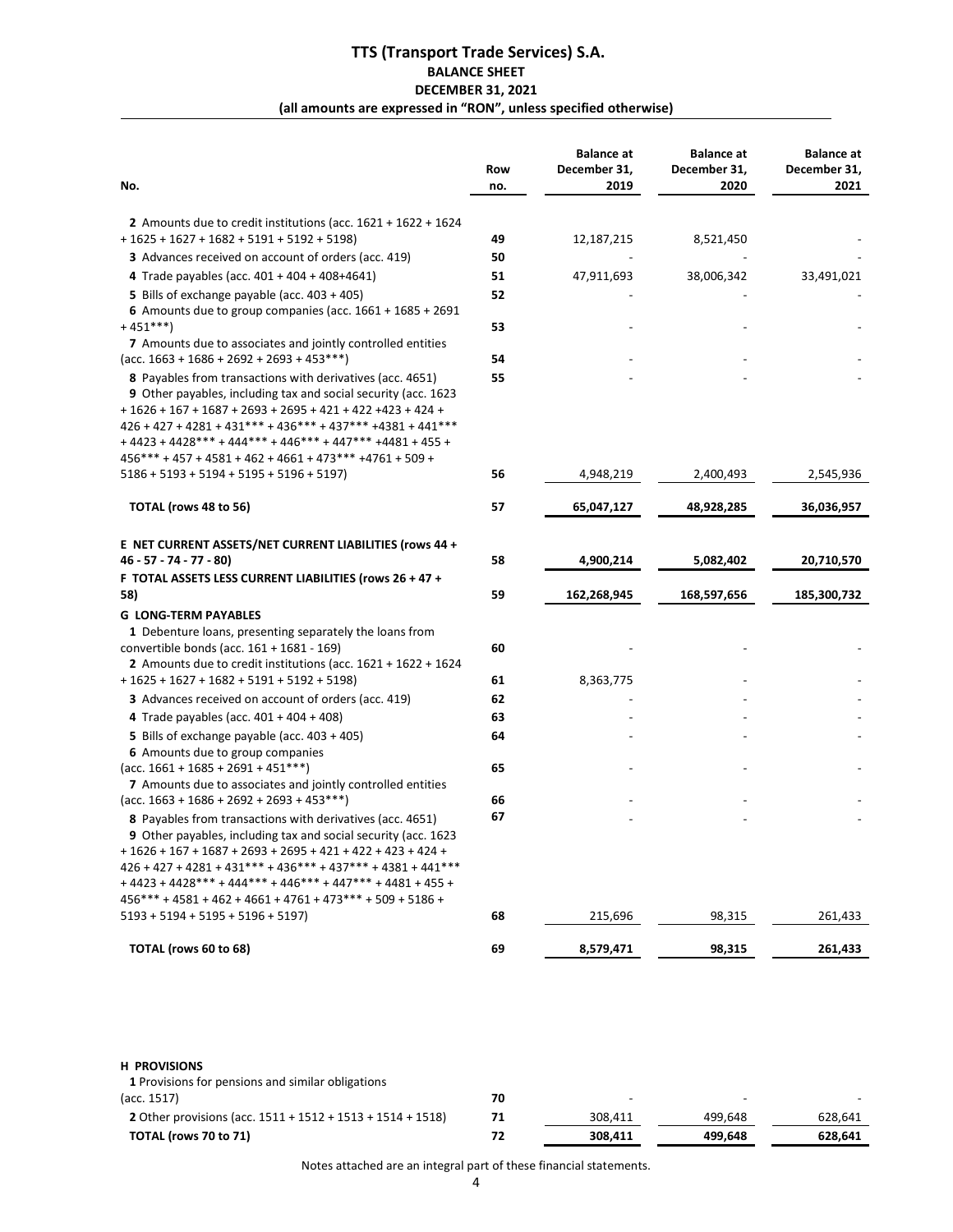# TTS (Transport Trade Services) S.A.

## BALANCE SHEET

## DECEMBER 31, 2021

**(all amounts are expressed in "RON", unless specified otherwise)**

| No. | Row no. | Balance at December 31, 2019 | Balance at December 31, 2020 | Balance at December 31, 2021 |
|---|---|---|---|---|
| **2** Amounts due to credit institutions (acc. 1621 + 1622 + 1624 + 1625 + 1627 + 1682 + 5191 + 5192 + 5198) | **49** | 12,187,215 | 8,521,450 | - |
| **3** Advances received on account of orders (acc. 419) | **50** | - | - | - |
| **4** Trade payables (acc. 401 + 404 + 408+4641) | **51** | 47,911,693 | 38,006,342 | 33,491,021 |
| **5** Bills of exchange payable (acc. 403 + 405) | **52** | - | - | - |
| **6** Amounts due to group companies (acc. 1661 + 1685 + 2691 + 451***) | **53** | - | - | - |
| **7** Amounts due to associates and jointly controlled entities (acc. 1663 + 1686 + 2692 + 2693 + 453***) | **54** | - | - | - |
| **8** Payables from transactions with derivatives (acc. 4651) | **55** | - | - | - |
| **9** Other payables, including tax and social security (acc. 1623 + 1626 + 167 + 1687 + 2693 + 2695 + 421 + 422 +423 + 424 + 426 + 427 + 4281 + 431*** + 436*** + 437*** +4381 + 441*** + 4423 + 4428*** + 444*** + 446*** + 447*** +4481 + 455 + 456*** + 457 + 4581 + 462 + 4661 + 473*** +4761 + 509 + 5186 + 5193 + 5194 + 5195 + 5196 + 5197) | **56** | 4,948,219 | 2,400,493 | 2,545,936 |
| **TOTAL (rows 48 to 56)** | **57** | **65,047,127** | **48,928,285** | **36,036,957** |
| **E NET CURRENT ASSETS/NET CURRENT LIABILITIES (rows 44 + 46 - 57 - 74 - 77 - 80)** | **58** | **4,900,214** | **5,082,402** | **20,710,570** |
| **F TOTAL ASSETS LESS CURRENT LIABILITIES (rows 26 + 47 + 58)** | **59** | **162,268,945** | **168,597,656** | **185,300,732** |
| **G LONG-TERM PAYABLES** | | | | |
| **1** Debenture loans, presenting separately the loans from convertible bonds (acc. 161 + 1681 - 169) | **60** | - | - | - |
| **2** Amounts due to credit institutions (acc. 1621 + 1622 + 1624 + 1625 + 1627 + 1682 + 5191 + 5192 + 5198) | **61** | 8,363,775 | - | - |
| **3** Advances received on account of orders (acc. 419) | **62** | - | - | - |
| **4** Trade payables (acc. 401 + 404 + 408) | **63** | - | - | - |
| **5** Bills of exchange payable (acc. 403 + 405) | **64** | - | - | - |
| **6** Amounts due to group companies (acc. 1661 + 1685 + 2691 + 451***) | **65** | - | - | - |
| **7** Amounts due to associates and jointly controlled entities (acc. 1663 + 1686 + 2692 + 2693 + 453***) | **66** | - | - | - |
| **8** Payables from transactions with derivatives (acc. 4651) | **67** | - | - | - |
| **9** Other payables, including tax and social security (acc. 1623 + 1626 + 167 + 1687 + 2693 + 2695 + 421 + 422 + 423 + 424 + 426 + 427 + 4281 + 431*** + 436*** + 437*** + 4381 + 441*** + 4423 + 4428*** + 444*** + 446*** + 447*** + 4481 + 455 + 456*** + 4581 + 462 + 4661 + 4761 + 473*** + 509 + 5186 + 5193 + 5194 + 5195 + 5196 + 5197) | **68** | 215,696 | 98,315 | 261,433 |
| **TOTAL (rows 60 to 68)** | **69** | **8,579,471** | **98,315** | **261,433** |
| **H PROVISIONS** | | | | |
| **1** Provisions for pensions and similar obligations (acc. 1517) | **70** | - | - | - |
| **2** Other provisions (acc. 1511 + 1512 + 1513 + 1514 + 1518) | **71** | 308,411 | 499,648 | 628,641 |
| **TOTAL (rows 70 to 71)** | **72** | **308,411** | **499,648** | **628,641** |

Notes attached are an integral part of these financial statements.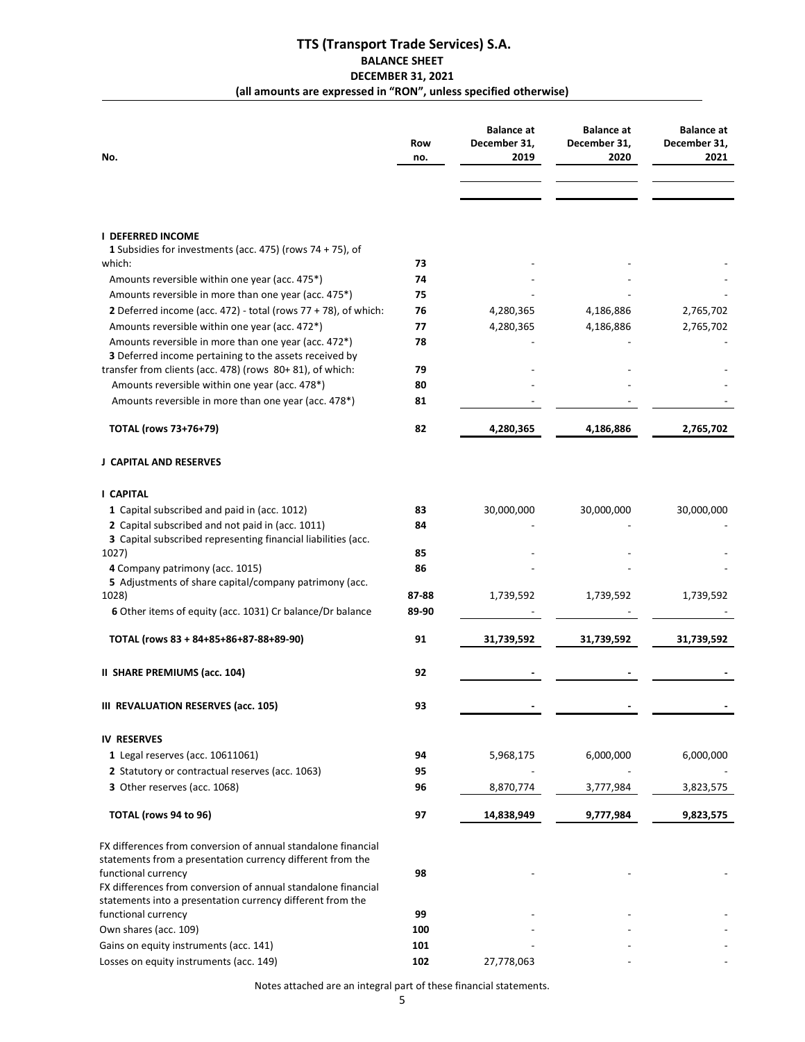# TTS (Transport Trade Services) S.A.

## BALANCE SHEET

## DECEMBER 31, 2021

**(all amounts are expressed in "RON", unless specified otherwise)**

| No. | Row no. | Balance at December 31, 2019 | Balance at December 31, 2020 | Balance at December 31, 2021 |
|---|---|---|---|---|
| **I DEFERRED INCOME** | | | | |
| **1** Subsidies for investments (acc. 475) (rows 74 + 75), of which: | **73** | - | - | - |
| Amounts reversible within one year (acc. 475*) | **74** | - | - | - |
| Amounts reversible in more than one year (acc. 475*) | **75** | - | - | - |
| **2** Deferred income (acc. 472) - total (rows 77 + 78), of which: | **76** | 4,280,365 | 4,186,886 | 2,765,702 |
| Amounts reversible within one year (acc. 472*) | **77** | 4,280,365 | 4,186,886 | 2,765,702 |
| Amounts reversible in more than one year (acc. 472*) | **78** | - | - | - |
| **3** Deferred income pertaining to the assets received by transfer from clients (acc. 478) (rows 80+ 81), of which: | **79** | - | - | - |
| Amounts reversible within one year (acc. 478*) | **80** | - | - | - |
| Amounts reversible in more than one year (acc. 478*) | **81** | - | - | - |
| **TOTAL (rows 73+76+79)** | **82** | **4,280,365** | **4,186,886** | **2,765,702** |
| **J CAPITAL AND RESERVES** | | | | |
| **I CAPITAL** | | | | |
| **1** Capital subscribed and paid in (acc. 1012) | **83** | 30,000,000 | 30,000,000 | 30,000,000 |
| **2** Capital subscribed and not paid in (acc. 1011) | **84** | - | - | - |
| **3** Capital subscribed representing financial liabilities (acc. 1027) | **85** | - | - | - |
| **4** Company patrimony (acc. 1015) | **86** | - | - | - |
| **5** Adjustments of share capital/company patrimony (acc. 1028) | **87-88** | 1,739,592 | 1,739,592 | 1,739,592 |
| **6** Other items of equity (acc. 1031) Cr balance/Dr balance | **89-90** | - | - | - |
| **TOTAL (rows 83 + 84+85+86+87-88+89-90)** | **91** | **31,739,592** | **31,739,592** | **31,739,592** |
| **II SHARE PREMIUMS (acc. 104)** | **92** | **-** | **-** | **-** |
| **III REVALUATION RESERVES (acc. 105)** | **93** | **-** | **-** | **-** |
| **IV RESERVES** | | | | |
| **1** Legal reserves (acc. 10611061) | **94** | 5,968,175 | 6,000,000 | 6,000,000 |
| **2** Statutory or contractual reserves (acc. 1063) | **95** | - | - | - |
| **3** Other reserves (acc. 1068) | **96** | 8,870,774 | 3,777,984 | 3,823,575 |
| **TOTAL (rows 94 to 96)** | **97** | **14,838,949** | **9,777,984** | **9,823,575** |
| FX differences from conversion of annual standalone financial statements from a presentation currency different from the functional currency | **98** | - | - | - |
| FX differences from conversion of annual standalone financial statements into a presentation currency different from the functional currency | **99** | - | - | - |
| Own shares (acc. 109) | **100** | - | - | - |
| Gains on equity instruments (acc. 141) | **101** | - | - | - |
| Losses on equity instruments (acc. 149) | **102** | 27,778,063 | - | - |

Notes attached are an integral part of these financial statements.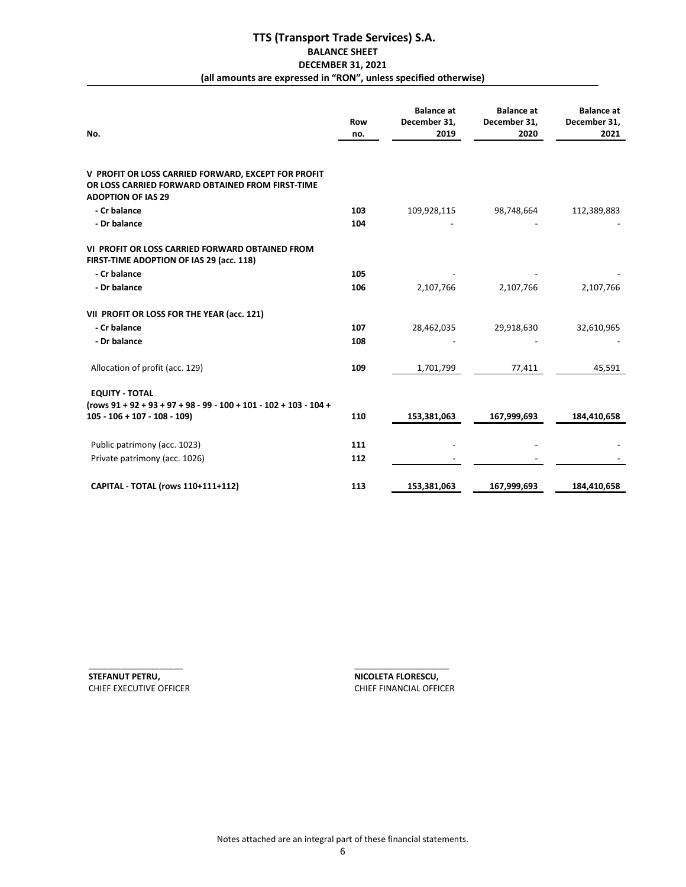# TTS (Transport Trade Services) S.A.

## BALANCE SHEET

## DECEMBER 31, 2021

**(all amounts are expressed in "RON", unless specified otherwise)**

| No. | Row no. | Balance at December 31, 2019 | Balance at December 31, 2020 | Balance at December 31, 2021 |
|---|---|---|---|---|
| **V PROFIT OR LOSS CARRIED FORWARD, EXCEPT FOR PROFIT OR LOSS CARRIED FORWARD OBTAINED FROM FIRST-TIME ADOPTION OF IAS 29** | | | | |
| **- Cr balance** | **103** | 109,928,115 | 98,748,664 | 112,389,883 |
| **- Dr balance** | **104** | - | - | - |
| **VI PROFIT OR LOSS CARRIED FORWARD OBTAINED FROM FIRST-TIME ADOPTION OF IAS 29 (acc. 118)** | | | | |
| **- Cr balance** | **105** | - | - | - |
| **- Dr balance** | **106** | 2,107,766 | 2,107,766 | 2,107,766 |
| **VII PROFIT OR LOSS FOR THE YEAR (acc. 121)** | | | | |
| **- Cr balance** | **107** | 28,462,035 | 29,918,630 | 32,610,965 |
| **- Dr balance** | **108** | - | - | - |
| Allocation of profit (acc. 129) | **109** | 1,701,799 | 77,411 | 45,591 |
| **EQUITY - TOTAL (rows 91 + 92 + 93 + 97 + 98 - 99 - 100 + 101 - 102 + 103 - 104 + 105 - 106 + 107 - 108 - 109)** | **110** | **153,381,063** | **167,999,693** | **184,410,658** |
| Public patrimony (acc. 1023) | **111** | - | - | - |
| Private patrimony (acc. 1026) | **112** | - | - | - |
| **CAPITAL - TOTAL (rows 110+111+112)** | **113** | **153,381,063** | **167,999,693** | **184,410,658** |

____________________
**STEFANUT PETRU,**
CHIEF EXECUTIVE OFFICER

____________________
**NICOLETA FLORESCU,**
CHIEF FINANCIAL OFFICER

Notes attached are an integral part of these financial statements.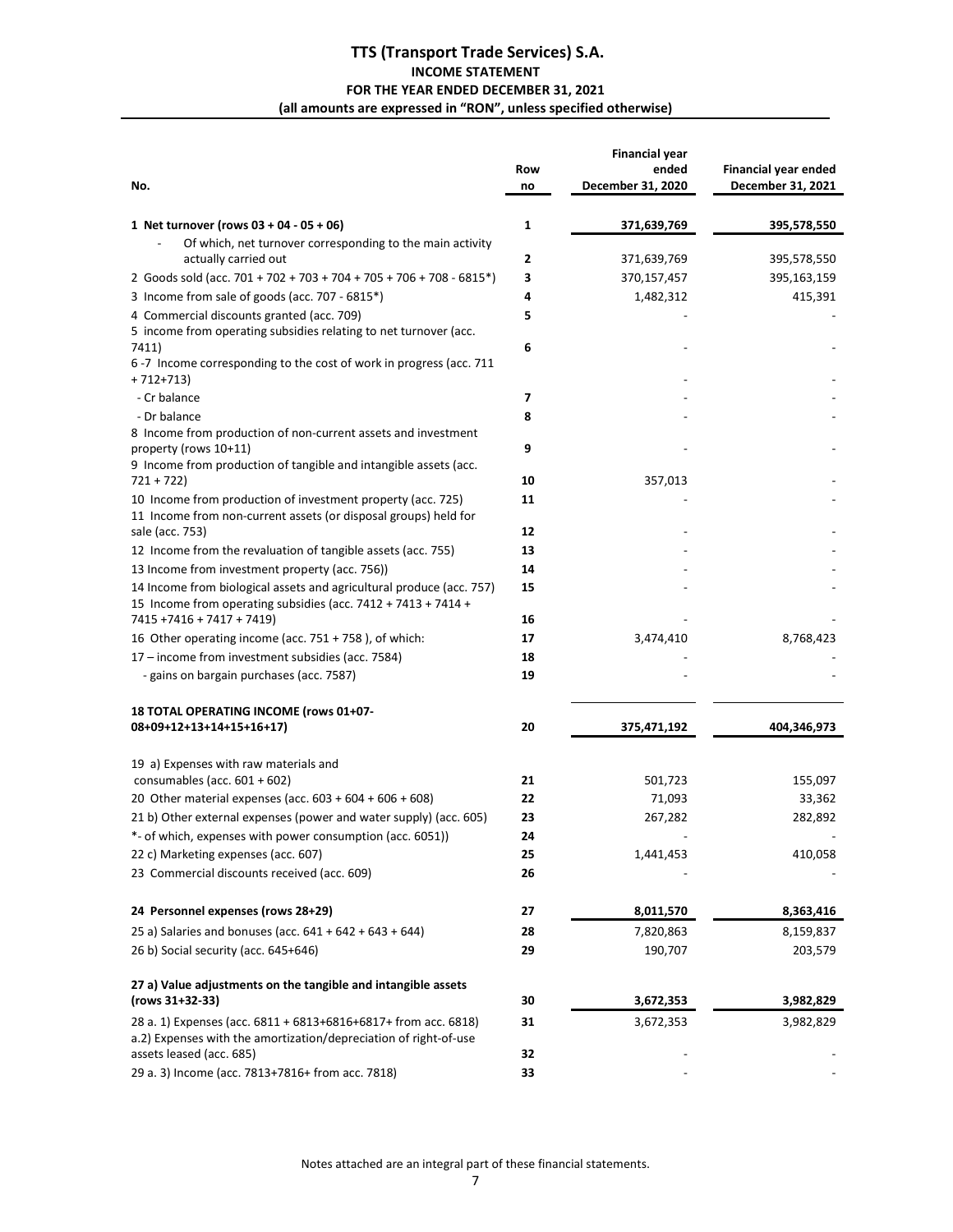# TTS (Transport Trade Services) S.A.

## INCOME STATEMENT

## FOR THE YEAR ENDED DECEMBER 31, 2021

### (all amounts are expressed in "RON", unless specified otherwise)

| No. | Row no | Financial year ended December 31, 2020 | Financial year ended December 31, 2021 |
|---|---|---|---|
| **1 Net turnover (rows 03 + 04 - 05 + 06)** | **1** | **371,639,769** | **395,578,550** |
| - Of which, net turnover corresponding to the main activity actually carried out | 2 | 371,639,769 | 395,578,550 |
| 2 Goods sold (acc. 701 + 702 + 703 + 704 + 705 + 706 + 708 - 6815*) | 3 | 370,157,457 | 395,163,159 |
| 3 Income from sale of goods (acc. 707 - 6815*) | 4 | 1,482,312 | 415,391 |
| 4 Commercial discounts granted (acc. 709) | 5 | - | - |
| 5 income from operating subsidies relating to net turnover (acc. 7411) | 6 | - | - |
| 6 -7 Income corresponding to the cost of work in progress (acc. 711 + 712+713) | | - | - |
| - Cr balance | 7 | - | - |
| - Dr balance | 8 | - | - |
| 8 Income from production of non-current assets and investment property (rows 10+11) | 9 | - | - |
| 9 Income from production of tangible and intangible assets (acc. 721 + 722) | 10 | 357,013 | - |
| 10 Income from production of investment property (acc. 725) | 11 | - | - |
| 11 Income from non-current assets (or disposal groups) held for sale (acc. 753) | 12 | - | - |
| 12 Income from the revaluation of tangible assets (acc. 755) | 13 | - | - |
| 13 Income from investment property (acc. 756)) | 14 | - | - |
| 14 Income from biological assets and agricultural produce (acc. 757) | 15 | - | - |
| 15 Income from operating subsidies (acc. 7412 + 7413 + 7414 + 7415 +7416 + 7417 + 7419) | 16 | - | - |
| 16 Other operating income (acc. 751 + 758 ), of which: | 17 | 3,474,410 | 8,768,423 |
| 17 – income from investment subsidies (acc. 7584) | 18 | - | - |
| - gains on bargain purchases (acc. 7587) | 19 | - | - |
| **18 TOTAL OPERATING INCOME (rows 01+07-08+09+12+13+14+15+16+17)** | **20** | **375,471,192** | **404,346,973** |
| 19 a) Expenses with raw materials and consumables (acc. 601 + 602) | 21 | 501,723 | 155,097 |
| 20 Other material expenses (acc. 603 + 604 + 606 + 608) | 22 | 71,093 | 33,362 |
| 21 b) Other external expenses (power and water supply) (acc. 605) | 23 | 267,282 | 282,892 |
| *- of which, expenses with power consumption (acc. 6051)) | 24 | - | - |
| 22 c) Marketing expenses (acc. 607) | 25 | 1,441,453 | 410,058 |
| 23 Commercial discounts received (acc. 609) | 26 | - | - |
| **24 Personnel expenses (rows 28+29)** | **27** | **8,011,570** | **8,363,416** |
| 25 a) Salaries and bonuses (acc. 641 + 642 + 643 + 644) | 28 | 7,820,863 | 8,159,837 |
| 26 b) Social security (acc. 645+646) | 29 | 190,707 | 203,579 |
| **27 a) Value adjustments on the tangible and intangible assets (rows 31+32-33)** | **30** | **3,672,353** | **3,982,829** |
| 28 a. 1) Expenses (acc. 6811 + 6813+6816+6817+ from acc. 6818) | 31 | 3,672,353 | 3,982,829 |
| a.2) Expenses with the amortization/depreciation of right-of-use assets leased (acc. 685) | 32 | - | - |
| 29 a. 3) Income (acc. 7813+7816+ from acc. 7818) | 33 | - | - |

Notes attached are an integral part of these financial statements.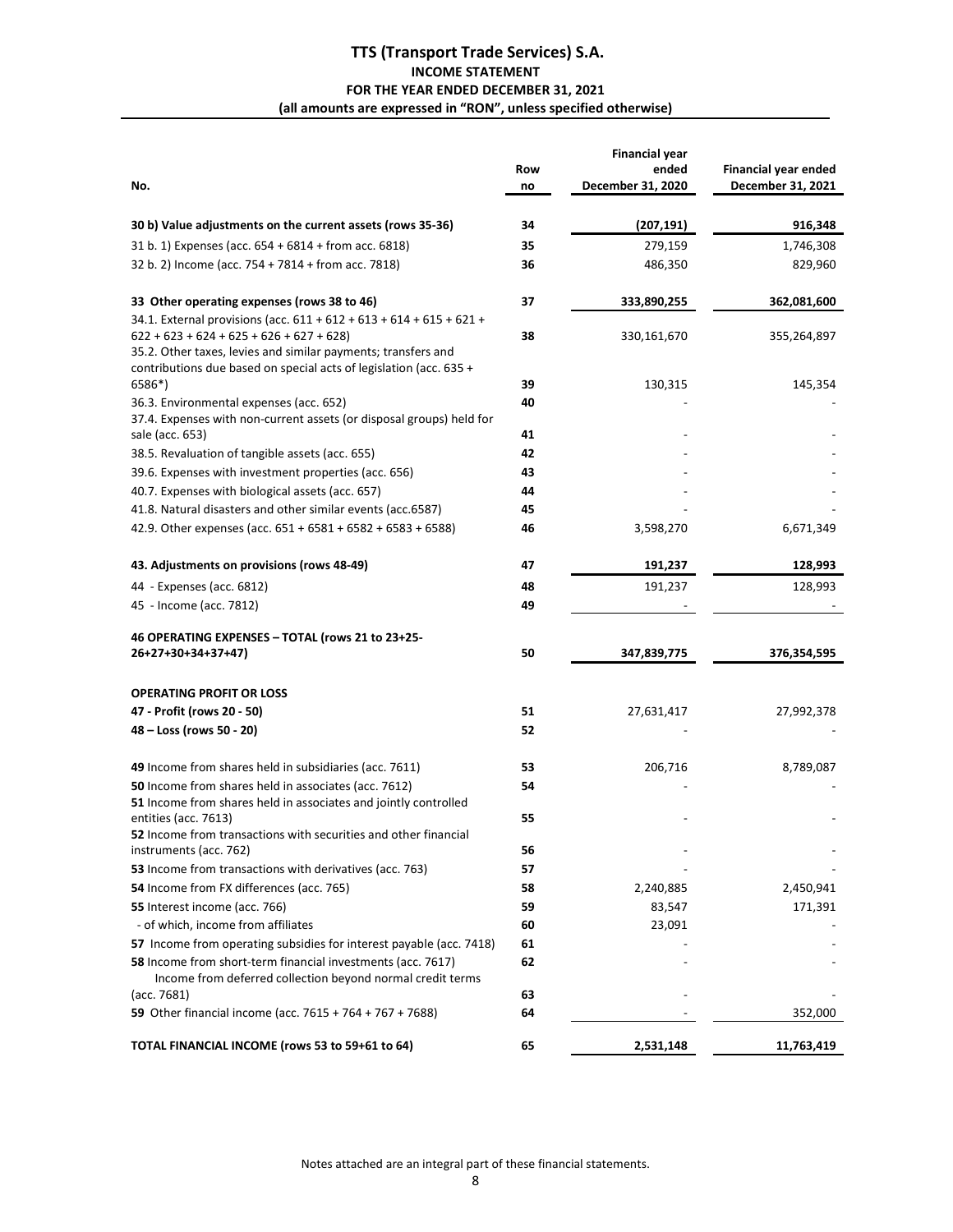# TTS (Transport Trade Services) S.A.

## INCOME STATEMENT

### FOR THE YEAR ENDED DECEMBER 31, 2021

**(all amounts are expressed in "RON", unless specified otherwise)**

| No. | Row no | Financial year ended December 31, 2020 | Financial year ended December 31, 2021 |
|---|---|---|---|
| **30 b) Value adjustments on the current assets (rows 35-36)** | **34** | **(207,191)** | **916,348** |
| 31 b. 1) Expenses (acc. 654 + 6814 + from acc. 6818) | 35 | 279,159 | 1,746,308 |
| 32 b. 2) Income (acc. 754 + 7814 + from acc. 7818) | 36 | 486,350 | 829,960 |
| **33 Other operating expenses (rows 38 to 46)** | **37** | **333,890,255** | **362,081,600** |
| 34.1. External provisions (acc. 611 + 612 + 613 + 614 + 615 + 621 + 622 + 623 + 624 + 625 + 626 + 627 + 628) | 38 | 330,161,670 | 355,264,897 |
| 35.2. Other taxes, levies and similar payments; transfers and contributions due based on special acts of legislation (acc. 635 + 6586*) | 39 | 130,315 | 145,354 |
| 36.3. Environmental expenses (acc. 652) | 40 | - | - |
| 37.4. Expenses with non-current assets (or disposal groups) held for sale (acc. 653) | 41 | - | - |
| 38.5. Revaluation of tangible assets (acc. 655) | 42 | - | - |
| 39.6. Expenses with investment properties (acc. 656) | 43 | - | - |
| 40.7. Expenses with biological assets (acc. 657) | 44 | - | - |
| 41.8. Natural disasters and other similar events (acc.6587) | 45 | - | - |
| 42.9. Other expenses (acc. 651 + 6581 + 6582 + 6583 + 6588) | 46 | 3,598,270 | 6,671,349 |
| **43. Adjustments on provisions (rows 48-49)** | **47** | **191,237** | **128,993** |
| 44 - Expenses (acc. 6812) | 48 | 191,237 | 128,993 |
| 45 - Income (acc. 7812) | 49 | - | - |
| **46 OPERATING EXPENSES – TOTAL (rows 21 to 23+25-26+27+30+34+37+47)** | **50** | **347,839,775** | **376,354,595** |
| **OPERATING PROFIT OR LOSS** | | | |
| **47 - Profit (rows 20 - 50)** | 51 | 27,631,417 | 27,992,378 |
| **48 – Loss (rows 50 - 20)** | 52 | - | - |
| **49** Income from shares held in subsidiaries (acc. 7611) | 53 | 206,716 | 8,789,087 |
| **50** Income from shares held in associates (acc. 7612) | 54 | - | - |
| **51** Income from shares held in associates and jointly controlled entities (acc. 7613) | 55 | - | - |
| **52** Income from transactions with securities and other financial instruments (acc. 762) | 56 | - | - |
| **53** Income from transactions with derivatives (acc. 763) | 57 | - | - |
| **54** Income from FX differences (acc. 765) | 58 | 2,240,885 | 2,450,941 |
| **55** Interest income (acc. 766) | 59 | 83,547 | 171,391 |
| - of which, income from affiliates | 60 | 23,091 | - |
| **57** Income from operating subsidies for interest payable (acc. 7418) | 61 | - | - |
| **58** Income from short-term financial investments (acc. 7617) | 62 | - | - |
| Income from deferred collection beyond normal credit terms (acc. 7681) | 63 | - | - |
| **59** Other financial income (acc. 7615 + 764 + 767 + 7688) | 64 | - | 352,000 |
| **TOTAL FINANCIAL INCOME (rows 53 to 59+61 to 64)** | **65** | **2,531,148** | **11,763,419** |

Notes attached are an integral part of these financial statements.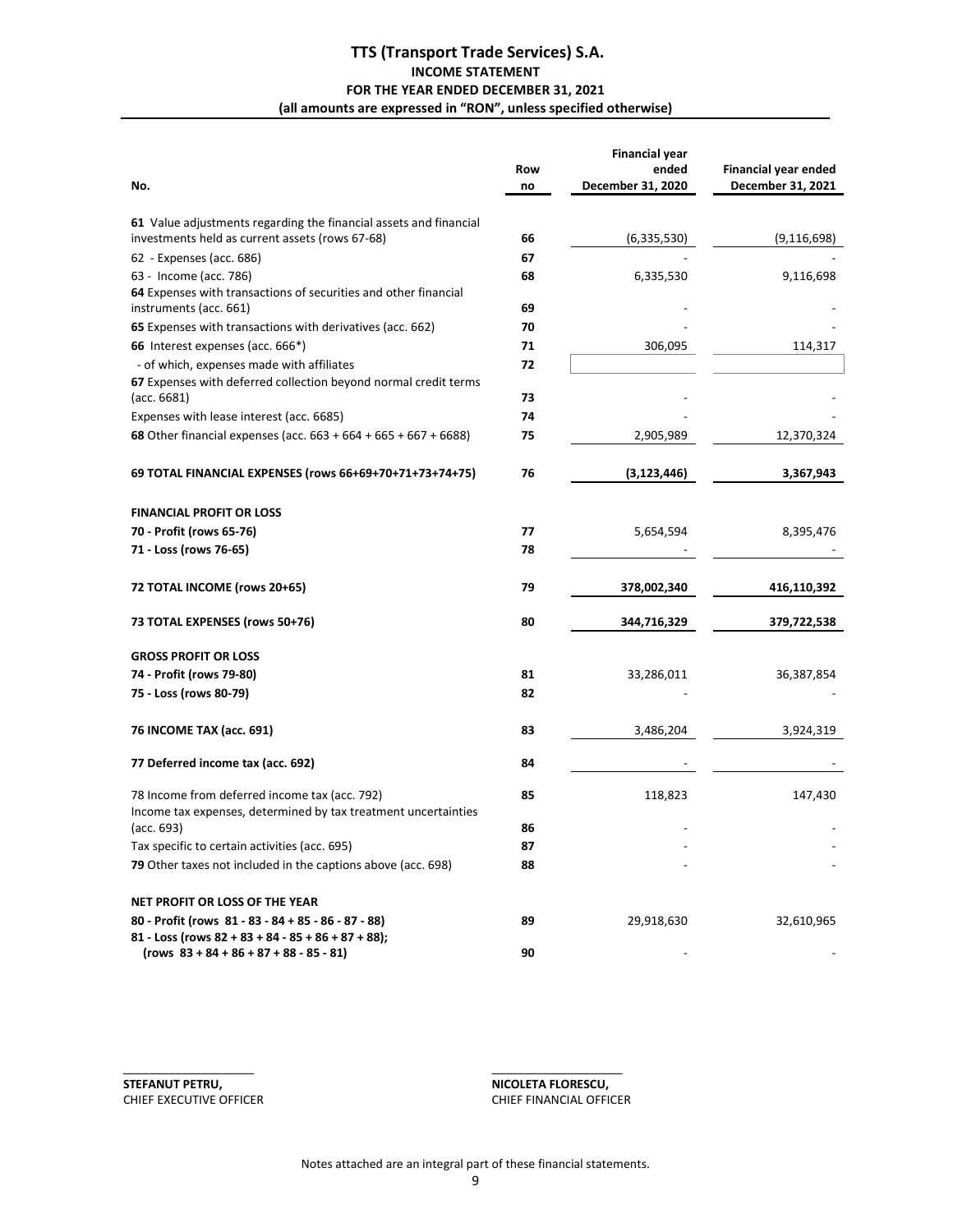# TTS (Transport Trade Services) S.A.

## INCOME STATEMENT

## FOR THE YEAR ENDED DECEMBER 31, 2021

**(all amounts are expressed in "RON", unless specified otherwise)**

| No. | Row no | Financial year ended December 31, 2020 | Financial year ended December 31, 2021 |
|---|---|---|---|
| **61** Value adjustments regarding the financial assets and financial investments held as current assets (rows 67-68) | **66** | (6,335,530) | (9,116,698) |
| 62 - Expenses (acc. 686) | **67** | - | - |
| 63 - Income (acc. 786) | **68** | 6,335,530 | 9,116,698 |
| **64** Expenses with transactions of securities and other financial instruments (acc. 661) | **69** | - | - |
| **65** Expenses with transactions with derivatives (acc. 662) | **70** | - | - |
| **66** Interest expenses (acc. 666*) | **71** | 306,095 | 114,317 |
| - of which, expenses made with affiliates | **72** | | |
| **67** Expenses with deferred collection beyond normal credit terms (acc. 6681) | **73** | - | - |
| Expenses with lease interest (acc. 6685) | **74** | - | - |
| **68** Other financial expenses (acc. 663 + 664 + 665 + 667 + 6688) | **75** | 2,905,989 | 12,370,324 |
| **69 TOTAL FINANCIAL EXPENSES (rows 66+69+70+71+73+74+75)** | **76** | **(3,123,446)** | **3,367,943** |
| **FINANCIAL PROFIT OR LOSS** | | | |
| **70 - Profit (rows 65-76)** | **77** | 5,654,594 | 8,395,476 |
| **71 - Loss (rows 76-65)** | **78** | - | - |
| **72 TOTAL INCOME (rows 20+65)** | **79** | **378,002,340** | **416,110,392** |
| **73 TOTAL EXPENSES (rows 50+76)** | **80** | **344,716,329** | **379,722,538** |
| **GROSS PROFIT OR LOSS** | | | |
| **74 - Profit (rows 79-80)** | **81** | 33,286,011 | 36,387,854 |
| **75 - Loss (rows 80-79)** | **82** | - | - |
| **76 INCOME TAX (acc. 691)** | **83** | 3,486,204 | 3,924,319 |
| **77 Deferred income tax (acc. 692)** | **84** | - | - |
| 78 Income from deferred income tax (acc. 792) | **85** | 118,823 | 147,430 |
| Income tax expenses, determined by tax treatment uncertainties (acc. 693) | **86** | - | - |
| Tax specific to certain activities (acc. 695) | **87** | - | - |
| **79** Other taxes not included in the captions above (acc. 698) | **88** | - | - |
| **NET PROFIT OR LOSS OF THE YEAR** | | | |
| **80 - Profit (rows 81 - 83 - 84 + 85 - 86 - 87 - 88)** | **89** | 29,918,630 | 32,610,965 |
| **81 - Loss (rows 82 + 83 + 84 - 85 + 86 + 87 + 88); (rows 83 + 84 + 86 + 87 + 88 - 85 - 81)** | **90** | - | - |

**STEFANUT PETRU,**
CHIEF EXECUTIVE OFFICER

**NICOLETA FLORESCU,**
CHIEF FINANCIAL OFFICER

Notes attached are an integral part of these financial statements.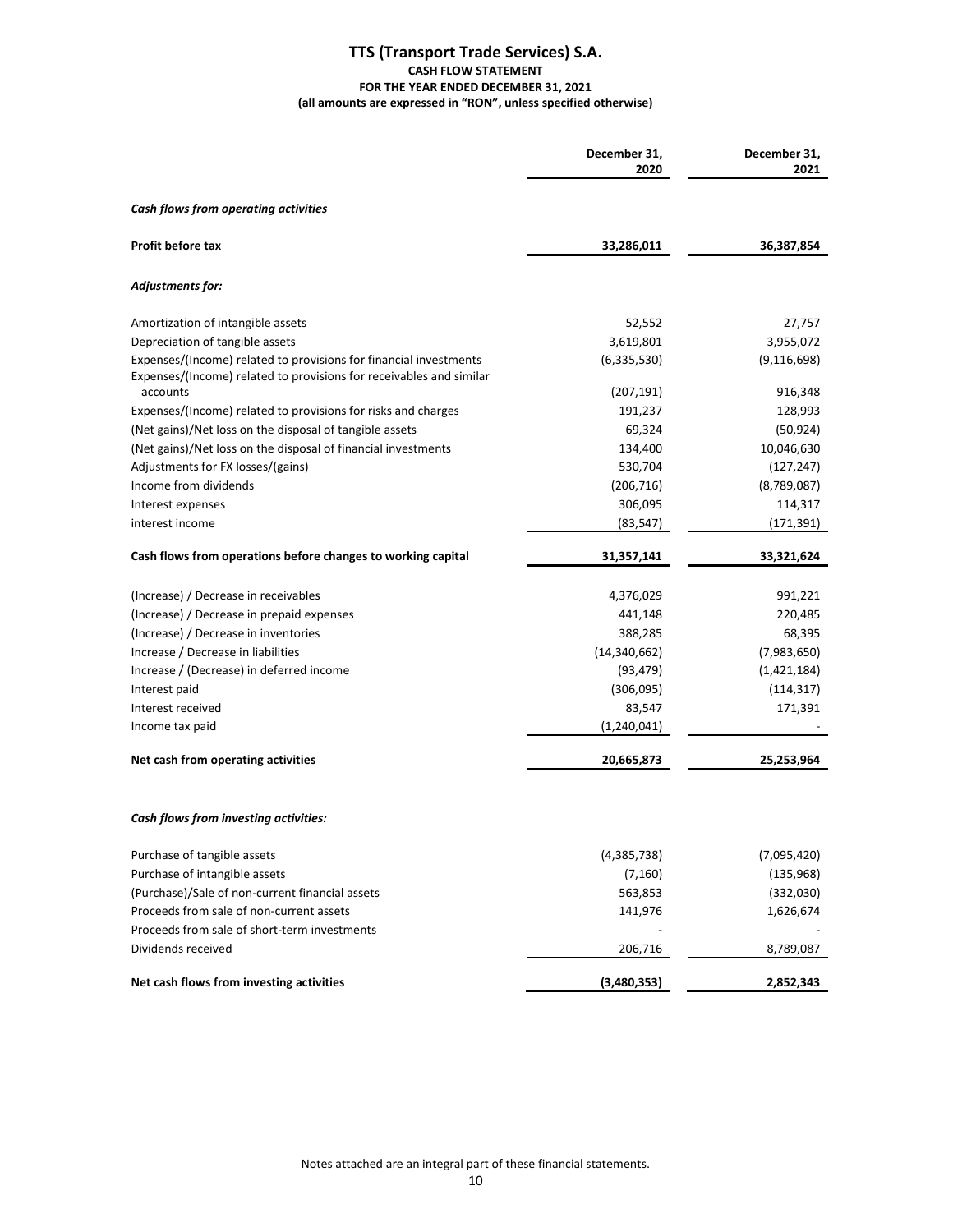# TTS (Transport Trade Services) S.A.

**CASH FLOW STATEMENT**

**FOR THE YEAR ENDED DECEMBER 31, 2021**

**(all amounts are expressed in "RON", unless specified otherwise)**

| | December 31, 2020 | December 31, 2021 |
|---|---|---|
| ***Cash flows from operating activities*** | | |
| **Profit before tax** | **33,286,011** | **36,387,854** |
| ***Adjustments for:*** | | |
| Amortization of intangible assets | 52,552 | 27,757 |
| Depreciation of tangible assets | 3,619,801 | 3,955,072 |
| Expenses/(Income) related to provisions for financial investments | (6,335,530) | (9,116,698) |
| Expenses/(Income) related to provisions for receivables and similar accounts | (207,191) | 916,348 |
| Expenses/(Income) related to provisions for risks and charges | 191,237 | 128,993 |
| (Net gains)/Net loss on the disposal of tangible assets | 69,324 | (50,924) |
| (Net gains)/Net loss on the disposal of financial investments | 134,400 | 10,046,630 |
| Adjustments for FX losses/(gains) | 530,704 | (127,247) |
| Income from dividends | (206,716) | (8,789,087) |
| Interest expenses | 306,095 | 114,317 |
| interest income | (83,547) | (171,391) |
| **Cash flows from operations before changes to working capital** | **31,357,141** | **33,321,624** |
| (Increase) / Decrease in receivables | 4,376,029 | 991,221 |
| (Increase) / Decrease in prepaid expenses | 441,148 | 220,485 |
| (Increase) / Decrease in inventories | 388,285 | 68,395 |
| Increase / Decrease in liabilities | (14,340,662) | (7,983,650) |
| Increase / (Decrease) in deferred income | (93,479) | (1,421,184) |
| Interest paid | (306,095) | (114,317) |
| Interest received | 83,547 | 171,391 |
| Income tax paid | (1,240,041) | - |
| **Net cash from operating activities** | **20,665,873** | **25,253,964** |
| ***Cash flows from investing activities:*** | | |
| Purchase of tangible assets | (4,385,738) | (7,095,420) |
| Purchase of intangible assets | (7,160) | (135,968) |
| (Purchase)/Sale of non-current financial assets | 563,853 | (332,030) |
| Proceeds from sale of non-current assets | 141,976 | 1,626,674 |
| Proceeds from sale of short-term investments | - | - |
| Dividends received | 206,716 | 8,789,087 |
| **Net cash flows from investing activities** | **(3,480,353)** | **2,852,343** |

Notes attached are an integral part of these financial statements.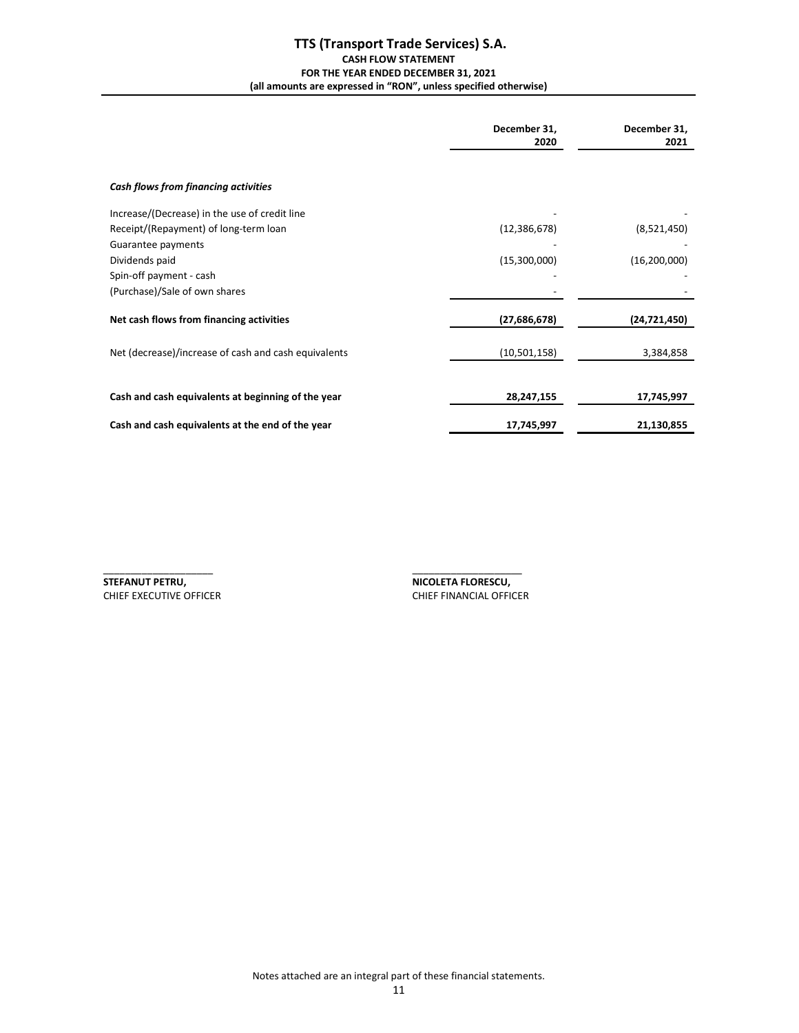# TTS (Transport Trade Services) S.A.

**CASH FLOW STATEMENT**

**FOR THE YEAR ENDED DECEMBER 31, 2021**

**(all amounts are expressed in "RON", unless specified otherwise)**

| | December 31, 2020 | December 31, 2021 |
|---|---|---|
| ***Cash flows from financing activities*** | | |
| Increase/(Decrease) in the use of credit line | - | - |
| Receipt/(Repayment) of long-term loan | (12,386,678) | (8,521,450) |
| Guarantee payments | - | - |
| Dividends paid | (15,300,000) | (16,200,000) |
| Spin-off payment - cash | - | - |
| (Purchase)/Sale of own shares | - | - |
| **Net cash flows from financing activities** | **(27,686,678)** | **(24,721,450)** |
| Net (decrease)/increase of cash and cash equivalents | (10,501,158) | 3,384,858 |
| **Cash and cash equivalents at beginning of the year** | **28,247,155** | **17,745,997** |
| **Cash and cash equivalents at the end of the year** | **17,745,997** | **21,130,855** |

____________________

**STEFANUT PETRU,**
CHIEF EXECUTIVE OFFICER

____________________

**NICOLETA FLORESCU,**
CHIEF FINANCIAL OFFICER

Notes attached are an integral part of these financial statements.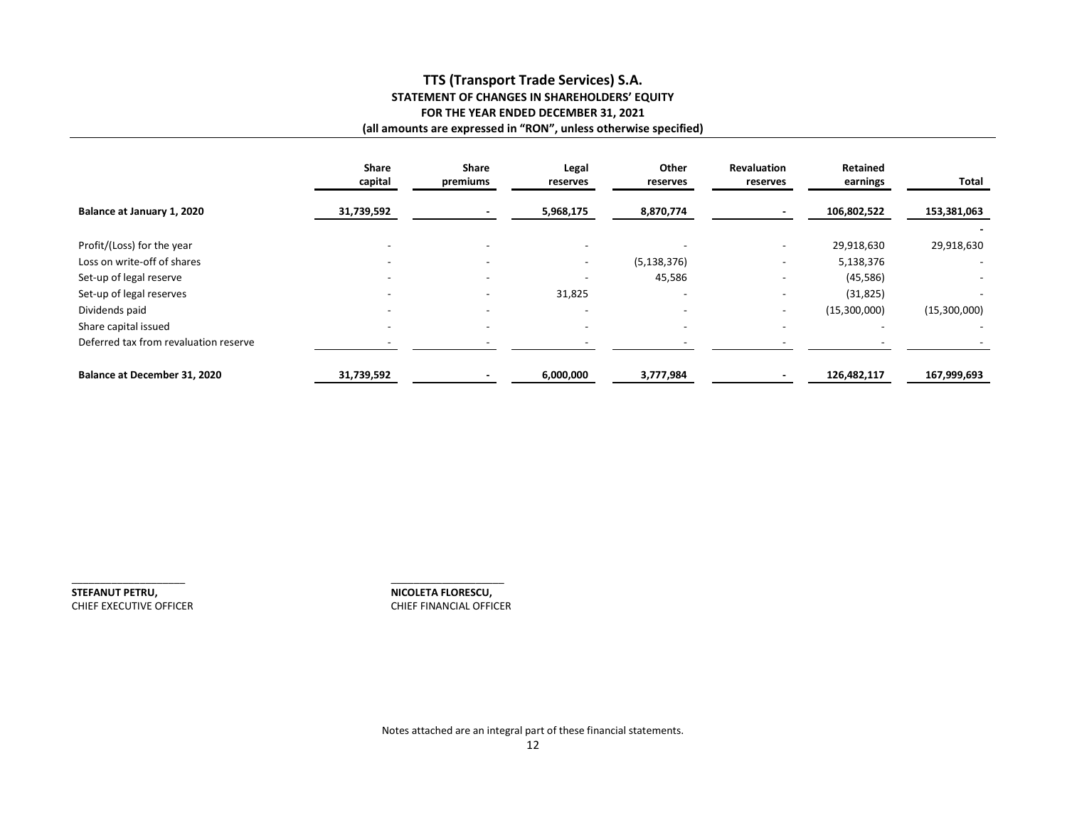# TTS (Transport Trade Services) S.A.

## STATEMENT OF CHANGES IN SHAREHOLDERS' EQUITY

### FOR THE YEAR ENDED DECEMBER 31, 2021

**(all amounts are expressed in "RON", unless otherwise specified)**

| | Share capital | Share premiums | Legal reserves | Other reserves | Revaluation reserves | Retained earnings | Total |
|---|---|---|---|---|---|---|---|
| **Balance at January 1, 2020** | **31,739,592** | **-** | **5,968,175** | **8,870,774** | **-** | **106,802,522** | **153,381,063** |
| | | | | | | | - |
| Profit/(Loss) for the year | - | - | - | - | - | 29,918,630 | 29,918,630 |
| Loss on write-off of shares | - | - | - | (5,138,376) | - | 5,138,376 | - |
| Set-up of legal reserve | - | - | - | 45,586 | - | (45,586) | - |
| Set-up of legal reserves | - | - | 31,825 | - | - | (31,825) | - |
| Dividends paid | - | - | - | - | - | (15,300,000) | (15,300,000) |
| Share capital issued | - | - | - | - | - | - | - |
| Deferred tax from revaluation reserve | - | - | - | - | - | - | - |
| **Balance at December 31, 2020** | **31,739,592** | **-** | **6,000,000** | **3,777,984** | **-** | **126,482,117** | **167,999,693** |

____________________
**STEFANUT PETRU,**
CHIEF EXECUTIVE OFFICER

____________________
**NICOLETA FLORESCU,**
CHIEF FINANCIAL OFFICER

Notes attached are an integral part of these financial statements.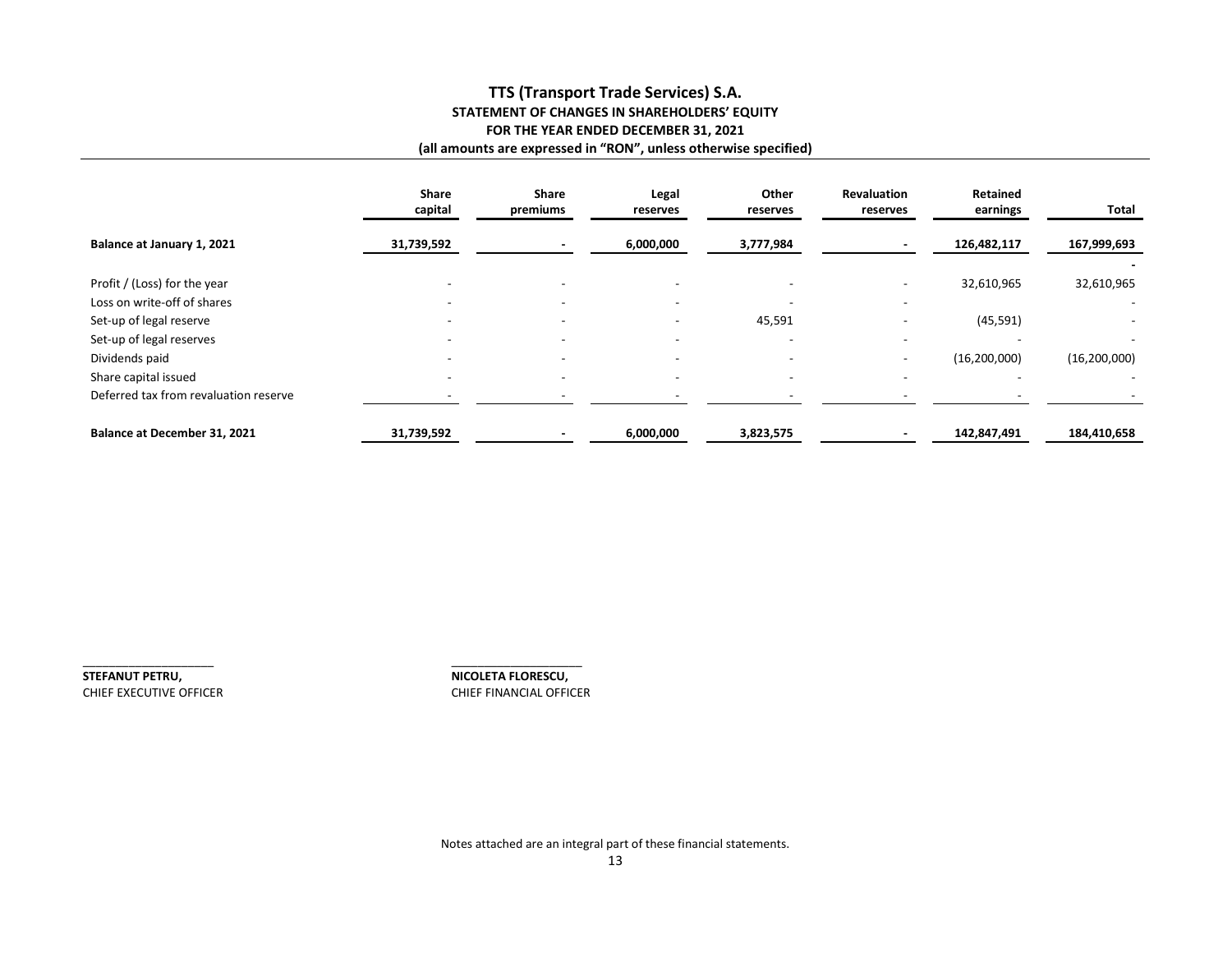# TTS (Transport Trade Services) S.A.

## STATEMENT OF CHANGES IN SHAREHOLDERS' EQUITY

## FOR THE YEAR ENDED DECEMBER 31, 2021

**(all amounts are expressed in "RON", unless otherwise specified)**

| | Share capital | Share premiums | Legal reserves | Other reserves | Revaluation reserves | Retained earnings | Total |
|---|---|---|---|---|---|---|---|
| **Balance at January 1, 2021** | **31,739,592** | **-** | **6,000,000** | **3,777,984** | **-** | **126,482,117** | **167,999,693** |
| | | | | | | | **-** |
| Profit / (Loss) for the year | - | - | - | - | - | 32,610,965 | 32,610,965 |
| Loss on write-off of shares | - | - | - | - | - | | - |
| Set-up of legal reserve | - | - | - | 45,591 | - | (45,591) | - |
| Set-up of legal reserves | - | - | - | - | - | - | - |
| Dividends paid | - | - | - | - | - | (16,200,000) | (16,200,000) |
| Share capital issued | - | - | - | - | - | - | - |
| Deferred tax from revaluation reserve | - | - | - | - | - | - | - |
| **Balance at December 31, 2021** | **31,739,592** | **-** | **6,000,000** | **3,823,575** | **-** | **142,847,491** | **184,410,658** |

____________________

**STEFANUT PETRU,**
CHIEF EXECUTIVE OFFICER

____________________

**NICOLETA FLORESCU,**
CHIEF FINANCIAL OFFICER

Notes attached are an integral part of these financial statements.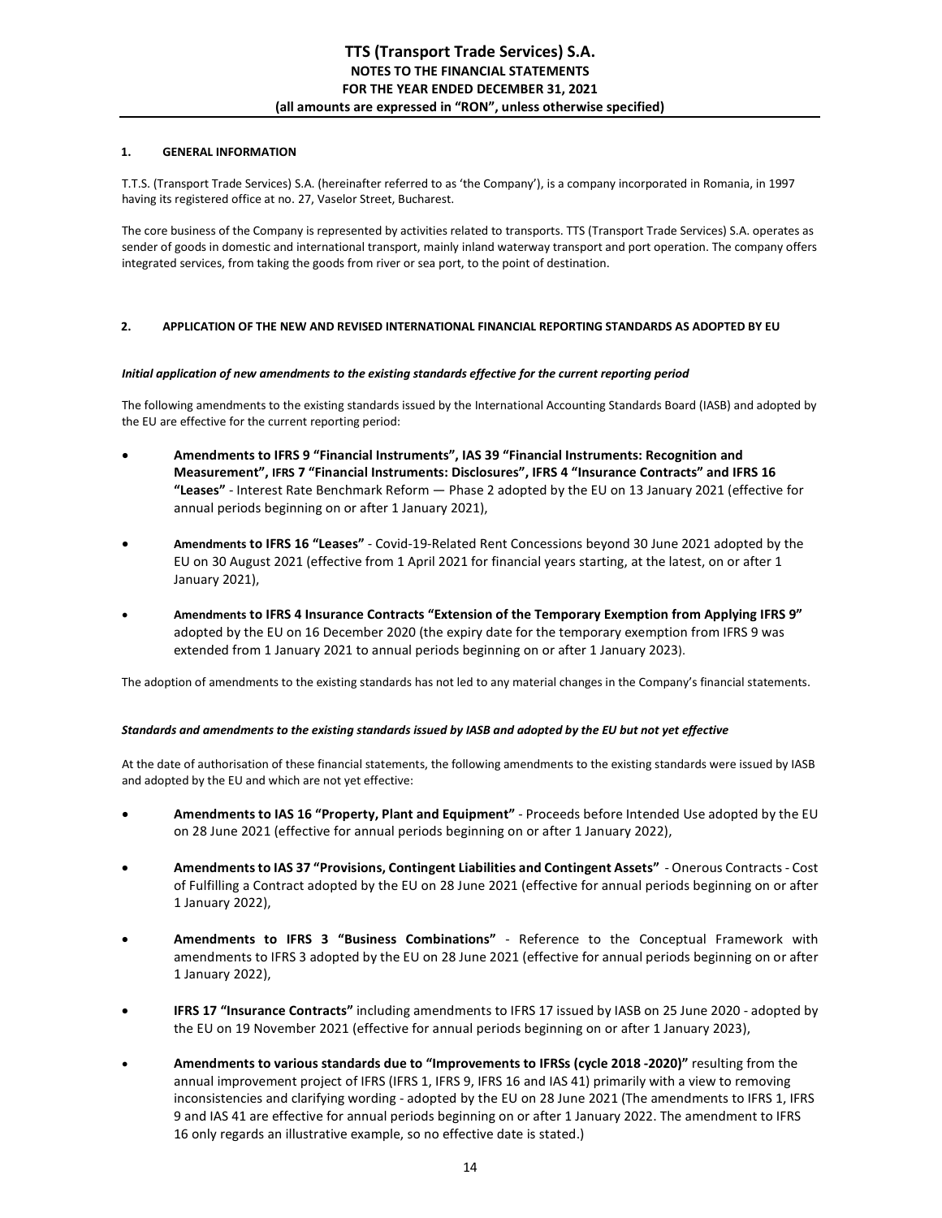## 1. GENERAL INFORMATION

T.T.S. (Transport Trade Services) S.A. (hereinafter referred to as 'the Company'), is a company incorporated in Romania, in 1997 having its registered office at no. 27, Vaselor Street, Bucharest.

The core business of the Company is represented by activities related to transports. TTS (Transport Trade Services) S.A. operates as sender of goods in domestic and international transport, mainly inland waterway transport and port operation. The company offers integrated services, from taking the goods from river or sea port, to the point of destination.

## 2. APPLICATION OF THE NEW AND REVISED INTERNATIONAL FINANCIAL REPORTING STANDARDS AS ADOPTED BY EU

***Initial application of new amendments to the existing standards effective for the current reporting period***

The following amendments to the existing standards issued by the International Accounting Standards Board (IASB) and adopted by the EU are effective for the current reporting period:

- **Amendments to IFRS 9 "Financial Instruments", IAS 39 "Financial Instruments: Recognition and Measurement", IFRS 7 "Financial Instruments: Disclosures", IFRS 4 "Insurance Contracts" and IFRS 16 "Leases"** - Interest Rate Benchmark Reform — Phase 2 adopted by the EU on 13 January 2021 (effective for annual periods beginning on or after 1 January 2021),

- **Amendments to IFRS 16 "Leases"** - Covid-19-Related Rent Concessions beyond 30 June 2021 adopted by the EU on 30 August 2021 (effective from 1 April 2021 for financial years starting, at the latest, on or after 1 January 2021),

- **Amendments to IFRS 4 Insurance Contracts "Extension of the Temporary Exemption from Applying IFRS 9"** adopted by the EU on 16 December 2020 (the expiry date for the temporary exemption from IFRS 9 was extended from 1 January 2021 to annual periods beginning on or after 1 January 2023).

The adoption of amendments to the existing standards has not led to any material changes in the Company's financial statements.

***Standards and amendments to the existing standards issued by IASB and adopted by the EU but not yet effective***

At the date of authorisation of these financial statements, the following amendments to the existing standards were issued by IASB and adopted by the EU and which are not yet effective:

- **Amendments to IAS 16 "Property, Plant and Equipment"** - Proceeds before Intended Use adopted by the EU on 28 June 2021 (effective for annual periods beginning on or after 1 January 2022),

- **Amendments to IAS 37 "Provisions, Contingent Liabilities and Contingent Assets"** - Onerous Contracts - Cost of Fulfilling a Contract adopted by the EU on 28 June 2021 (effective for annual periods beginning on or after 1 January 2022),

- **Amendments to IFRS 3 "Business Combinations"** - Reference to the Conceptual Framework with amendments to IFRS 3 adopted by the EU on 28 June 2021 (effective for annual periods beginning on or after 1 January 2022),

- **IFRS 17 "Insurance Contracts"** including amendments to IFRS 17 issued by IASB on 25 June 2020 - adopted by the EU on 19 November 2021 (effective for annual periods beginning on or after 1 January 2023),

- **Amendments to various standards due to "Improvements to IFRSs (cycle 2018 -2020)"** resulting from the annual improvement project of IFRS (IFRS 1, IFRS 9, IFRS 16 and IAS 41) primarily with a view to removing inconsistencies and clarifying wording - adopted by the EU on 28 June 2021 (The amendments to IFRS 1, IFRS 9 and IAS 41 are effective for annual periods beginning on or after 1 January 2022. The amendment to IFRS 16 only regards an illustrative example, so no effective date is stated.)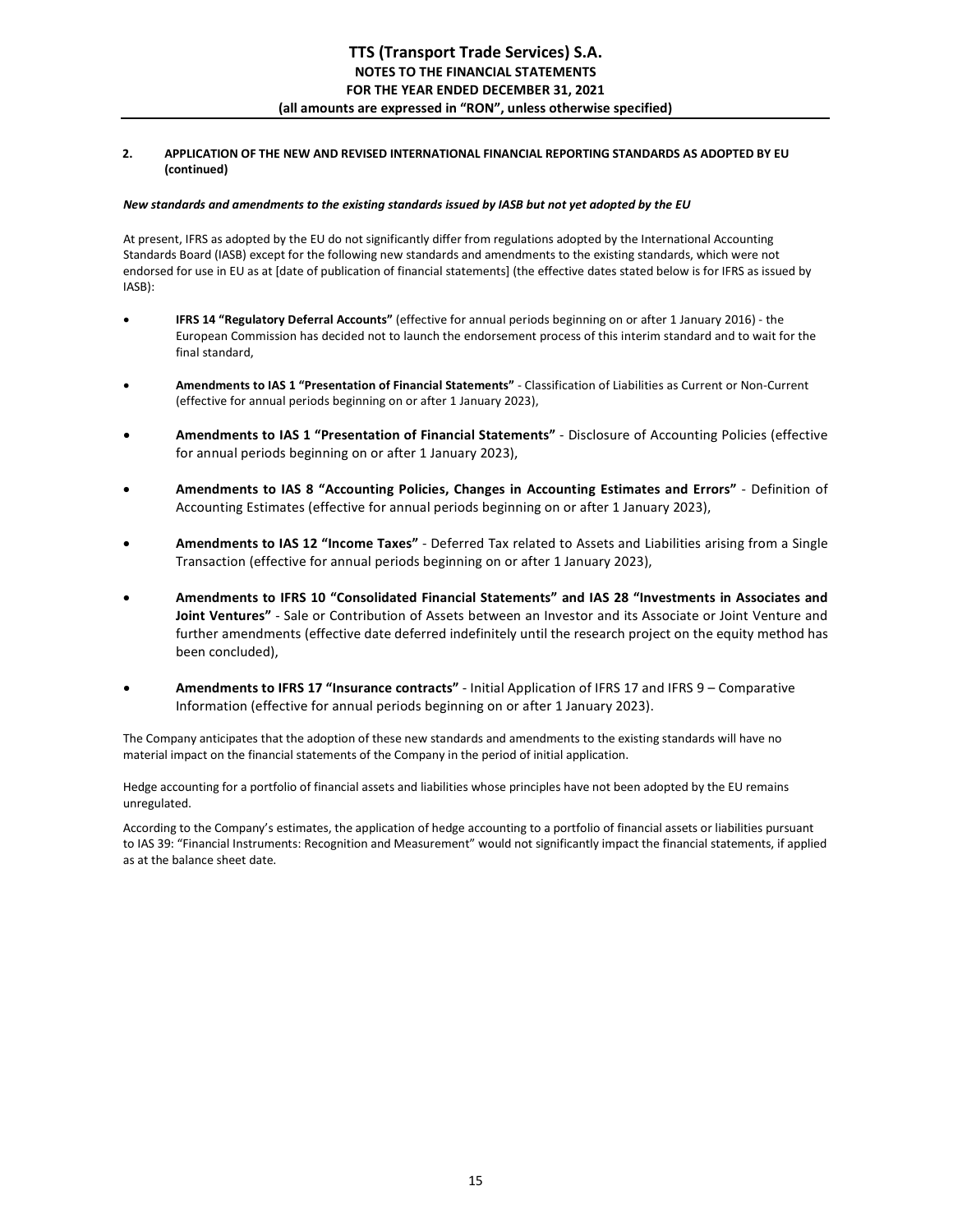## 2. APPLICATION OF THE NEW AND REVISED INTERNATIONAL FINANCIAL REPORTING STANDARDS AS ADOPTED BY EU (continued)

***New standards and amendments to the existing standards issued by IASB but not yet adopted by the EU***

At present, IFRS as adopted by the EU do not significantly differ from regulations adopted by the International Accounting Standards Board (IASB) except for the following new standards and amendments to the existing standards, which were not endorsed for use in EU as at [date of publication of financial statements] (the effective dates stated below is for IFRS as issued by IASB):

- **IFRS 14 "Regulatory Deferral Accounts"** (effective for annual periods beginning on or after 1 January 2016) - the European Commission has decided not to launch the endorsement process of this interim standard and to wait for the final standard,
- **Amendments to IAS 1 "Presentation of Financial Statements"** - Classification of Liabilities as Current or Non-Current (effective for annual periods beginning on or after 1 January 2023),
- **Amendments to IAS 1 "Presentation of Financial Statements"** - Disclosure of Accounting Policies (effective for annual periods beginning on or after 1 January 2023),
- **Amendments to IAS 8 "Accounting Policies, Changes in Accounting Estimates and Errors"** - Definition of Accounting Estimates (effective for annual periods beginning on or after 1 January 2023),
- **Amendments to IAS 12 "Income Taxes"** - Deferred Tax related to Assets and Liabilities arising from a Single Transaction (effective for annual periods beginning on or after 1 January 2023),
- **Amendments to IFRS 10 "Consolidated Financial Statements" and IAS 28 "Investments in Associates and Joint Ventures"** - Sale or Contribution of Assets between an Investor and its Associate or Joint Venture and further amendments (effective date deferred indefinitely until the research project on the equity method has been concluded),
- **Amendments to IFRS 17 "Insurance contracts"** - Initial Application of IFRS 17 and IFRS 9 – Comparative Information (effective for annual periods beginning on or after 1 January 2023).

The Company anticipates that the adoption of these new standards and amendments to the existing standards will have no material impact on the financial statements of the Company in the period of initial application.

Hedge accounting for a portfolio of financial assets and liabilities whose principles have not been adopted by the EU remains unregulated.

According to the Company's estimates, the application of hedge accounting to a portfolio of financial assets or liabilities pursuant to IAS 39: "Financial Instruments: Recognition and Measurement" would not significantly impact the financial statements, if applied as at the balance sheet date.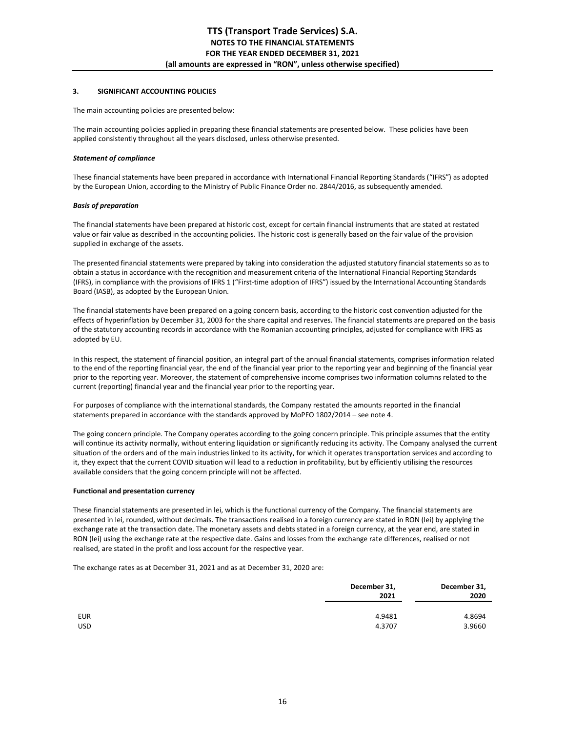## 3. SIGNIFICANT ACCOUNTING POLICIES

The main accounting policies are presented below:

The main accounting policies applied in preparing these financial statements are presented below. These policies have been applied consistently throughout all the years disclosed, unless otherwise presented.

***Statement of compliance***

These financial statements have been prepared in accordance with International Financial Reporting Standards ("IFRS") as adopted by the European Union, according to the Ministry of Public Finance Order no. 2844/2016, as subsequently amended.

***Basis of preparation***

The financial statements have been prepared at historic cost, except for certain financial instruments that are stated at restated value or fair value as described in the accounting policies. The historic cost is generally based on the fair value of the provision supplied in exchange of the assets.

The presented financial statements were prepared by taking into consideration the adjusted statutory financial statements so as to obtain a status in accordance with the recognition and measurement criteria of the International Financial Reporting Standards (IFRS), in compliance with the provisions of IFRS 1 ("First-time adoption of IFRS") issued by the International Accounting Standards Board (IASB), as adopted by the European Union.

The financial statements have been prepared on a going concern basis, according to the historic cost convention adjusted for the effects of hyperinflation by December 31, 2003 for the share capital and reserves. The financial statements are prepared on the basis of the statutory accounting records in accordance with the Romanian accounting principles, adjusted for compliance with IFRS as adopted by EU.

In this respect, the statement of financial position, an integral part of the annual financial statements, comprises information related to the end of the reporting financial year, the end of the financial year prior to the reporting year and beginning of the financial year prior to the reporting year. Moreover, the statement of comprehensive income comprises two information columns related to the current (reporting) financial year and the financial year prior to the reporting year.

For purposes of compliance with the international standards, the Company restated the amounts reported in the financial statements prepared in accordance with the standards approved by MoPFO 1802/2014 – see note 4.

The going concern principle. The Company operates according to the going concern principle. This principle assumes that the entity will continue its activity normally, without entering liquidation or significantly reducing its activity. The Company analysed the current situation of the orders and of the main industries linked to its activity, for which it operates transportation services and according to it, they expect that the current COVID situation will lead to a reduction in profitability, but by efficiently utilising the resources available considers that the going concern principle will not be affected.

**Functional and presentation currency**

These financial statements are presented in lei, which is the functional currency of the Company. The financial statements are presented in lei, rounded, without decimals. The transactions realised in a foreign currency are stated in RON (lei) by applying the exchange rate at the transaction date. The monetary assets and debts stated in a foreign currency, at the year end, are stated in RON (lei) using the exchange rate at the respective date. Gains and losses from the exchange rate differences, realised or not realised, are stated in the profit and loss account for the respective year.

The exchange rates as at December 31, 2021 and as at December 31, 2020 are:

| | December 31, 2021 | December 31, 2020 |
|---|---|---|
| EUR | 4.9481 | 4.8694 |
| USD | 4.3707 | 3.9660 |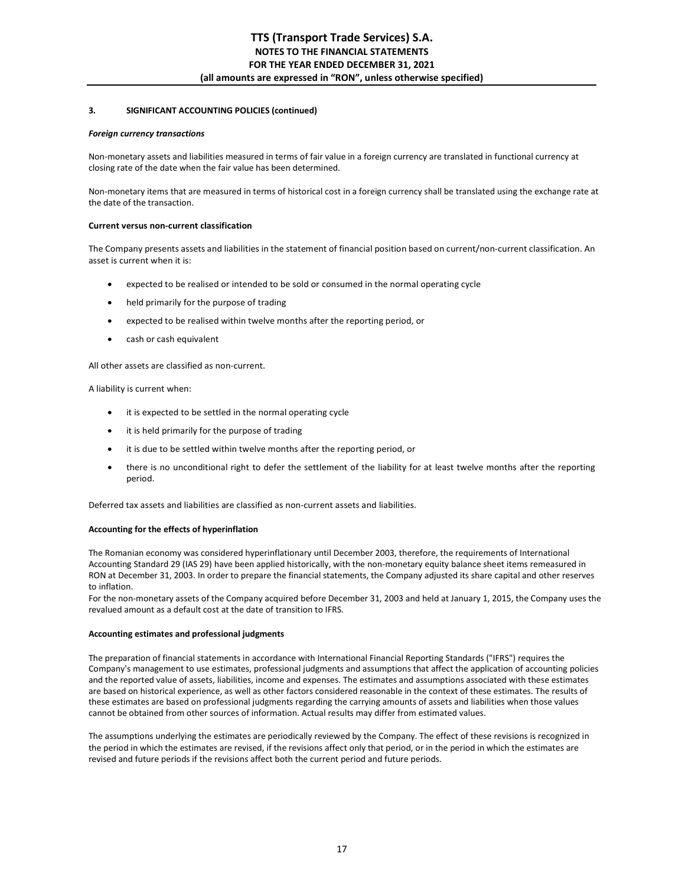## 3. SIGNIFICANT ACCOUNTING POLICIES (continued)

***Foreign currency transactions***

Non-monetary assets and liabilities measured in terms of fair value in a foreign currency are translated in functional currency at closing rate of the date when the fair value has been determined.

Non-monetary items that are measured in terms of historical cost in a foreign currency shall be translated using the exchange rate at the date of the transaction.

**Current versus non-current classification**

The Company presents assets and liabilities in the statement of financial position based on current/non-current classification. An asset is current when it is:

- expected to be realised or intended to be sold or consumed in the normal operating cycle
- held primarily for the purpose of trading
- expected to be realised within twelve months after the reporting period, or
- cash or cash equivalent

All other assets are classified as non-current.

A liability is current when:

- it is expected to be settled in the normal operating cycle
- it is held primarily for the purpose of trading
- it is due to be settled within twelve months after the reporting period, or
- there is no unconditional right to defer the settlement of the liability for at least twelve months after the reporting period.

Deferred tax assets and liabilities are classified as non-current assets and liabilities.

**Accounting for the effects of hyperinflation**

The Romanian economy was considered hyperinflationary until December 2003, therefore, the requirements of International Accounting Standard 29 (IAS 29) have been applied historically, with the non-monetary equity balance sheet items remeasured in RON at December 31, 2003. In order to prepare the financial statements, the Company adjusted its share capital and other reserves to inflation.
For the non-monetary assets of the Company acquired before December 31, 2003 and held at January 1, 2015, the Company uses the revalued amount as a default cost at the date of transition to IFRS.

**Accounting estimates and professional judgments**

The preparation of financial statements in accordance with International Financial Reporting Standards ("IFRS") requires the Company's management to use estimates, professional judgments and assumptions that affect the application of accounting policies and the reported value of assets, liabilities, income and expenses. The estimates and assumptions associated with these estimates are based on historical experience, as well as other factors considered reasonable in the context of these estimates. The results of these estimates are based on professional judgments regarding the carrying amounts of assets and liabilities when those values cannot be obtained from other sources of information. Actual results may differ from estimated values.

The assumptions underlying the estimates are periodically reviewed by the Company. The effect of these revisions is recognized in the period in which the estimates are revised, if the revisions affect only that period, or in the period in which the estimates are revised and future periods if the revisions affect both the current period and future periods.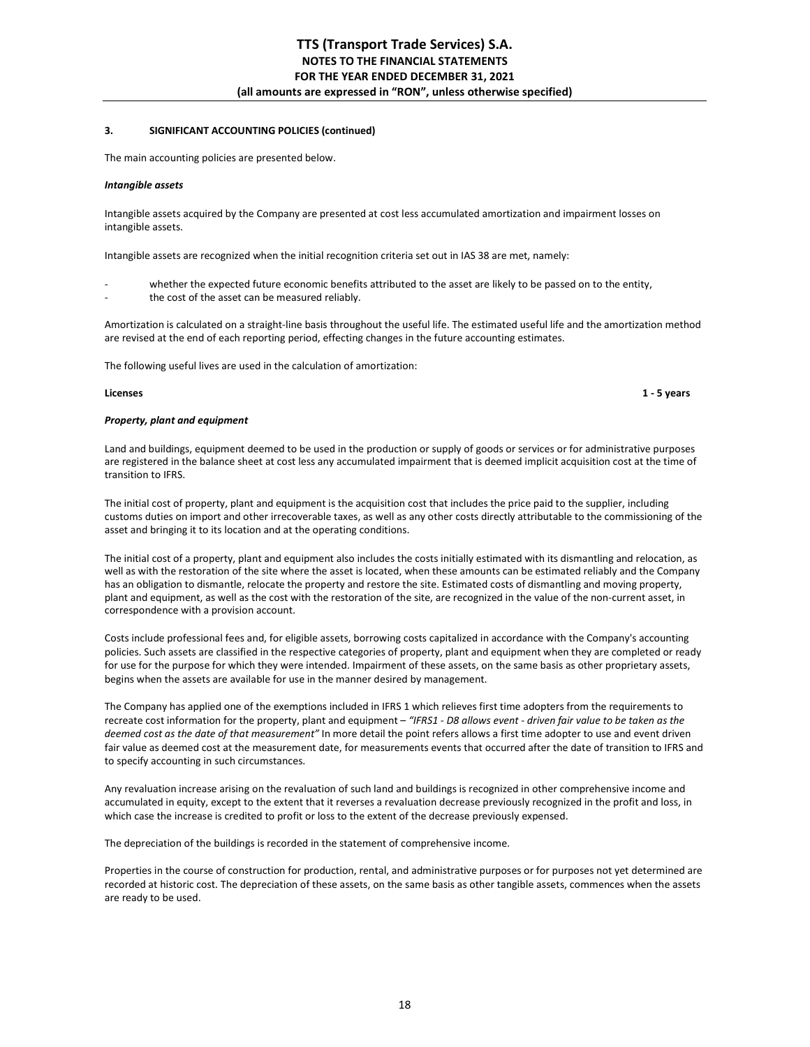### 3. SIGNIFICANT ACCOUNTING POLICIES (continued)

The main accounting policies are presented below.

***Intangible assets***

Intangible assets acquired by the Company are presented at cost less accumulated amortization and impairment losses on intangible assets.

Intangible assets are recognized when the initial recognition criteria set out in IAS 38 are met, namely:

- whether the expected future economic benefits attributed to the asset are likely to be passed on to the entity,
- the cost of the asset can be measured reliably.

Amortization is calculated on a straight-line basis throughout the useful life. The estimated useful life and the amortization method are revised at the end of each reporting period, effecting changes in the future accounting estimates.

The following useful lives are used in the calculation of amortization:

| | |
|---|---|
| **Licenses** | **1 - 5 years** |

***Property, plant and equipment***

Land and buildings, equipment deemed to be used in the production or supply of goods or services or for administrative purposes are registered in the balance sheet at cost less any accumulated impairment that is deemed implicit acquisition cost at the time of transition to IFRS.

The initial cost of property, plant and equipment is the acquisition cost that includes the price paid to the supplier, including customs duties on import and other irrecoverable taxes, as well as any other costs directly attributable to the commissioning of the asset and bringing it to its location and at the operating conditions.

The initial cost of a property, plant and equipment also includes the costs initially estimated with its dismantling and relocation, as well as with the restoration of the site where the asset is located, when these amounts can be estimated reliably and the Company has an obligation to dismantle, relocate the property and restore the site. Estimated costs of dismantling and moving property, plant and equipment, as well as the cost with the restoration of the site, are recognized in the value of the non-current asset, in correspondence with a provision account.

Costs include professional fees and, for eligible assets, borrowing costs capitalized in accordance with the Company's accounting policies. Such assets are classified in the respective categories of property, plant and equipment when they are completed or ready for use for the purpose for which they were intended. Impairment of these assets, on the same basis as other proprietary assets, begins when the assets are available for use in the manner desired by management.

The Company has applied one of the exemptions included in IFRS 1 which relieves first time adopters from the requirements to recreate cost information for the property, plant and equipment – *"IFRS1 - D8 allows event - driven fair value to be taken as the deemed cost as the date of that measurement"* In more detail the point refers allows a first time adopter to use and event driven fair value as deemed cost at the measurement date, for measurements events that occurred after the date of transition to IFRS and to specify accounting in such circumstances.

Any revaluation increase arising on the revaluation of such land and buildings is recognized in other comprehensive income and accumulated in equity, except to the extent that it reverses a revaluation decrease previously recognized in the profit and loss, in which case the increase is credited to profit or loss to the extent of the decrease previously expensed.

The depreciation of the buildings is recorded in the statement of comprehensive income.

Properties in the course of construction for production, rental, and administrative purposes or for purposes not yet determined are recorded at historic cost. The depreciation of these assets, on the same basis as other tangible assets, commences when the assets are ready to be used.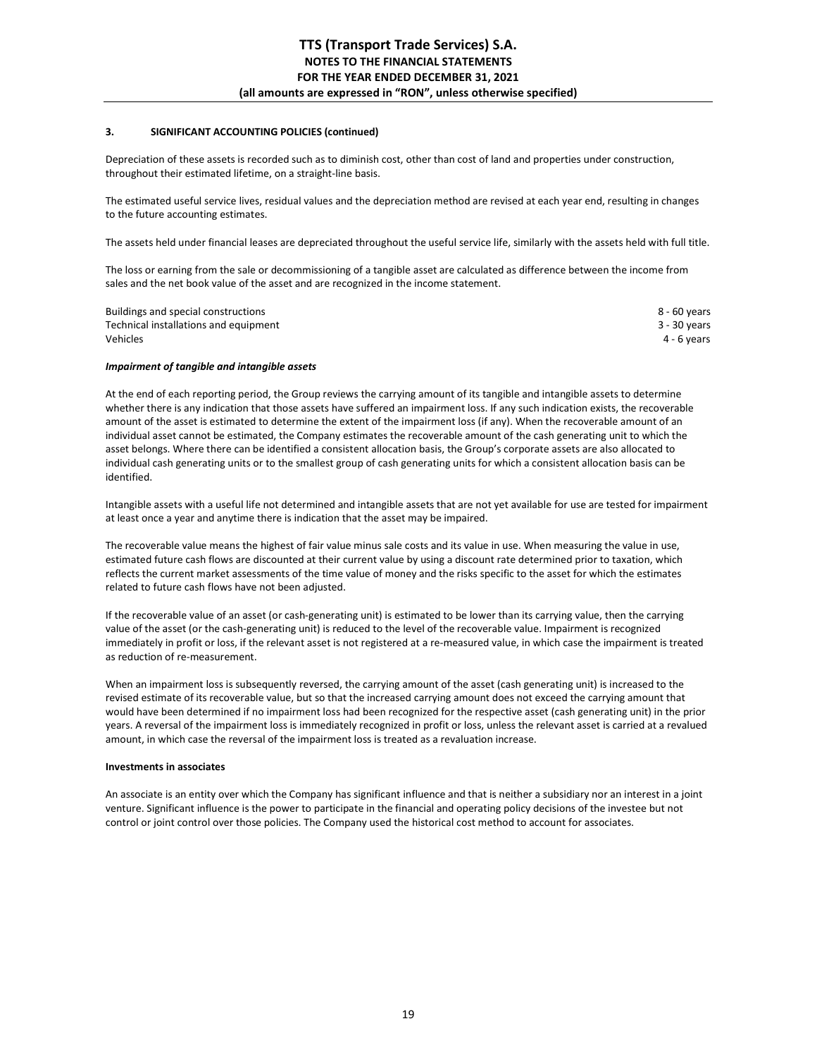### 3. SIGNIFICANT ACCOUNTING POLICIES (continued)

Depreciation of these assets is recorded such as to diminish cost, other than cost of land and properties under construction, throughout their estimated lifetime, on a straight-line basis.

The estimated useful service lives, residual values and the depreciation method are revised at each year end, resulting in changes to the future accounting estimates.

The assets held under financial leases are depreciated throughout the useful service life, similarly with the assets held with full title.

The loss or earning from the sale or decommissioning of a tangible asset are calculated as difference between the income from sales and the net book value of the asset and are recognized in the income statement.

| | |
|---|---|
| Buildings and special constructions | 8 - 60 years |
| Technical installations and equipment | 3 - 30 years |
| Vehicles | 4 - 6 years |

***Impairment of tangible and intangible assets***

At the end of each reporting period, the Group reviews the carrying amount of its tangible and intangible assets to determine whether there is any indication that those assets have suffered an impairment loss. If any such indication exists, the recoverable amount of the asset is estimated to determine the extent of the impairment loss (if any). When the recoverable amount of an individual asset cannot be estimated, the Company estimates the recoverable amount of the cash generating unit to which the asset belongs. Where there can be identified a consistent allocation basis, the Group's corporate assets are also allocated to individual cash generating units or to the smallest group of cash generating units for which a consistent allocation basis can be identified.

Intangible assets with a useful life not determined and intangible assets that are not yet available for use are tested for impairment at least once a year and anytime there is indication that the asset may be impaired.

The recoverable value means the highest of fair value minus sale costs and its value in use. When measuring the value in use, estimated future cash flows are discounted at their current value by using a discount rate determined prior to taxation, which reflects the current market assessments of the time value of money and the risks specific to the asset for which the estimates related to future cash flows have not been adjusted.

If the recoverable value of an asset (or cash-generating unit) is estimated to be lower than its carrying value, then the carrying value of the asset (or the cash-generating unit) is reduced to the level of the recoverable value. Impairment is recognized immediately in profit or loss, if the relevant asset is not registered at a re-measured value, in which case the impairment is treated as reduction of re-measurement.

When an impairment loss is subsequently reversed, the carrying amount of the asset (cash generating unit) is increased to the revised estimate of its recoverable value, but so that the increased carrying amount does not exceed the carrying amount that would have been determined if no impairment loss had been recognized for the respective asset (cash generating unit) in the prior years. A reversal of the impairment loss is immediately recognized in profit or loss, unless the relevant asset is carried at a revalued amount, in which case the reversal of the impairment loss is treated as a revaluation increase.

**Investments in associates**

An associate is an entity over which the Company has significant influence and that is neither a subsidiary nor an interest in a joint venture. Significant influence is the power to participate in the financial and operating policy decisions of the investee but not control or joint control over those policies. The Company used the historical cost method to account for associates.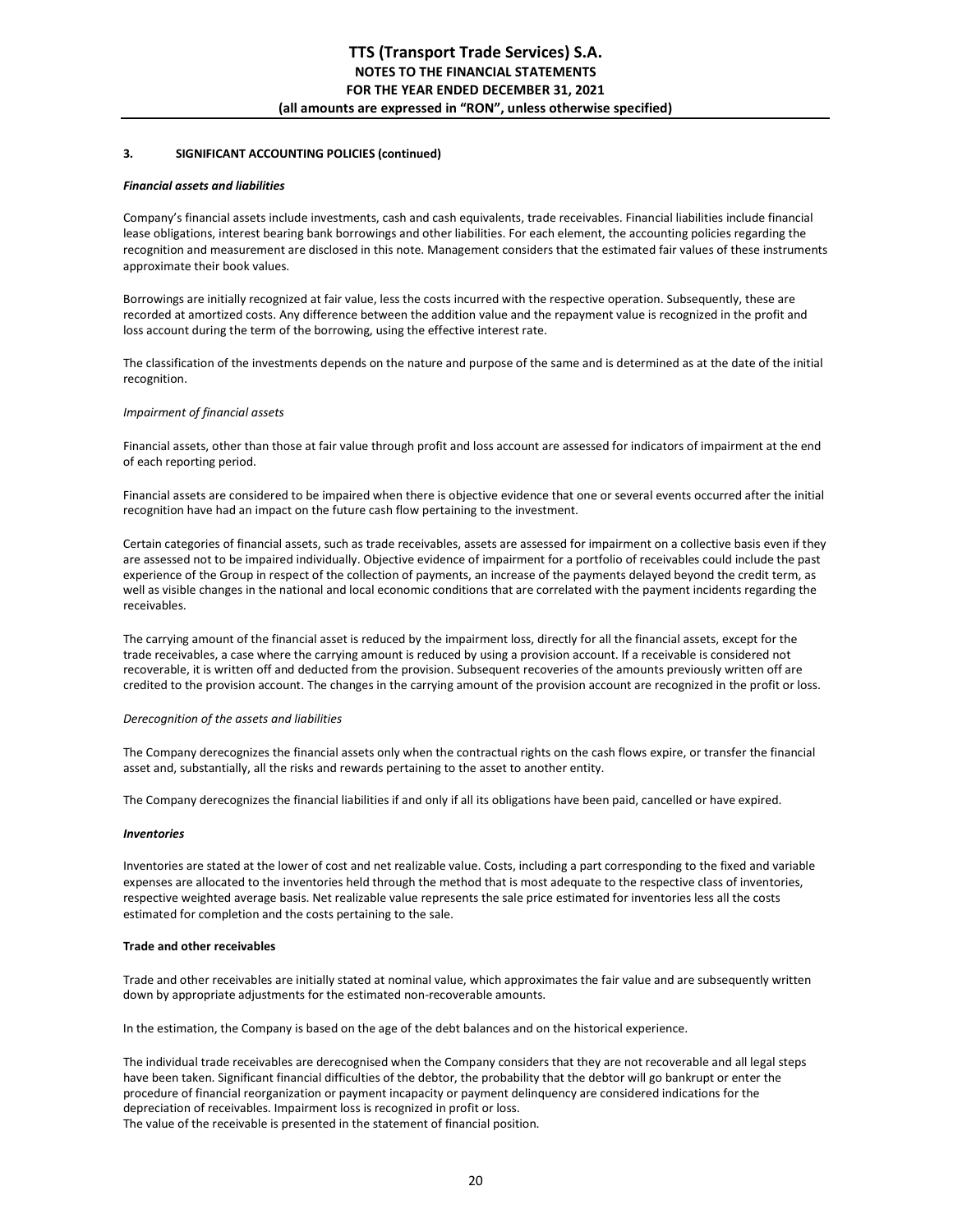### 3. SIGNIFICANT ACCOUNTING POLICIES (continued)

***Financial assets and liabilities***

Company's financial assets include investments, cash and cash equivalents, trade receivables. Financial liabilities include financial lease obligations, interest bearing bank borrowings and other liabilities. For each element, the accounting policies regarding the recognition and measurement are disclosed in this note. Management considers that the estimated fair values of these instruments approximate their book values.

Borrowings are initially recognized at fair value, less the costs incurred with the respective operation. Subsequently, these are recorded at amortized costs. Any difference between the addition value and the repayment value is recognized in the profit and loss account during the term of the borrowing, using the effective interest rate.

The classification of the investments depends on the nature and purpose of the same and is determined as at the date of the initial recognition.

*Impairment of financial assets*

Financial assets, other than those at fair value through profit and loss account are assessed for indicators of impairment at the end of each reporting period.

Financial assets are considered to be impaired when there is objective evidence that one or several events occurred after the initial recognition have had an impact on the future cash flow pertaining to the investment.

Certain categories of financial assets, such as trade receivables, assets are assessed for impairment on a collective basis even if they are assessed not to be impaired individually. Objective evidence of impairment for a portfolio of receivables could include the past experience of the Group in respect of the collection of payments, an increase of the payments delayed beyond the credit term, as well as visible changes in the national and local economic conditions that are correlated with the payment incidents regarding the receivables.

The carrying amount of the financial asset is reduced by the impairment loss, directly for all the financial assets, except for the trade receivables, a case where the carrying amount is reduced by using a provision account. If a receivable is considered not recoverable, it is written off and deducted from the provision. Subsequent recoveries of the amounts previously written off are credited to the provision account. The changes in the carrying amount of the provision account are recognized in the profit or loss.

*Derecognition of the assets and liabilities*

The Company derecognizes the financial assets only when the contractual rights on the cash flows expire, or transfer the financial asset and, substantially, all the risks and rewards pertaining to the asset to another entity.

The Company derecognizes the financial liabilities if and only if all its obligations have been paid, cancelled or have expired.

***Inventories***

Inventories are stated at the lower of cost and net realizable value. Costs, including a part corresponding to the fixed and variable expenses are allocated to the inventories held through the method that is most adequate to the respective class of inventories, respective weighted average basis. Net realizable value represents the sale price estimated for inventories less all the costs estimated for completion and the costs pertaining to the sale.

**Trade and other receivables**

Trade and other receivables are initially stated at nominal value, which approximates the fair value and are subsequently written down by appropriate adjustments for the estimated non-recoverable amounts.

In the estimation, the Company is based on the age of the debt balances and on the historical experience.

The individual trade receivables are derecognised when the Company considers that they are not recoverable and all legal steps have been taken. Significant financial difficulties of the debtor, the probability that the debtor will go bankrupt or enter the procedure of financial reorganization or payment incapacity or payment delinquency are considered indications for the depreciation of receivables. Impairment loss is recognized in profit or loss.
The value of the receivable is presented in the statement of financial position.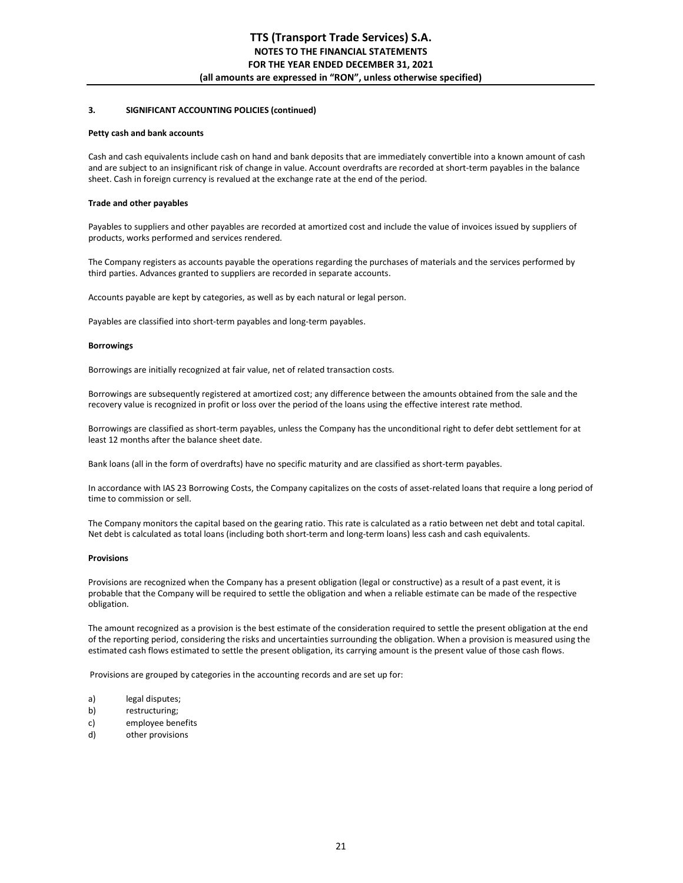### 3. SIGNIFICANT ACCOUNTING POLICIES (continued)

**Petty cash and bank accounts**

Cash and cash equivalents include cash on hand and bank deposits that are immediately convertible into a known amount of cash and are subject to an insignificant risk of change in value. Account overdrafts are recorded at short-term payables in the balance sheet. Cash in foreign currency is revalued at the exchange rate at the end of the period.

**Trade and other payables**

Payables to suppliers and other payables are recorded at amortized cost and include the value of invoices issued by suppliers of products, works performed and services rendered.

The Company registers as accounts payable the operations regarding the purchases of materials and the services performed by third parties. Advances granted to suppliers are recorded in separate accounts.

Accounts payable are kept by categories, as well as by each natural or legal person.

Payables are classified into short-term payables and long-term payables.

**Borrowings**

Borrowings are initially recognized at fair value, net of related transaction costs.

Borrowings are subsequently registered at amortized cost; any difference between the amounts obtained from the sale and the recovery value is recognized in profit or loss over the period of the loans using the effective interest rate method.

Borrowings are classified as short-term payables, unless the Company has the unconditional right to defer debt settlement for at least 12 months after the balance sheet date.

Bank loans (all in the form of overdrafts) have no specific maturity and are classified as short-term payables.

In accordance with IAS 23 Borrowing Costs, the Company capitalizes on the costs of asset-related loans that require a long period of time to commission or sell.

The Company monitors the capital based on the gearing ratio. This rate is calculated as a ratio between net debt and total capital. Net debt is calculated as total loans (including both short-term and long-term loans) less cash and cash equivalents.

**Provisions**

Provisions are recognized when the Company has a present obligation (legal or constructive) as a result of a past event, it is probable that the Company will be required to settle the obligation and when a reliable estimate can be made of the respective obligation.

The amount recognized as a provision is the best estimate of the consideration required to settle the present obligation at the end of the reporting period, considering the risks and uncertainties surrounding the obligation. When a provision is measured using the estimated cash flows estimated to settle the present obligation, its carrying amount is the present value of those cash flows.

Provisions are grouped by categories in the accounting records and are set up for:

a) legal disputes;
b) restructuring;
c) employee benefits
d) other provisions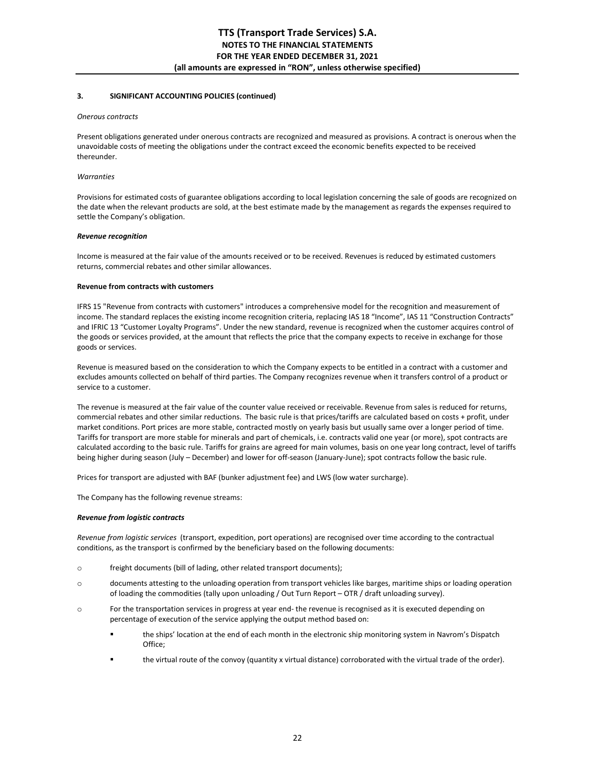### 3. SIGNIFICANT ACCOUNTING POLICIES (continued)

*Onerous contracts*

Present obligations generated under onerous contracts are recognized and measured as provisions. A contract is onerous when the unavoidable costs of meeting the obligations under the contract exceed the economic benefits expected to be received thereunder.

*Warranties*

Provisions for estimated costs of guarantee obligations according to local legislation concerning the sale of goods are recognized on the date when the relevant products are sold, at the best estimate made by the management as regards the expenses required to settle the Company's obligation.

***Revenue recognition***

Income is measured at the fair value of the amounts received or to be received. Revenues is reduced by estimated customers returns, commercial rebates and other similar allowances.

**Revenue from contracts with customers**

IFRS 15 "Revenue from contracts with customers" introduces a comprehensive model for the recognition and measurement of income. The standard replaces the existing income recognition criteria, replacing IAS 18 "Income", IAS 11 "Construction Contracts" and IFRIC 13 "Customer Loyalty Programs". Under the new standard, revenue is recognized when the customer acquires control of the goods or services provided, at the amount that reflects the price that the company expects to receive in exchange for those goods or services.

Revenue is measured based on the consideration to which the Company expects to be entitled in a contract with a customer and excludes amounts collected on behalf of third parties. The Company recognizes revenue when it transfers control of a product or service to a customer.

The revenue is measured at the fair value of the counter value received or receivable. Revenue from sales is reduced for returns, commercial rebates and other similar reductions. The basic rule is that prices/tariffs are calculated based on costs + profit, under market conditions. Port prices are more stable, contracted mostly on yearly basis but usually same over a longer period of time. Tariffs for transport are more stable for minerals and part of chemicals, i.e. contracts valid one year (or more), spot contracts are calculated according to the basic rule. Tariffs for grains are agreed for main volumes, basis on one year long contract, level of tariffs being higher during season (July – December) and lower for off-season (January-June); spot contracts follow the basic rule.

Prices for transport are adjusted with BAF (bunker adjustment fee) and LWS (low water surcharge).

The Company has the following revenue streams:

***Revenue from logistic contracts***

*Revenue from logistic services* (transport, expedition, port operations) are recognised over time according to the contractual conditions, as the transport is confirmed by the beneficiary based on the following documents:

- freight documents (bill of lading, other related transport documents);
- documents attesting to the unloading operation from transport vehicles like barges, maritime ships or loading operation of loading the commodities (tally upon unloading / Out Turn Report – OTR / draft unloading survey).
- For the transportation services in progress at year end- the revenue is recognised as it is executed depending on percentage of execution of the service applying the output method based on:
  - the ships' location at the end of each month in the electronic ship monitoring system in Navrom's Dispatch Office;
  - the virtual route of the convoy (quantity x virtual distance) corroborated with the virtual trade of the order).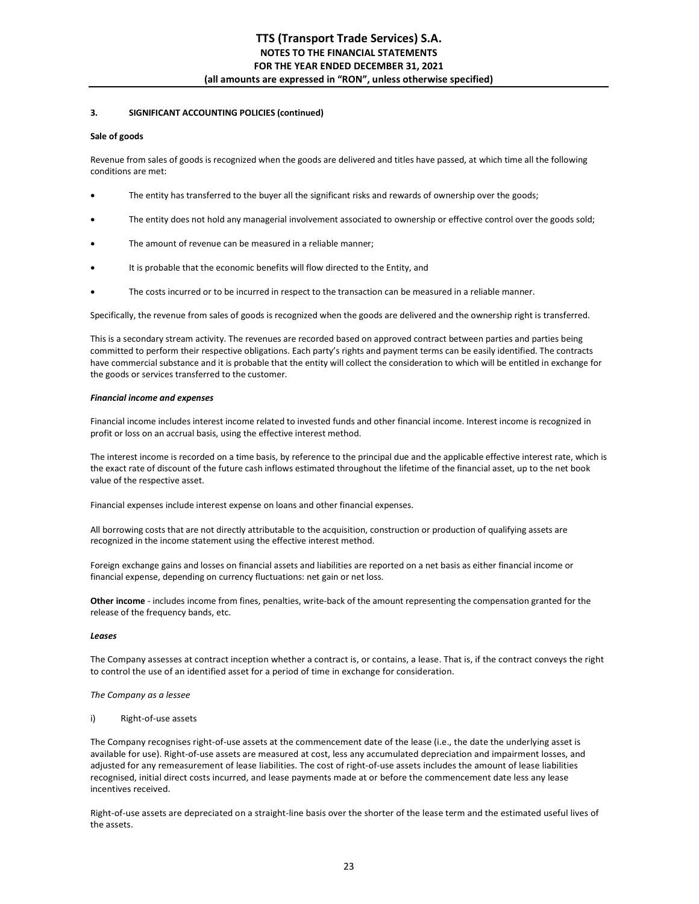**3. SIGNIFICANT ACCOUNTING POLICIES (continued)**

**Sale of goods**

Revenue from sales of goods is recognized when the goods are delivered and titles have passed, at which time all the following conditions are met:

- The entity has transferred to the buyer all the significant risks and rewards of ownership over the goods;
- The entity does not hold any managerial involvement associated to ownership or effective control over the goods sold;
- The amount of revenue can be measured in a reliable manner;
- It is probable that the economic benefits will flow directed to the Entity, and
- The costs incurred or to be incurred in respect to the transaction can be measured in a reliable manner.

Specifically, the revenue from sales of goods is recognized when the goods are delivered and the ownership right is transferred.

This is a secondary stream activity. The revenues are recorded based on approved contract between parties and parties being committed to perform their respective obligations. Each party's rights and payment terms can be easily identified. The contracts have commercial substance and it is probable that the entity will collect the consideration to which will be entitled in exchange for the goods or services transferred to the customer.

***Financial income and expenses***

Financial income includes interest income related to invested funds and other financial income. Interest income is recognized in profit or loss on an accrual basis, using the effective interest method.

The interest income is recorded on a time basis, by reference to the principal due and the applicable effective interest rate, which is the exact rate of discount of the future cash inflows estimated throughout the lifetime of the financial asset, up to the net book value of the respective asset.

Financial expenses include interest expense on loans and other financial expenses.

All borrowing costs that are not directly attributable to the acquisition, construction or production of qualifying assets are recognized in the income statement using the effective interest method.

Foreign exchange gains and losses on financial assets and liabilities are reported on a net basis as either financial income or financial expense, depending on currency fluctuations: net gain or net loss.

**Other income** - includes income from fines, penalties, write-back of the amount representing the compensation granted for the release of the frequency bands, etc.

***Leases***

The Company assesses at contract inception whether a contract is, or contains, a lease. That is, if the contract conveys the right to control the use of an identified asset for a period of time in exchange for consideration.

*The Company as a lessee*

i) Right-of-use assets

The Company recognises right-of-use assets at the commencement date of the lease (i.e., the date the underlying asset is available for use). Right-of-use assets are measured at cost, less any accumulated depreciation and impairment losses, and adjusted for any remeasurement of lease liabilities. The cost of right-of-use assets includes the amount of lease liabilities recognised, initial direct costs incurred, and lease payments made at or before the commencement date less any lease incentives received.

Right-of-use assets are depreciated on a straight-line basis over the shorter of the lease term and the estimated useful lives of the assets.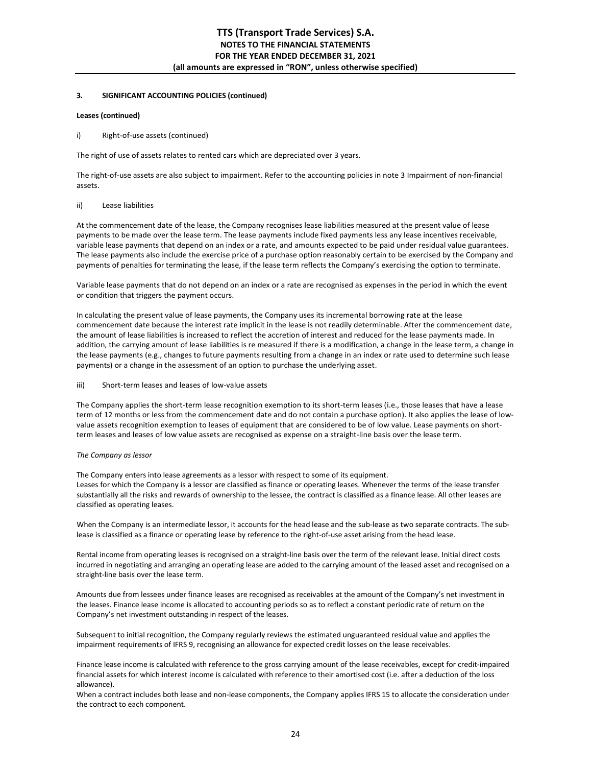### 3. SIGNIFICANT ACCOUNTING POLICIES (continued)

**Leases (continued)**

i) Right-of-use assets (continued)

The right of use of assets relates to rented cars which are depreciated over 3 years.

The right-of-use assets are also subject to impairment. Refer to the accounting policies in note 3 Impairment of non-financial assets.

ii) Lease liabilities

At the commencement date of the lease, the Company recognises lease liabilities measured at the present value of lease payments to be made over the lease term. The lease payments include fixed payments less any lease incentives receivable, variable lease payments that depend on an index or a rate, and amounts expected to be paid under residual value guarantees. The lease payments also include the exercise price of a purchase option reasonably certain to be exercised by the Company and payments of penalties for terminating the lease, if the lease term reflects the Company's exercising the option to terminate.

Variable lease payments that do not depend on an index or a rate are recognised as expenses in the period in which the event or condition that triggers the payment occurs.

In calculating the present value of lease payments, the Company uses its incremental borrowing rate at the lease commencement date because the interest rate implicit in the lease is not readily determinable. After the commencement date, the amount of lease liabilities is increased to reflect the accretion of interest and reduced for the lease payments made. In addition, the carrying amount of lease liabilities is re measured if there is a modification, a change in the lease term, a change in the lease payments (e.g., changes to future payments resulting from a change in an index or rate used to determine such lease payments) or a change in the assessment of an option to purchase the underlying asset.

iii) Short-term leases and leases of low-value assets

The Company applies the short-term lease recognition exemption to its short-term leases (i.e., those leases that have a lease term of 12 months or less from the commencement date and do not contain a purchase option). It also applies the lease of low-value assets recognition exemption to leases of equipment that are considered to be of low value. Lease payments on short-term leases and leases of low value assets are recognised as expense on a straight-line basis over the lease term.

*The Company as lessor*

The Company enters into lease agreements as a lessor with respect to some of its equipment.
Leases for which the Company is a lessor are classified as finance or operating leases. Whenever the terms of the lease transfer substantially all the risks and rewards of ownership to the lessee, the contract is classified as a finance lease. All other leases are classified as operating leases.

When the Company is an intermediate lessor, it accounts for the head lease and the sub-lease as two separate contracts. The sub-lease is classified as a finance or operating lease by reference to the right-of-use asset arising from the head lease.

Rental income from operating leases is recognised on a straight-line basis over the term of the relevant lease. Initial direct costs incurred in negotiating and arranging an operating lease are added to the carrying amount of the leased asset and recognised on a straight-line basis over the lease term.

Amounts due from lessees under finance leases are recognised as receivables at the amount of the Company's net investment in the leases. Finance lease income is allocated to accounting periods so as to reflect a constant periodic rate of return on the Company's net investment outstanding in respect of the leases.

Subsequent to initial recognition, the Company regularly reviews the estimated unguaranteed residual value and applies the impairment requirements of IFRS 9, recognising an allowance for expected credit losses on the lease receivables.

Finance lease income is calculated with reference to the gross carrying amount of the lease receivables, except for credit-impaired financial assets for which interest income is calculated with reference to their amortised cost (i.e. after a deduction of the loss allowance).
When a contract includes both lease and non-lease components, the Company applies IFRS 15 to allocate the consideration under the contract to each component.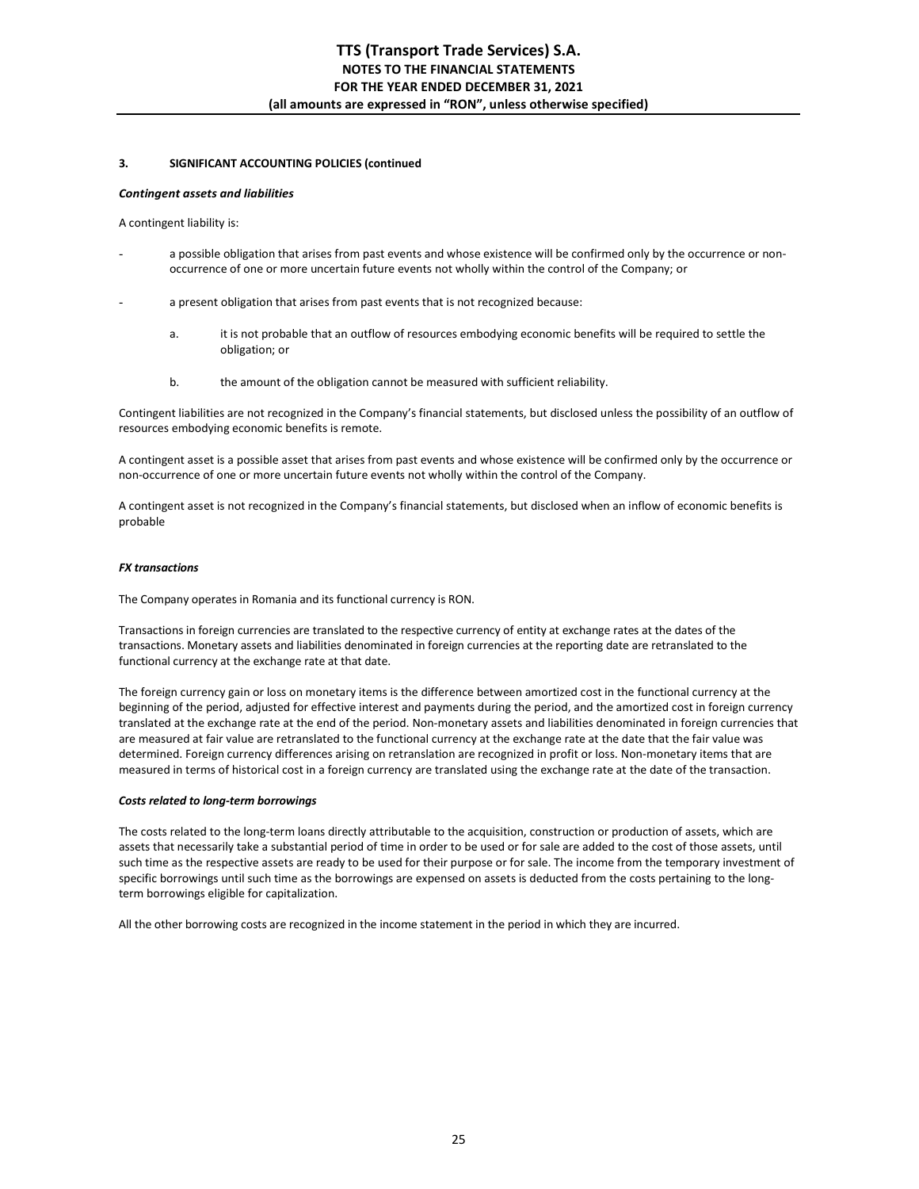### 3. SIGNIFICANT ACCOUNTING POLICIES (continued

***Contingent assets and liabilities***

A contingent liability is:

- a possible obligation that arises from past events and whose existence will be confirmed only by the occurrence or non-occurrence of one or more uncertain future events not wholly within the control of the Company; or

- a present obligation that arises from past events that is not recognized because:

  a. it is not probable that an outflow of resources embodying economic benefits will be required to settle the obligation; or

  b. the amount of the obligation cannot be measured with sufficient reliability.

Contingent liabilities are not recognized in the Company's financial statements, but disclosed unless the possibility of an outflow of resources embodying economic benefits is remote.

A contingent asset is a possible asset that arises from past events and whose existence will be confirmed only by the occurrence or non-occurrence of one or more uncertain future events not wholly within the control of the Company.

A contingent asset is not recognized in the Company's financial statements, but disclosed when an inflow of economic benefits is probable

***FX transactions***

The Company operates in Romania and its functional currency is RON.

Transactions in foreign currencies are translated to the respective currency of entity at exchange rates at the dates of the transactions. Monetary assets and liabilities denominated in foreign currencies at the reporting date are retranslated to the functional currency at the exchange rate at that date.

The foreign currency gain or loss on monetary items is the difference between amortized cost in the functional currency at the beginning of the period, adjusted for effective interest and payments during the period, and the amortized cost in foreign currency translated at the exchange rate at the end of the period. Non-monetary assets and liabilities denominated in foreign currencies that are measured at fair value are retranslated to the functional currency at the exchange rate at the date that the fair value was determined. Foreign currency differences arising on retranslation are recognized in profit or loss. Non-monetary items that are measured in terms of historical cost in a foreign currency are translated using the exchange rate at the date of the transaction.

***Costs related to long-term borrowings***

The costs related to the long-term loans directly attributable to the acquisition, construction or production of assets, which are assets that necessarily take a substantial period of time in order to be used or for sale are added to the cost of those assets, until such time as the respective assets are ready to be used for their purpose or for sale. The income from the temporary investment of specific borrowings until such time as the borrowings are expensed on assets is deducted from the costs pertaining to the long-term borrowings eligible for capitalization.

All the other borrowing costs are recognized in the income statement in the period in which they are incurred.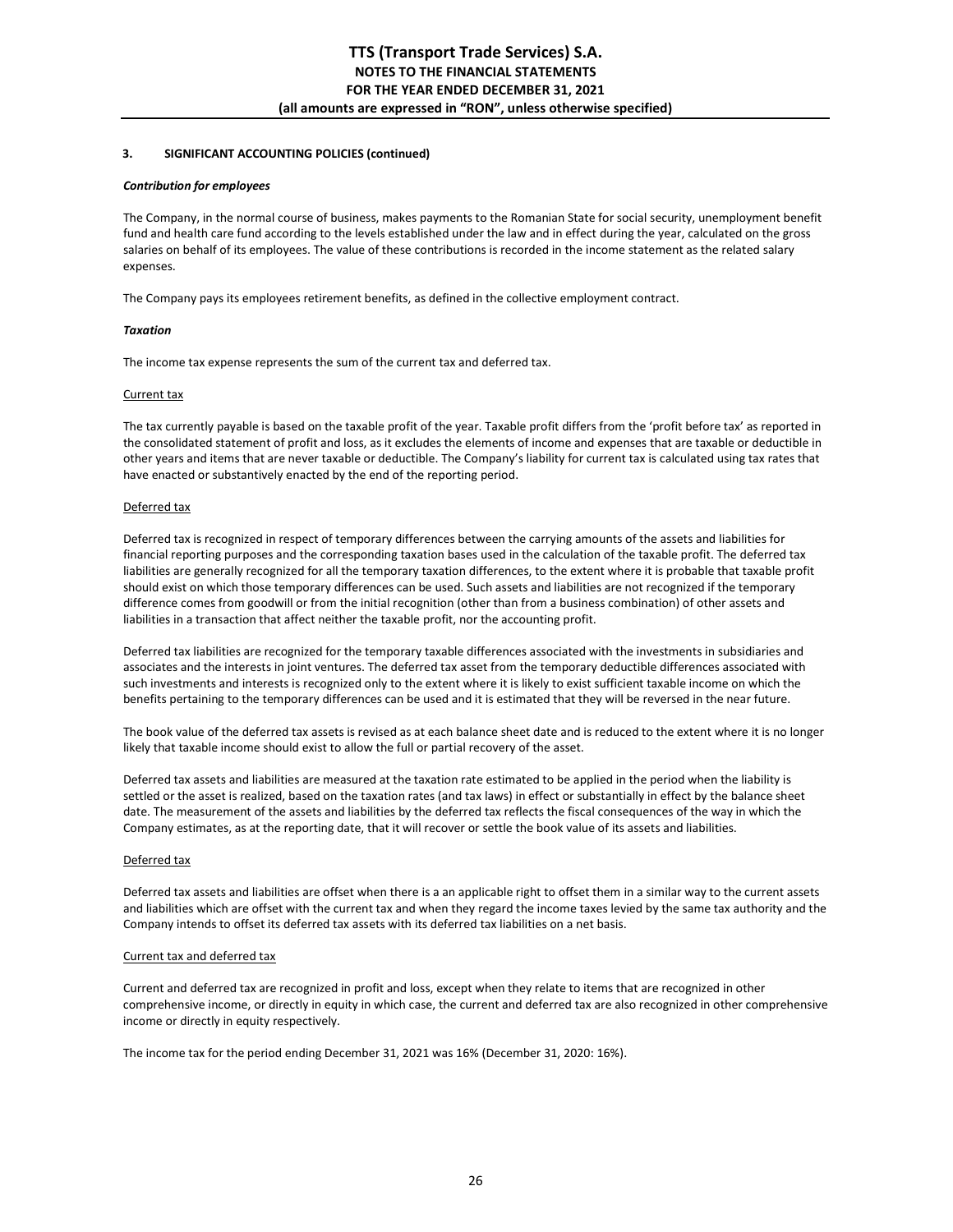### 3. SIGNIFICANT ACCOUNTING POLICIES (continued)

***Contribution for employees***

The Company, in the normal course of business, makes payments to the Romanian State for social security, unemployment benefit fund and health care fund according to the levels established under the law and in effect during the year, calculated on the gross salaries on behalf of its employees. The value of these contributions is recorded in the income statement as the related salary expenses.

The Company pays its employees retirement benefits, as defined in the collective employment contract.

***Taxation***

The income tax expense represents the sum of the current tax and deferred tax.

Current tax

The tax currently payable is based on the taxable profit of the year. Taxable profit differs from the 'profit before tax' as reported in the consolidated statement of profit and loss, as it excludes the elements of income and expenses that are taxable or deductible in other years and items that are never taxable or deductible. The Company's liability for current tax is calculated using tax rates that have enacted or substantively enacted by the end of the reporting period.

Deferred tax

Deferred tax is recognized in respect of temporary differences between the carrying amounts of the assets and liabilities for financial reporting purposes and the corresponding taxation bases used in the calculation of the taxable profit. The deferred tax liabilities are generally recognized for all the temporary taxation differences, to the extent where it is probable that taxable profit should exist on which those temporary differences can be used. Such assets and liabilities are not recognized if the temporary difference comes from goodwill or from the initial recognition (other than from a business combination) of other assets and liabilities in a transaction that affect neither the taxable profit, nor the accounting profit.

Deferred tax liabilities are recognized for the temporary taxable differences associated with the investments in subsidiaries and associates and the interests in joint ventures. The deferred tax asset from the temporary deductible differences associated with such investments and interests is recognized only to the extent where it is likely to exist sufficient taxable income on which the benefits pertaining to the temporary differences can be used and it is estimated that they will be reversed in the near future.

The book value of the deferred tax assets is revised as at each balance sheet date and is reduced to the extent where it is no longer likely that taxable income should exist to allow the full or partial recovery of the asset.

Deferred tax assets and liabilities are measured at the taxation rate estimated to be applied in the period when the liability is settled or the asset is realized, based on the taxation rates (and tax laws) in effect or substantially in effect by the balance sheet date. The measurement of the assets and liabilities by the deferred tax reflects the fiscal consequences of the way in which the Company estimates, as at the reporting date, that it will recover or settle the book value of its assets and liabilities.

Deferred tax

Deferred tax assets and liabilities are offset when there is a an applicable right to offset them in a similar way to the current assets and liabilities which are offset with the current tax and when they regard the income taxes levied by the same tax authority and the Company intends to offset its deferred tax assets with its deferred tax liabilities on a net basis.

Current tax and deferred tax

Current and deferred tax are recognized in profit and loss, except when they relate to items that are recognized in other comprehensive income, or directly in equity in which case, the current and deferred tax are also recognized in other comprehensive income or directly in equity respectively.

The income tax for the period ending December 31, 2021 was 16% (December 31, 2020: 16%).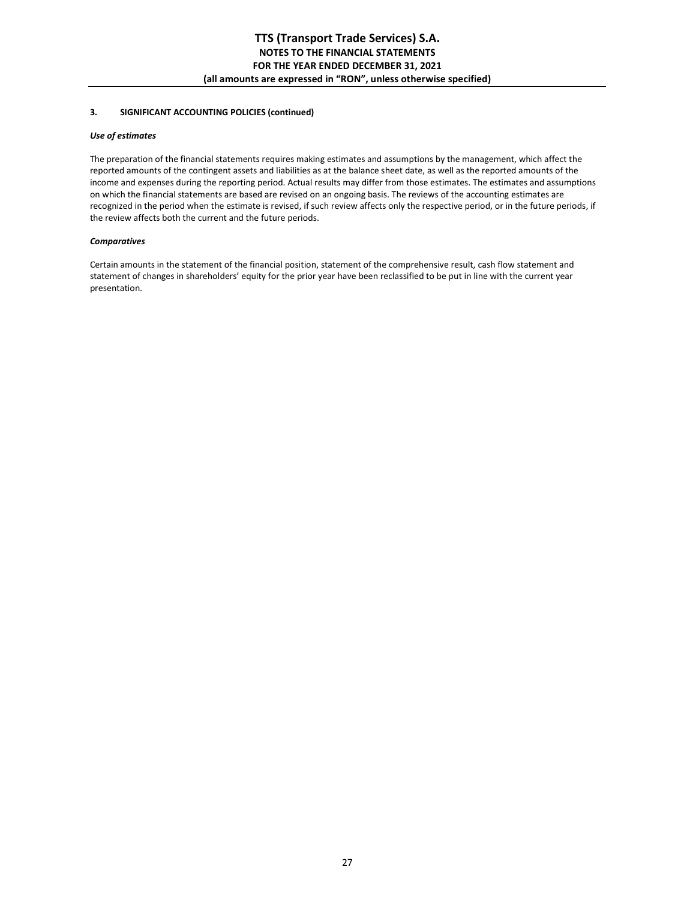## 3. SIGNIFICANT ACCOUNTING POLICIES (continued)

***Use of estimates***

The preparation of the financial statements requires making estimates and assumptions by the management, which affect the reported amounts of the contingent assets and liabilities as at the balance sheet date, as well as the reported amounts of the income and expenses during the reporting period. Actual results may differ from those estimates. The estimates and assumptions on which the financial statements are based are revised on an ongoing basis. The reviews of the accounting estimates are recognized in the period when the estimate is revised, if such review affects only the respective period, or in the future periods, if the review affects both the current and the future periods.

***Comparatives***

Certain amounts in the statement of the financial position, statement of the comprehensive result, cash flow statement and statement of changes in shareholders' equity for the prior year have been reclassified to be put in line with the current year presentation.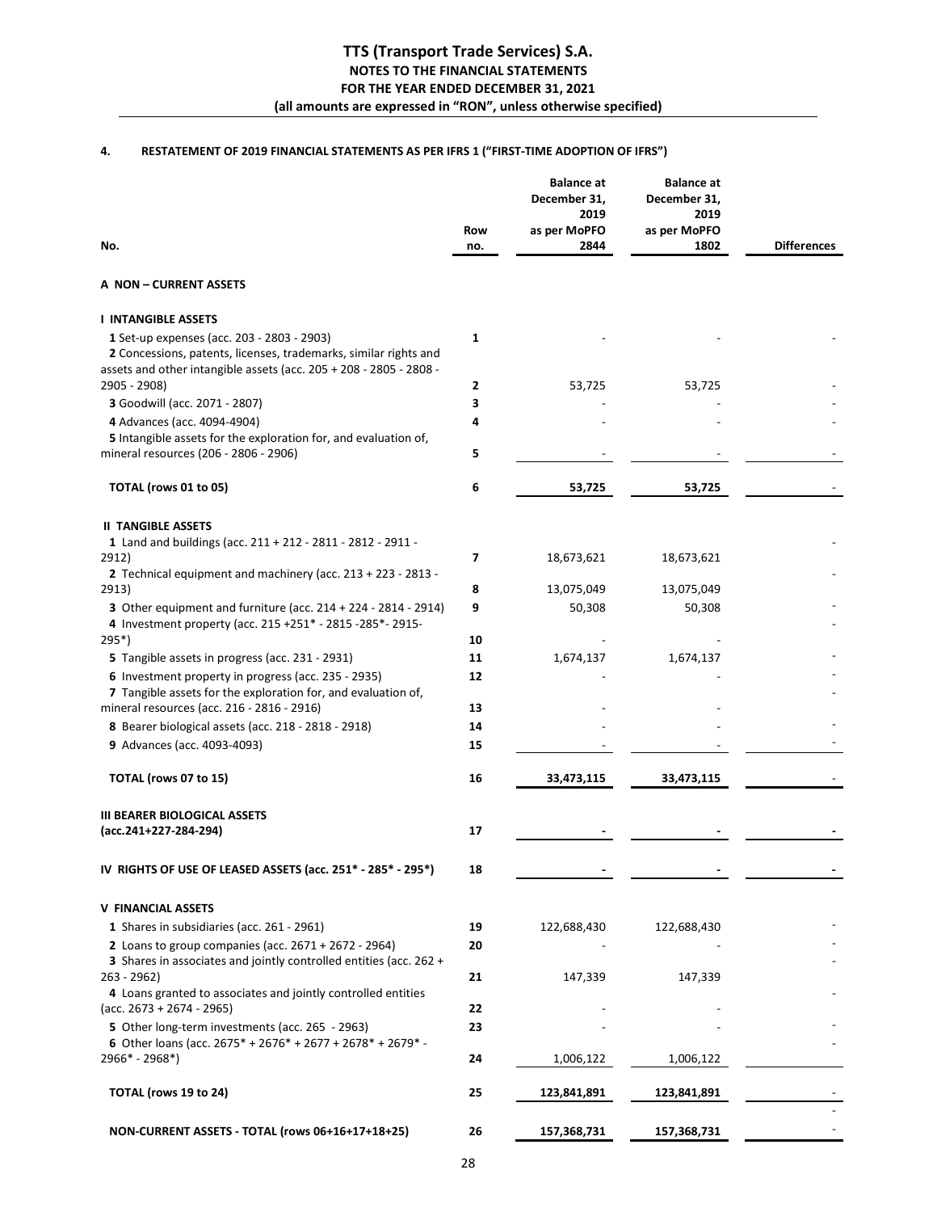## 4. RESTATEMENT OF 2019 FINANCIAL STATEMENTS AS PER IFRS 1 ("FIRST-TIME ADOPTION OF IFRS")

| No. | Row no. | Balance at December 31, 2019 as per MoPFO 2844 | Balance at December 31, 2019 as per MoPFO 1802 | Differences |
|---|---|---|---|---|
| **A NON – CURRENT ASSETS** | | | | |
| **I INTANGIBLE ASSETS** | | | | |
| **1** Set-up expenses (acc. 203 - 2803 - 2903) | **1** | - | - | - |
| **2** Concessions, patents, licenses, trademarks, similar rights and assets and other intangible assets (acc. 205 + 208 - 2805 - 2808 - 2905 - 2908) | **2** | 53,725 | 53,725 | - |
| **3** Goodwill (acc. 2071 - 2807) | **3** | - | - | - |
| **4** Advances (acc. 4094-4904) | **4** | - | - | - |
| **5** Intangible assets for the exploration for, and evaluation of, mineral resources (206 - 2806 - 2906) | **5** | - | - | - |
| **TOTAL (rows 01 to 05)** | **6** | **53,725** | **53,725** | - |
| **II TANGIBLE ASSETS** | | | | |
| **1** Land and buildings (acc. 211 + 212 - 2811 - 2812 - 2911 - 2912) | **7** | 18,673,621 | 18,673,621 | - |
| **2** Technical equipment and machinery (acc. 213 + 223 - 2813 - 2913) | **8** | 13,075,049 | 13,075,049 | - |
| **3** Other equipment and furniture (acc. 214 + 224 - 2814 - 2914) | **9** | 50,308 | 50,308 | - |
| **4** Investment property (acc. 215 +251* - 2815 -285*- 2915-295*) | **10** | - | - | - |
| **5** Tangible assets in progress (acc. 231 - 2931) | **11** | 1,674,137 | 1,674,137 | - |
| **6** Investment property in progress (acc. 235 - 2935) | **12** | - | - | - |
| **7** Tangible assets for the exploration for, and evaluation of, mineral resources (acc. 216 - 2816 - 2916) | **13** | - | - | - |
| **8** Bearer biological assets (acc. 218 - 2818 - 2918) | **14** | - | - | - |
| **9** Advances (acc. 4093-4093) | **15** | - | - | - |
| **TOTAL (rows 07 to 15)** | **16** | **33,473,115** | **33,473,115** | - |
| **III BEARER BIOLOGICAL ASSETS (acc.241+227-284-294)** | **17** | **-** | **-** | **-** |
| **IV RIGHTS OF USE OF LEASED ASSETS (acc. 251* - 285* - 295*)** | **18** | **-** | **-** | **-** |
| **V FINANCIAL ASSETS** | | | | |
| **1** Shares in subsidiaries (acc. 261 - 2961) | **19** | 122,688,430 | 122,688,430 | - |
| **2** Loans to group companies (acc. 2671 + 2672 - 2964) | **20** | - | - | - |
| **3** Shares in associates and jointly controlled entities (acc. 262 + 263 - 2962) | **21** | 147,339 | 147,339 | - |
| **4** Loans granted to associates and jointly controlled entities (acc. 2673 + 2674 - 2965) | **22** | - | - | - |
| **5** Other long-term investments (acc. 265 - 2963) | **23** | - | - | - |
| **6** Other loans (acc. 2675* + 2676* + 2677 + 2678* + 2679* - 2966* - 2968*) | **24** | 1,006,122 | 1,006,122 | - |
| **TOTAL (rows 19 to 24)** | **25** | **123,841,891** | **123,841,891** | - |
| **NON-CURRENT ASSETS - TOTAL (rows 06+16+17+18+25)** | **26** | **157,368,731** | **157,368,731** | - |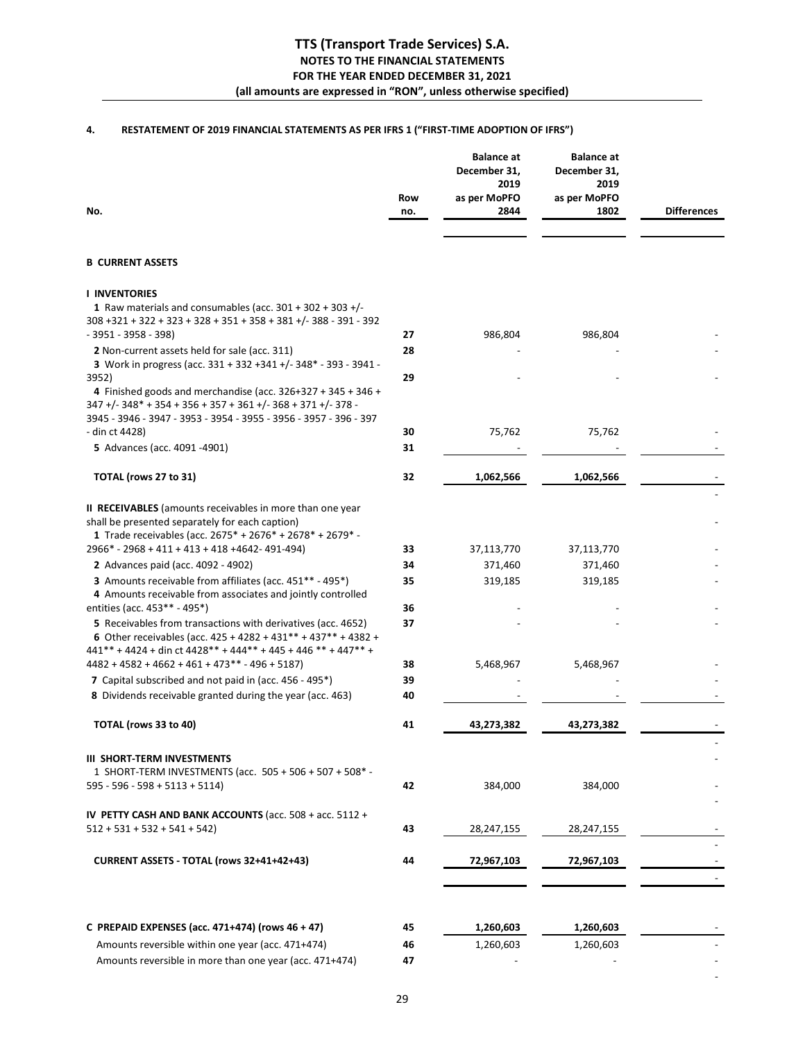# TTS (Transport Trade Services) S.A.
## NOTES TO THE FINANCIAL STATEMENTS
## FOR THE YEAR ENDED DECEMBER 31, 2021
## (all amounts are expressed in "RON", unless otherwise specified)

### 4. RESTATEMENT OF 2019 FINANCIAL STATEMENTS AS PER IFRS 1 ("FIRST-TIME ADOPTION OF IFRS")

| No. | Row no. | Balance at December 31, 2019 as per MoPFO 2844 | Balance at December 31, 2019 as per MoPFO 1802 | Differences |
|---|---|---|---|---|
| **B CURRENT ASSETS** | | | | |
| **I INVENTORIES** | | | | |
| **1** Raw materials and consumables (acc. 301 + 302 + 303 +/- 308 +321 + 322 + 323 + 328 + 351 + 358 + 381 +/- 388 - 391 - 392 - 3951 - 3958 - 398) | **27** | 986,804 | 986,804 | - |
| **2** Non-current assets held for sale (acc. 311) | **28** | - | - | - |
| **3** Work in progress (acc. 331 + 332 +341 +/- 348* - 393 - 3941 - 3952) | **29** | - | - | - |
| **4** Finished goods and merchandise (acc. 326+327 + 345 + 346 + 347 +/- 348* + 354 + 356 + 357 + 361 +/- 368 + 371 +/- 378 - 3945 - 3946 - 3947 - 3953 - 3954 - 3955 - 3956 - 3957 - 396 - 397 - din ct 4428) | **30** | 75,762 | 75,762 | - |
| **5** Advances (acc. 4091 -4901) | **31** | - | - | - |
| **TOTAL (rows 27 to 31)** | **32** | **1,062,566** | **1,062,566** | - |
| **II RECEIVABLES** (amounts receivables in more than one year shall be presented separately for each caption) | | | | - |
| **1** Trade receivables (acc. 2675* + 2676* + 2678* + 2679* - 2966* - 2968 + 411 + 413 + 418 +4642- 491-494) | **33** | 37,113,770 | 37,113,770 | - |
| **2** Advances paid (acc. 4092 - 4902) | **34** | 371,460 | 371,460 | - |
| **3** Amounts receivable from affiliates (acc. 451** - 495*) | **35** | 319,185 | 319,185 | - |
| **4** Amounts receivable from associates and jointly controlled entities (acc. 453** - 495*) | **36** | - | - | - |
| **5** Receivables from transactions with derivatives (acc. 4652) | **37** | - | - | - |
| **6** Other receivables (acc. 425 + 4282 + 431** + 437** + 4382 + 441** + 4424 + din ct 4428** + 444** + 445 + 446 ** + 447** + 4482 + 4582 + 4662 + 461 + 473** - 496 + 5187) | **38** | 5,468,967 | 5,468,967 | - |
| **7** Capital subscribed and not paid in (acc. 456 - 495*) | **39** | - | - | - |
| **8** Dividends receivable granted during the year (acc. 463) | **40** | - | - | - |
| **TOTAL (rows 33 to 40)** | **41** | **43,273,382** | **43,273,382** | - |
| **III SHORT-TERM INVESTMENTS** | | | | - |
| 1 SHORT-TERM INVESTMENTS (acc. 505 + 506 + 507 + 508* - 595 - 596 - 598 + 5113 + 5114) | **42** | 384,000 | 384,000 | - |
| **IV PETTY CASH AND BANK ACCOUNTS** (acc. 508 + acc. 5112 + 512 + 531 + 532 + 541 + 542) | **43** | 28,247,155 | 28,247,155 | - |
| **CURRENT ASSETS - TOTAL (rows 32+41+42+43)** | **44** | **72,967,103** | **72,967,103** | - |
| **C PREPAID EXPENSES (acc. 471+474) (rows 46 + 47)** | **45** | **1,260,603** | **1,260,603** | - |
| Amounts reversible within one year (acc. 471+474) | **46** | 1,260,603 | 1,260,603 | - |
| Amounts reversible in more than one year (acc. 471+474) | **47** | - | - | - |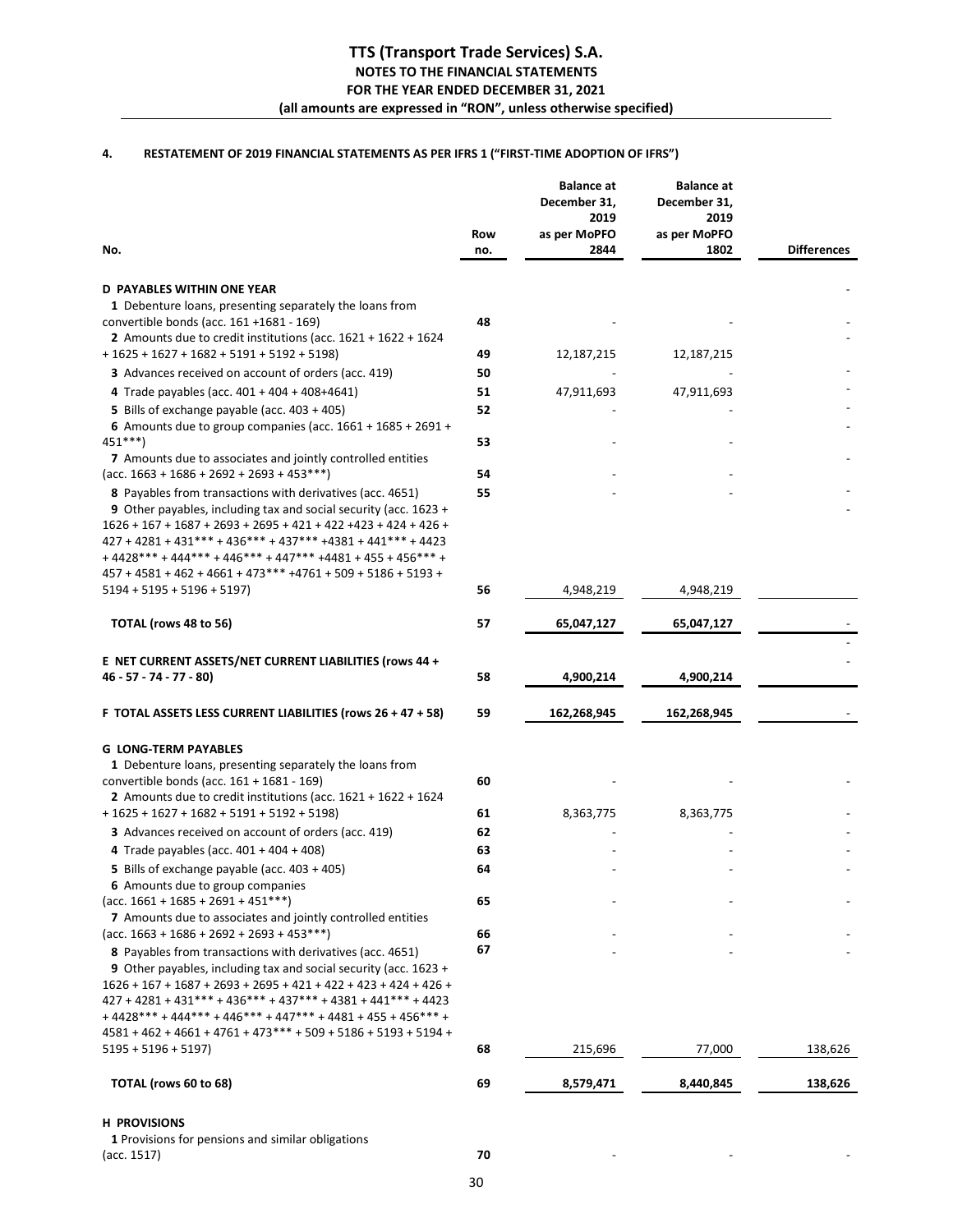# TTS (Transport Trade Services) S.A.
## NOTES TO THE FINANCIAL STATEMENTS
## FOR THE YEAR ENDED DECEMBER 31, 2021
## (all amounts are expressed in "RON", unless otherwise specified)

### 4. RESTATEMENT OF 2019 FINANCIAL STATEMENTS AS PER IFRS 1 ("FIRST-TIME ADOPTION OF IFRS")

| No. | Row no. | Balance at December 31, 2019 as per MoPFO 2844 | Balance at December 31, 2019 as per MoPFO 1802 | Differences |
|---|---|---|---|---|
| **D PAYABLES WITHIN ONE YEAR** | | | | - |
| **1** Debenture loans, presenting separately the loans from convertible bonds (acc. 161 +1681 - 169) | **48** | - | - | - |
| **2** Amounts due to credit institutions (acc. 1621 + 1622 + 1624 + 1625 + 1627 + 1682 + 5191 + 5192 + 5198) | **49** | 12,187,215 | 12,187,215 | - |
| **3** Advances received on account of orders (acc. 419) | **50** | - | - | - |
| **4** Trade payables (acc. 401 + 404 + 408+4641) | **51** | 47,911,693 | 47,911,693 | - |
| **5** Bills of exchange payable (acc. 403 + 405) | **52** | - | - | - |
| **6** Amounts due to group companies (acc. 1661 + 1685 + 2691 + 451***) | **53** | - | - | - |
| **7** Amounts due to associates and jointly controlled entities (acc. 1663 + 1686 + 2692 + 2693 + 453***) | **54** | - | - | - |
| **8** Payables from transactions with derivatives (acc. 4651) | **55** | - | - | - |
| **9** Other payables, including tax and social security (acc. 1623 + 1626 + 167 + 1687 + 2693 + 2695 + 421 + 422 +423 + 424 + 426 + 427 + 4281 + 431*** + 436*** + 437*** +4381 + 441*** + 4423 + 4428*** + 444*** + 446*** + 447*** +4481 + 455 + 456*** + 457 + 4581 + 462 + 4661 + 473*** +4761 + 509 + 5186 + 5193 + 5194 + 5195 + 5196 + 5197) | **56** | 4,948,219 | 4,948,219 | - |
| **TOTAL (rows 48 to 56)** | **57** | **65,047,127** | **65,047,127** | - |
| **E NET CURRENT ASSETS/NET CURRENT LIABILITIES (rows 44 + 46 - 57 - 74 - 77 - 80)** | **58** | **4,900,214** | **4,900,214** | - |
| **F TOTAL ASSETS LESS CURRENT LIABILITIES (rows 26 + 47 + 58)** | **59** | **162,268,945** | **162,268,945** | - |
| **G LONG-TERM PAYABLES** | | | | |
| **1** Debenture loans, presenting separately the loans from convertible bonds (acc. 161 + 1681 - 169) | **60** | - | - | - |
| **2** Amounts due to credit institutions (acc. 1621 + 1622 + 1624 + 1625 + 1627 + 1682 + 5191 + 5192 + 5198) | **61** | 8,363,775 | 8,363,775 | - |
| **3** Advances received on account of orders (acc. 419) | **62** | - | - | - |
| **4** Trade payables (acc. 401 + 404 + 408) | **63** | - | - | - |
| **5** Bills of exchange payable (acc. 403 + 405) | **64** | - | - | - |
| **6** Amounts due to group companies (acc. 1661 + 1685 + 2691 + 451***) | **65** | - | - | - |
| **7** Amounts due to associates and jointly controlled entities (acc. 1663 + 1686 + 2692 + 2693 + 453***) | **66** | - | - | - |
| **8** Payables from transactions with derivatives (acc. 4651) | **67** | - | - | - |
| **9** Other payables, including tax and social security (acc. 1623 + 1626 + 167 + 1687 + 2693 + 2695 + 421 + 422 + 423 + 424 + 426 + 427 + 4281 + 431*** + 436*** + 437*** + 4381 + 441*** + 4423 + 4428*** + 444*** + 446*** + 447*** + 4481 + 455 + 456*** + 4581 + 462 + 4661 + 4761 + 473*** + 509 + 5186 + 5193 + 5194 + 5195 + 5196 + 5197) | **68** | 215,696 | 77,000 | 138,626 |
| **TOTAL (rows 60 to 68)** | **69** | **8,579,471** | **8,440,845** | **138,626** |
| **H PROVISIONS** | | | | |
| **1** Provisions for pensions and similar obligations (acc. 1517) | **70** | - | - | - |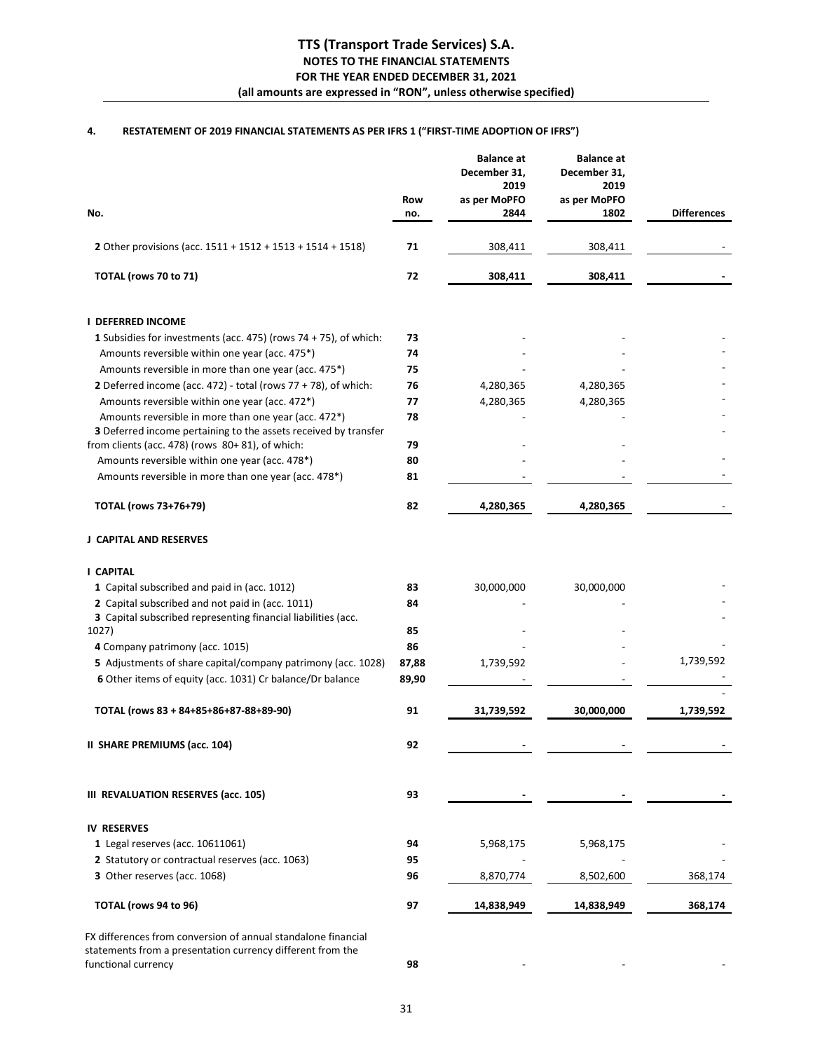## 4. RESTATEMENT OF 2019 FINANCIAL STATEMENTS AS PER IFRS 1 ("FIRST-TIME ADOPTION OF IFRS")

| No. | Row no. | Balance at December 31, 2019 as per MoPFO 2844 | Balance at December 31, 2019 as per MoPFO 1802 | Differences |
|---|---|---|---|---|
| **2** Other provisions (acc. 1511 + 1512 + 1513 + 1514 + 1518) | **71** | 308,411 | 308,411 | - |
| **TOTAL (rows 70 to 71)** | **72** | **308,411** | **308,411** | **-** |
| **I DEFERRED INCOME** | | | | |
| **1** Subsidies for investments (acc. 475) (rows 74 + 75), of which: | **73** | - | - | - |
| Amounts reversible within one year (acc. 475*) | **74** | - | - | - |
| Amounts reversible in more than one year (acc. 475*) | **75** | - | - | - |
| **2** Deferred income (acc. 472) - total (rows 77 + 78), of which: | **76** | 4,280,365 | 4,280,365 | - |
| Amounts reversible within one year (acc. 472*) | **77** | 4,280,365 | 4,280,365 | - |
| Amounts reversible in more than one year (acc. 472*) | **78** | - | - | - |
| **3** Deferred income pertaining to the assets received by transfer from clients (acc. 478) (rows 80+ 81), of which: | **79** | - | - | - |
| Amounts reversible within one year (acc. 478*) | **80** | - | - | - |
| Amounts reversible in more than one year (acc. 478*) | **81** | - | - | - |
| **TOTAL (rows 73+76+79)** | **82** | **4,280,365** | **4,280,365** | - |
| **J CAPITAL AND RESERVES** | | | | |
| **I CAPITAL** | | | | |
| **1** Capital subscribed and paid in (acc. 1012) | **83** | 30,000,000 | 30,000,000 | - |
| **2** Capital subscribed and not paid in (acc. 1011) | **84** | - | - | - |
| **3** Capital subscribed representing financial liabilities (acc. 1027) | **85** | - | - | - |
| **4** Company patrimony (acc. 1015) | **86** | - | - | - |
| **5** Adjustments of share capital/company patrimony (acc. 1028) | **87,88** | 1,739,592 | - | 1,739,592 |
| **6** Other items of equity (acc. 1031) Cr balance/Dr balance | **89,90** | - | - | - |
| **TOTAL (rows 83 + 84+85+86+87-88+89-90)** | **91** | **31,739,592** | **30,000,000** | **1,739,592** |
| **II SHARE PREMIUMS (acc. 104)** | **92** | **-** | **-** | **-** |
| **III REVALUATION RESERVES (acc. 105)** | **93** | **-** | **-** | **-** |
| **IV RESERVES** | | | | |
| **1** Legal reserves (acc. 10611061) | **94** | 5,968,175 | 5,968,175 | - |
| **2** Statutory or contractual reserves (acc. 1063) | **95** | - | - | - |
| **3** Other reserves (acc. 1068) | **96** | 8,870,774 | 8,502,600 | 368,174 |
| **TOTAL (rows 94 to 96)** | **97** | **14,838,949** | **14,838,949** | **368,174** |
| FX differences from conversion of annual standalone financial statements from a presentation currency different from the functional currency | **98** | - | - | - |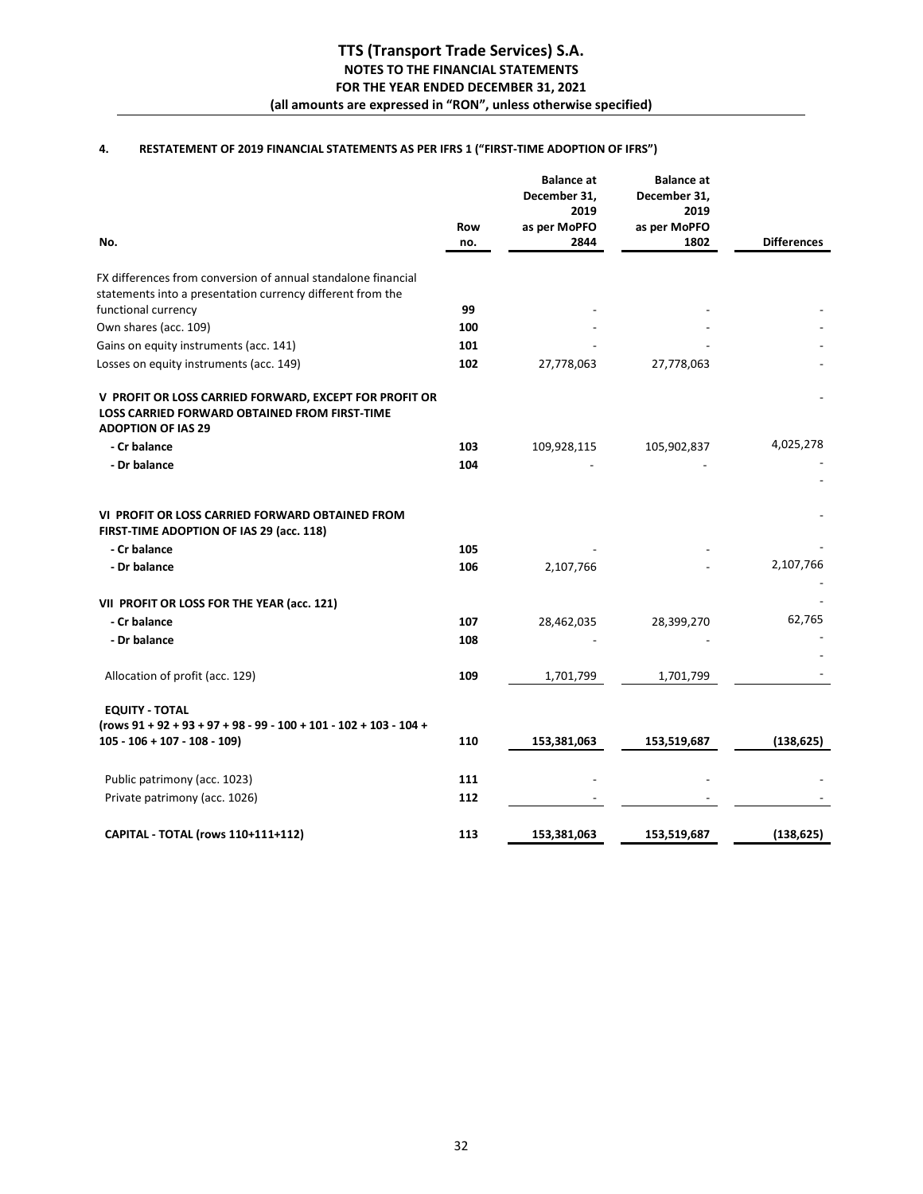## 4. RESTATEMENT OF 2019 FINANCIAL STATEMENTS AS PER IFRS 1 ("FIRST-TIME ADOPTION OF IFRS")

| No. | Row no. | Balance at December 31, 2019 as per MoPFO 2844 | Balance at December 31, 2019 as per MoPFO 1802 | Differences |
|---|---|---|---|---|
| FX differences from conversion of annual standalone financial statements into a presentation currency different from the functional currency | 99 | - | - | - |
| Own shares (acc. 109) | 100 | - | - | - |
| Gains on equity instruments (acc. 141) | 101 | - | - | - |
| Losses on equity instruments (acc. 149) | 102 | 27,778,063 | 27,778,063 | - |
| **V PROFIT OR LOSS CARRIED FORWARD, EXCEPT FOR PROFIT OR LOSS CARRIED FORWARD OBTAINED FROM FIRST-TIME ADOPTION OF IAS 29** | | | | - |
| **- Cr balance** | 103 | 109,928,115 | 105,902,837 | 4,025,278 |
| **- Dr balance** | 104 | - | - | - |
| **VI PROFIT OR LOSS CARRIED FORWARD OBTAINED FROM FIRST-TIME ADOPTION OF IAS 29 (acc. 118)** | | | | - |
| **- Cr balance** | 105 | - | - | - |
| **- Dr balance** | 106 | 2,107,766 | - | 2,107,766 |
| **VII PROFIT OR LOSS FOR THE YEAR (acc. 121)** | | | | - |
| **- Cr balance** | 107 | 28,462,035 | 28,399,270 | 62,765 |
| **- Dr balance** | 108 | - | - | - |
| Allocation of profit (acc. 129) | 109 | 1,701,799 | 1,701,799 | - |
| **EQUITY - TOTAL (rows 91 + 92 + 93 + 97 + 98 - 99 - 100 + 101 - 102 + 103 - 104 + 105 - 106 + 107 - 108 - 109)** | **110** | **153,381,063** | **153,519,687** | **(138,625)** |
| Public patrimony (acc. 1023) | 111 | - | - | - |
| Private patrimony (acc. 1026) | 112 | - | - | - |
| **CAPITAL - TOTAL (rows 110+111+112)** | **113** | **153,381,063** | **153,519,687** | **(138,625)** |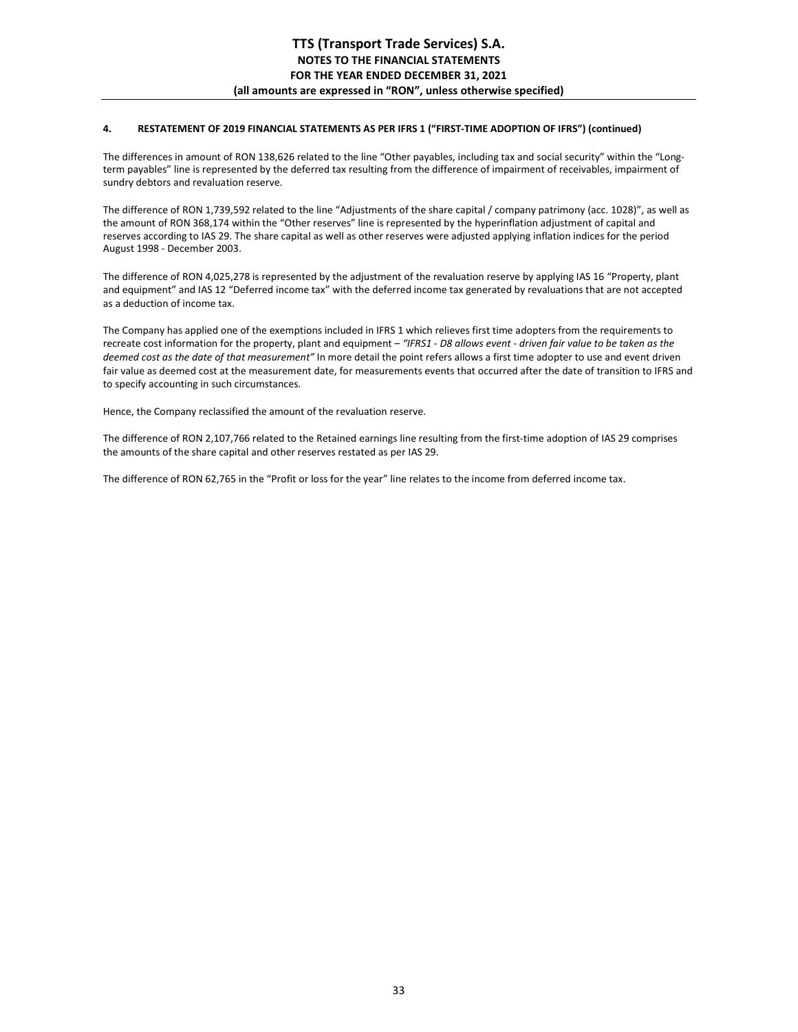#### 4. RESTATEMENT OF 2019 FINANCIAL STATEMENTS AS PER IFRS 1 ("FIRST-TIME ADOPTION OF IFRS") (continued)

The differences in amount of RON 138,626 related to the line "Other payables, including tax and social security" within the "Long-term payables" line is represented by the deferred tax resulting from the difference of impairment of receivables, impairment of sundry debtors and revaluation reserve.

The difference of RON 1,739,592 related to the line "Adjustments of the share capital / company patrimony (acc. 1028)", as well as the amount of RON 368,174 within the "Other reserves" line is represented by the hyperinflation adjustment of capital and reserves according to IAS 29. The share capital as well as other reserves were adjusted applying inflation indices for the period August 1998 - December 2003.

The difference of RON 4,025,278 is represented by the adjustment of the revaluation reserve by applying IAS 16 "Property, plant and equipment" and IAS 12 "Deferred income tax" with the deferred income tax generated by revaluations that are not accepted as a deduction of income tax.

The Company has applied one of the exemptions included in IFRS 1 which relieves first time adopters from the requirements to recreate cost information for the property, plant and equipment – *"IFRS1 - D8 allows event - driven fair value to be taken as the deemed cost as the date of that measurement"* In more detail the point refers allows a first time adopter to use and event driven fair value as deemed cost at the measurement date, for measurements events that occurred after the date of transition to IFRS and to specify accounting in such circumstances.

Hence, the Company reclassified the amount of the revaluation reserve.

The difference of RON 2,107,766 related to the Retained earnings line resulting from the first-time adoption of IAS 29 comprises the amounts of the share capital and other reserves restated as per IAS 29.

The difference of RON 62,765 in the "Profit or loss for the year" line relates to the income from deferred income tax.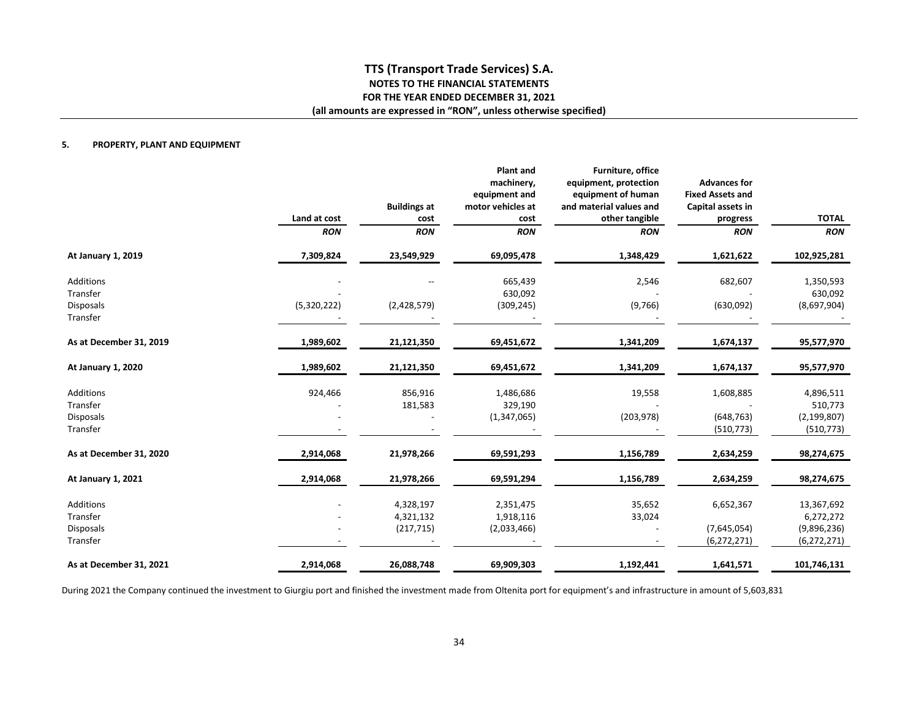## 5. PROPERTY, PLANT AND EQUIPMENT

| | Land at cost | Buildings at cost | Plant and machinery, equipment and motor vehicles at cost | Furniture, office equipment, protection equipment of human and material values and other tangible | Advances for Fixed Assets and Capital assets in progress | TOTAL |
|---|---|---|---|---|---|---|
| | *RON* | *RON* | *RON* | *RON* | *RON* | *RON* |
| **At January 1, 2019** | **7,309,824** | **23,549,929** | **69,095,478** | **1,348,429** | **1,621,622** | **102,925,281** |
| Additions | - | -- | 665,439 | 2,546 | 682,607 | 1,350,593 |
| Transfer | - | | 630,092 | - | - | 630,092 |
| Disposals | (5,320,222) | (2,428,579) | (309,245) | (9,766) | (630,092) | (8,697,904) |
| Transfer | - | - | - | - | - | - |
| **As at December 31, 2019** | **1,989,602** | **21,121,350** | **69,451,672** | **1,341,209** | **1,674,137** | **95,577,970** |
| **At January 1, 2020** | **1,989,602** | **21,121,350** | **69,451,672** | **1,341,209** | **1,674,137** | **95,577,970** |
| Additions | 924,466 | 856,916 | 1,486,686 | 19,558 | 1,608,885 | 4,896,511 |
| Transfer | - | 181,583 | 329,190 | - | - | 510,773 |
| Disposals | - | - | (1,347,065) | (203,978) | (648,763) | (2,199,807) |
| Transfer | - | - | - | - | (510,773) | (510,773) |
| **As at December 31, 2020** | **2,914,068** | **21,978,266** | **69,591,293** | **1,156,789** | **2,634,259** | **98,274,675** |
| **At January 1, 2021** | **2,914,068** | **21,978,266** | **69,591,294** | **1,156,789** | **2,634,259** | **98,274,675** |
| Additions | - | 4,328,197 | 2,351,475 | 35,652 | 6,652,367 | 13,367,692 |
| Transfer | - | 4,321,132 | 1,918,116 | 33,024 | | 6,272,272 |
| Disposals | - | (217,715) | (2,033,466) | - | (7,645,054) | (9,896,236) |
| Transfer | - | - | - | - | (6,272,271) | (6,272,271) |
| **As at December 31, 2021** | **2,914,068** | **26,088,748** | **69,909,303** | **1,192,441** | **1,641,571** | **101,746,131** |

During 2021 the Company continued the investment to Giurgiu port and finished the investment made from Oltenita port for equipment's and infrastructure in amount of 5,603,831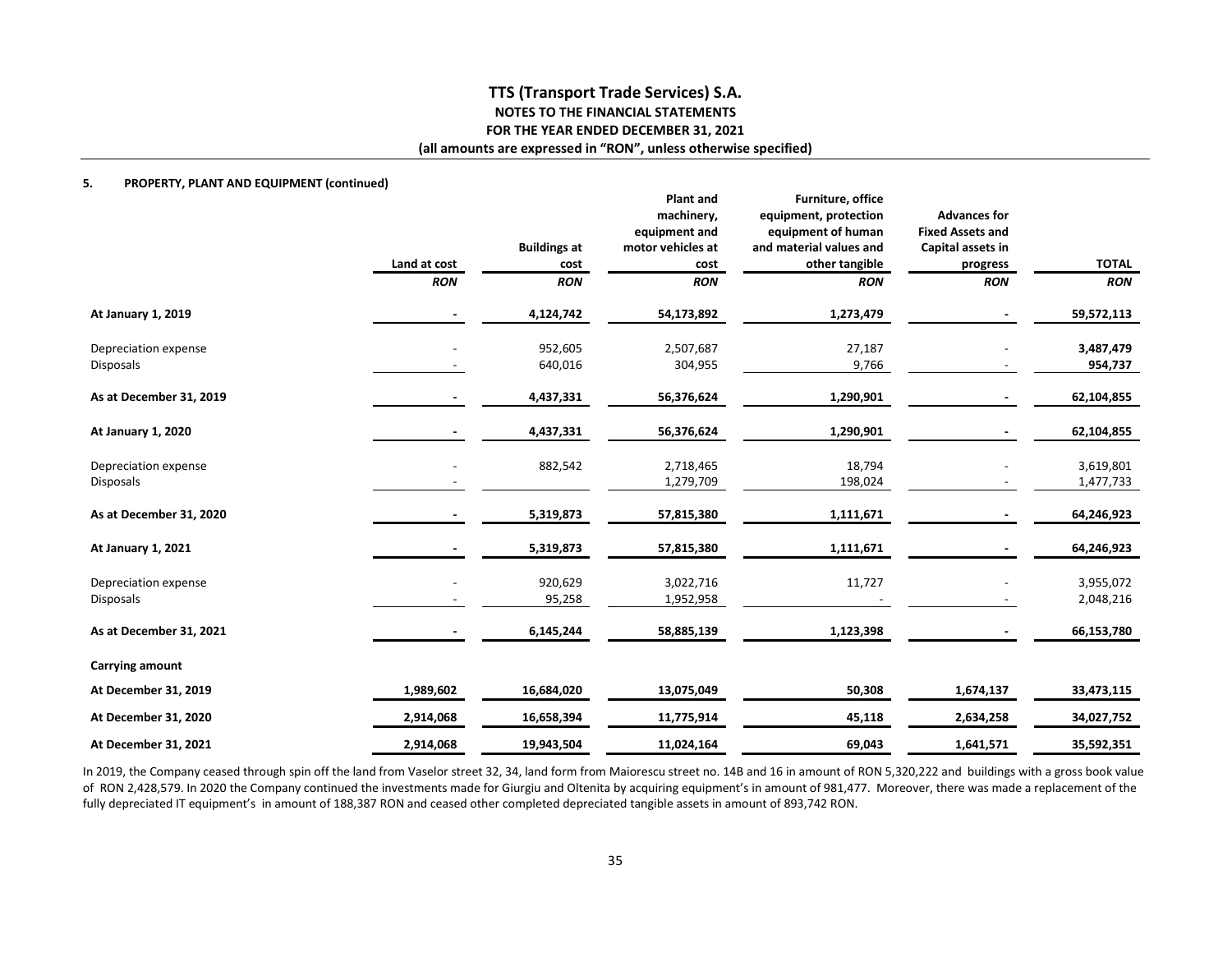#### 5. PROPERTY, PLANT AND EQUIPMENT (continued)

| | Land at cost | Buildings at cost | Plant and machinery, equipment and motor vehicles at cost | Furniture, office equipment, protection equipment of human and material values and other tangible | Advances for Fixed Assets and Capital assets in progress | TOTAL |
|---|---|---|---|---|---|---|
| | *RON* | *RON* | *RON* | *RON* | *RON* | *RON* |
| **At January 1, 2019** | **-** | **4,124,742** | **54,173,892** | **1,273,479** | **-** | **59,572,113** |
| Depreciation expense | - | 952,605 | 2,507,687 | 27,187 | - | **3,487,479** |
| Disposals | - | 640,016 | 304,955 | 9,766 | - | **954,737** |
| **As at December 31, 2019** | **-** | **4,437,331** | **56,376,624** | **1,290,901** | **-** | **62,104,855** |
| **At January 1, 2020** | **-** | **4,437,331** | **56,376,624** | **1,290,901** | **-** | **62,104,855** |
| Depreciation expense | - | 882,542 | 2,718,465 | 18,794 | - | 3,619,801 |
| Disposals | - | | 1,279,709 | 198,024 | - | 1,477,733 |
| **As at December 31, 2020** | **-** | **5,319,873** | **57,815,380** | **1,111,671** | **-** | **64,246,923** |
| **At January 1, 2021** | **-** | **5,319,873** | **57,815,380** | **1,111,671** | **-** | **64,246,923** |
| Depreciation expense | - | 920,629 | 3,022,716 | 11,727 | - | 3,955,072 |
| Disposals | - | 95,258 | 1,952,958 | - | - | 2,048,216 |
| **As at December 31, 2021** | **-** | **6,145,244** | **58,885,139** | **1,123,398** | **-** | **66,153,780** |
| **Carrying amount** | | | | | | |
| **At December 31, 2019** | **1,989,602** | **16,684,020** | **13,075,049** | **50,308** | **1,674,137** | **33,473,115** |
| **At December 31, 2020** | **2,914,068** | **16,658,394** | **11,775,914** | **45,118** | **2,634,258** | **34,027,752** |
| **At December 31, 2021** | **2,914,068** | **19,943,504** | **11,024,164** | **69,043** | **1,641,571** | **35,592,351** |

In 2019, the Company ceased through spin off the land from Vaselor street 32, 34, land form from Maiorescu street no. 14B and 16 in amount of RON 5,320,222 and buildings with a gross book value of RON 2,428,579. In 2020 the Company continued the investments made for Giurgiu and Oltenita by acquiring equipment's in amount of 981,477. Moreover, there was made a replacement of the fully depreciated IT equipment's in amount of 188,387 RON and ceased other completed depreciated tangible assets in amount of 893,742 RON.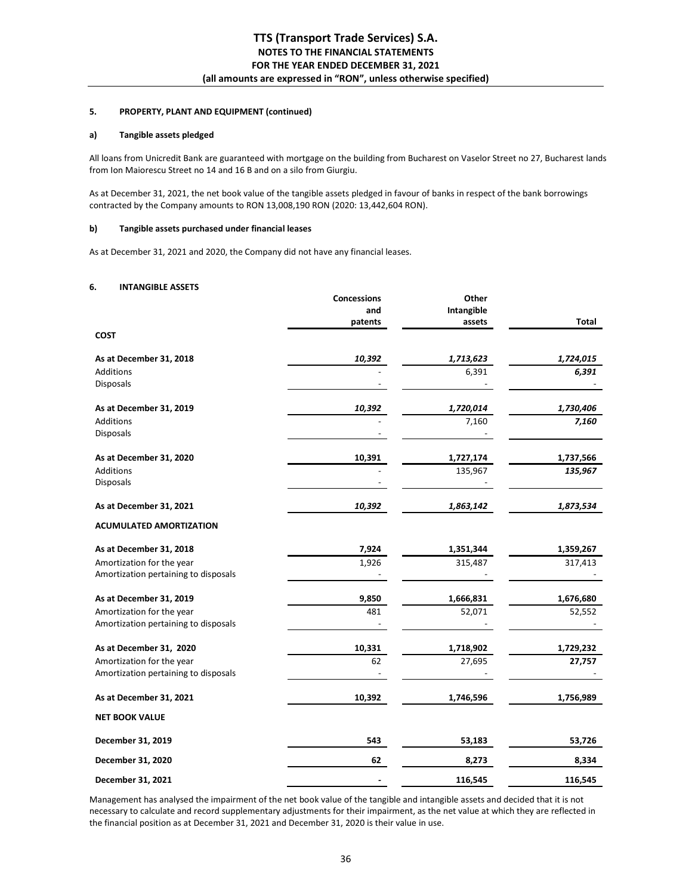### 5. PROPERTY, PLANT AND EQUIPMENT (continued)

#### a) Tangible assets pledged

All loans from Unicredit Bank are guaranteed with mortgage on the building from Bucharest on Vaselor Street no 27, Bucharest lands from Ion Maiorescu Street no 14 and 16 B and on a silo from Giurgiu.

As at December 31, 2021, the net book value of the tangible assets pledged in favour of banks in respect of the bank borrowings contracted by the Company amounts to RON 13,008,190 RON (2020: 13,442,604 RON).

#### b) Tangible assets purchased under financial leases

As at December 31, 2021 and 2020, the Company did not have any financial leases.

### 6. INTANGIBLE ASSETS

| | Concessions and patents | Other Intangible assets | Total |
|---|---|---|---|
| **COST** | | | |
| **As at December 31, 2018** | *10,392* | *1,713,623* | *1,724,015* |
| Additions | - | 6,391 | *6,391* |
| Disposals | - | - | - |
| **As at December 31, 2019** | *10,392* | *1,720,014* | *1,730,406* |
| Additions | - | 7,160 | *7,160* |
| Disposals | - | - | |
| **As at December 31, 2020** | **10,391** | **1,727,174** | **1,737,566** |
| Additions | - | 135,967 | *135,967* |
| Disposals | - | - | |
| **As at December 31, 2021** | *10,392* | *1,863,142* | *1,873,534* |
| **ACUMULATED AMORTIZATION** | | | |
| **As at December 31, 2018** | **7,924** | **1,351,344** | **1,359,267** |
| Amortization for the year | 1,926 | 315,487 | 317,413 |
| Amortization pertaining to disposals | - | - | - |
| **As at December 31, 2019** | **9,850** | **1,666,831** | **1,676,680** |
| Amortization for the year | 481 | 52,071 | 52,552 |
| Amortization pertaining to disposals | - | - | - |
| **As at December 31, 2020** | **10,331** | **1,718,902** | **1,729,232** |
| Amortization for the year | 62 | 27,695 | **27,757** |
| Amortization pertaining to disposals | - | - | - |
| **As at December 31, 2021** | **10,392** | **1,746,596** | **1,756,989** |
| **NET BOOK VALUE** | | | |
| **December 31, 2019** | **543** | **53,183** | **53,726** |
| **December 31, 2020** | **62** | **8,273** | **8,334** |
| **December 31, 2021** | **-** | **116,545** | **116,545** |

Management has analysed the impairment of the net book value of the tangible and intangible assets and decided that it is not necessary to calculate and record supplementary adjustments for their impairment, as the net value at which they are reflected in the financial position as at December 31, 2021 and December 31, 2020 is their value in use.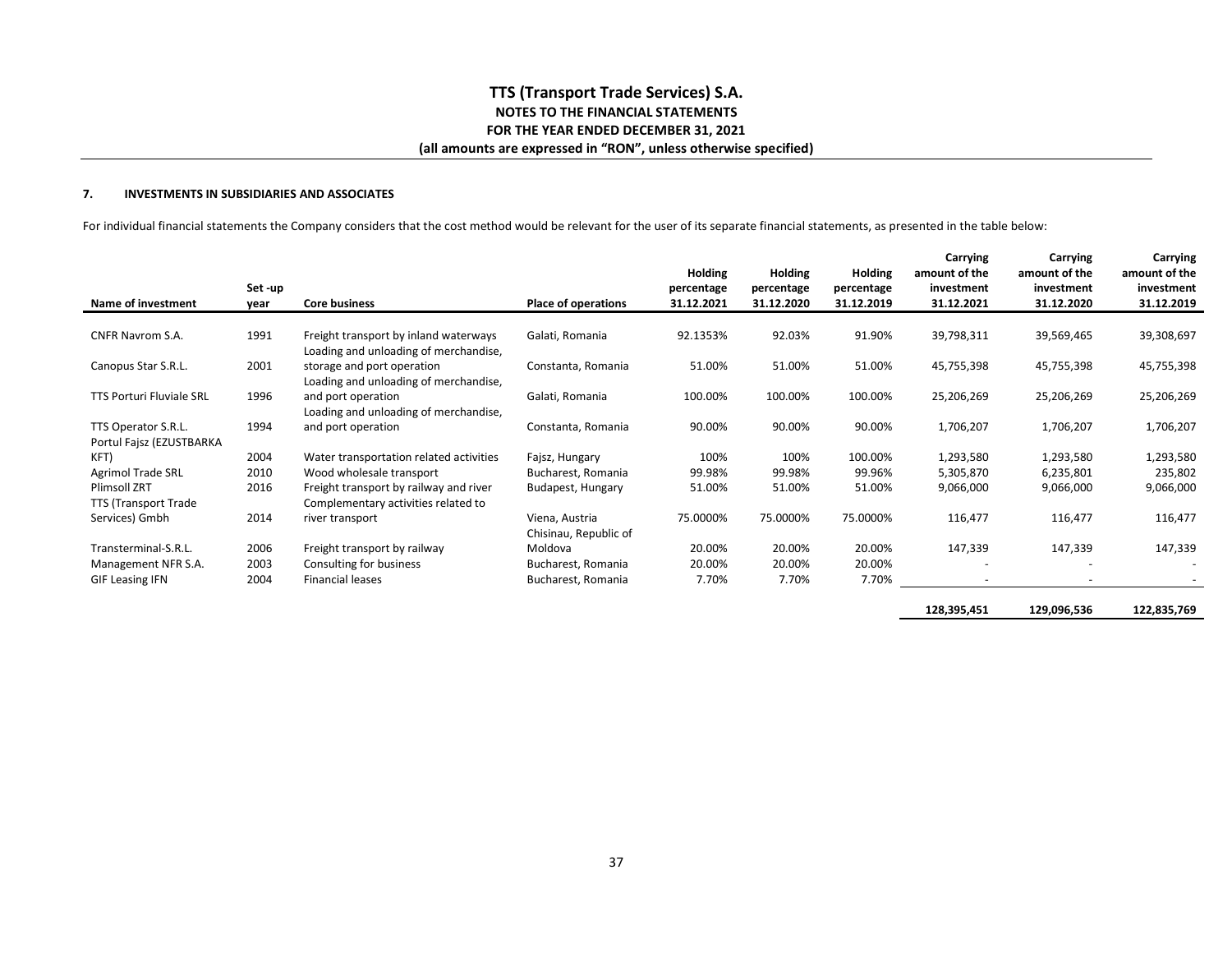## 7. INVESTMENTS IN SUBSIDIARIES AND ASSOCIATES

For individual financial statements the Company considers that the cost method would be relevant for the user of its separate financial statements, as presented in the table below:

| Name of investment | Set -up year | Core business | Place of operations | Holding percentage 31.12.2021 | Holding percentage 31.12.2020 | Holding percentage 31.12.2019 | Carrying amount of the investment 31.12.2021 | Carrying amount of the investment 31.12.2020 | Carrying amount of the investment 31.12.2019 |
|---|---|---|---|---|---|---|---|---|---|
| CNFR Navrom S.A. | 1991 | Freight transport by inland waterways | Galati, Romania | 92.1353% | 92.03% | 91.90% | 39,798,311 | 39,569,465 | 39,308,697 |
| Canopus Star S.R.L. | 2001 | Loading and unloading of merchandise, storage and port operation | Constanta, Romania | 51.00% | 51.00% | 51.00% | 45,755,398 | 45,755,398 | 45,755,398 |
| TTS Porturi Fluviale SRL | 1996 | Loading and unloading of merchandise, and port operation | Galati, Romania | 100.00% | 100.00% | 100.00% | 25,206,269 | 25,206,269 | 25,206,269 |
| TTS Operator S.R.L. | 1994 | Loading and unloading of merchandise, and port operation | Constanta, Romania | 90.00% | 90.00% | 90.00% | 1,706,207 | 1,706,207 | 1,706,207 |
| Portul Fajsz (EZUSTBARKA KFT) | 2004 | Water transportation related activities | Fajsz, Hungary | 100% | 100% | 100.00% | 1,293,580 | 1,293,580 | 1,293,580 |
| Agrimol Trade SRL | 2010 | Wood wholesale transport | Bucharest, Romania | 99.98% | 99.98% | 99.96% | 5,305,870 | 6,235,801 | 235,802 |
| Plimsoll ZRT | 2016 | Freight transport by railway and river | Budapest, Hungary | 51.00% | 51.00% | 51.00% | 9,066,000 | 9,066,000 | 9,066,000 |
| TTS (Transport Trade Services) Gmbh | 2014 | Complementary activities related to river transport | Viena, Austria | 75.0000% | 75.0000% | 75.0000% | 116,477 | 116,477 | 116,477 |
| Transterminal-S.R.L. | 2006 | Freight transport by railway | Chisinau, Republic of Moldova | 20.00% | 20.00% | 20.00% | 147,339 | 147,339 | 147,339 |
| Management NFR S.A. | 2003 | Consulting for business | Bucharest, Romania | 20.00% | 20.00% | 20.00% | - | - | - |
| GIF Leasing IFN | 2004 | Financial leases | Bucharest, Romania | 7.70% | 7.70% | 7.70% | - | - | - |
| | | | | | | | **128,395,451** | **129,096,536** | **122,835,769** |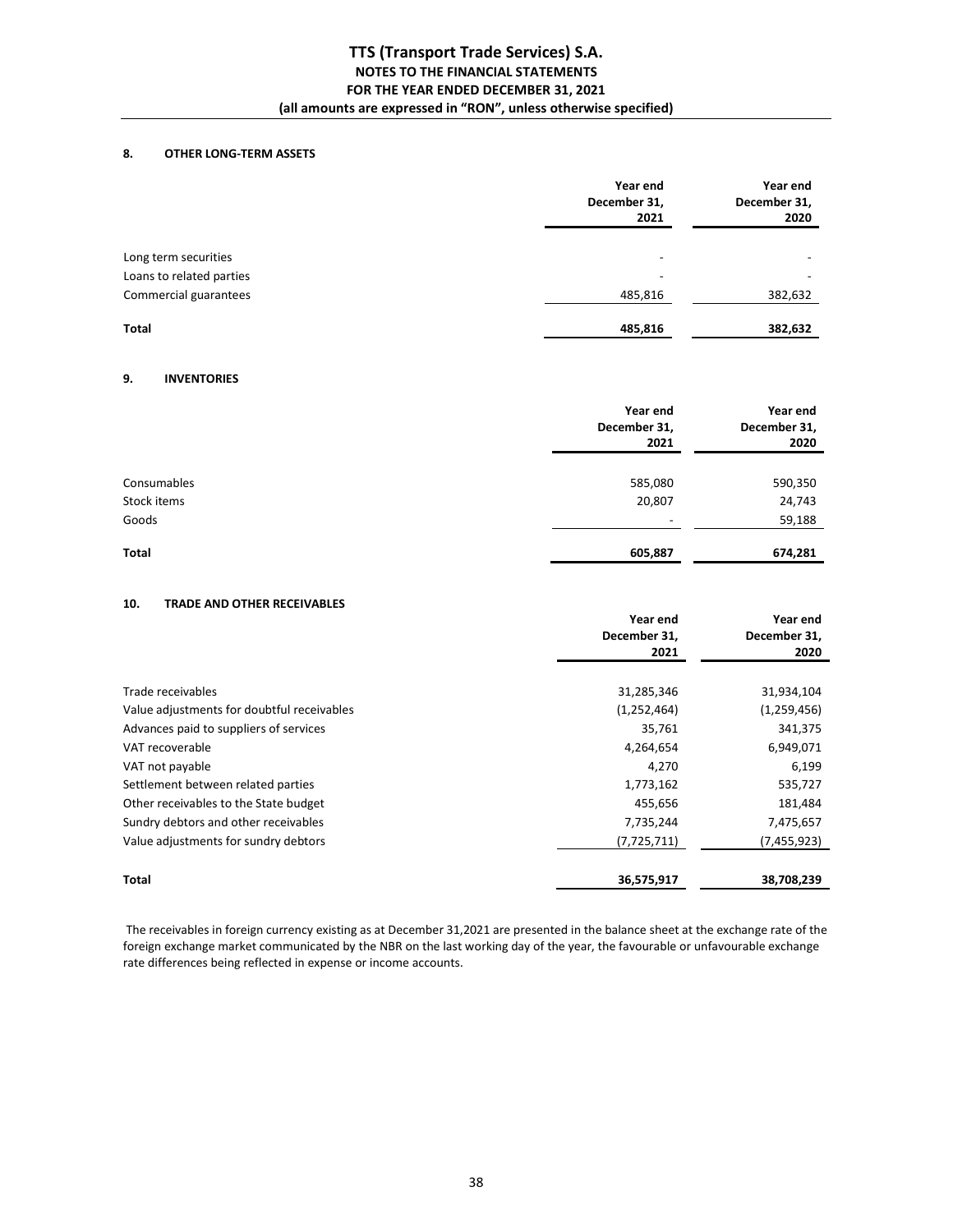## 8. OTHER LONG-TERM ASSETS

| | Year end December 31, 2021 | Year end December 31, 2020 |
|---|---|---|
| Long term securities | - | - |
| Loans to related parties | - | - |
| Commercial guarantees | 485,816 | 382,632 |
| **Total** | **485,816** | **382,632** |

## 9. INVENTORIES

| | Year end December 31, 2021 | Year end December 31, 2020 |
|---|---|---|
| Consumables | 585,080 | 590,350 |
| Stock items | 20,807 | 24,743 |
| Goods | - | 59,188 |
| **Total** | **605,887** | **674,281** |

## 10. TRADE AND OTHER RECEIVABLES

| | Year end December 31, 2021 | Year end December 31, 2020 |
|---|---|---|
| Trade receivables | 31,285,346 | 31,934,104 |
| Value adjustments for doubtful receivables | (1,252,464) | (1,259,456) |
| Advances paid to suppliers of services | 35,761 | 341,375 |
| VAT recoverable | 4,264,654 | 6,949,071 |
| VAT not payable | 4,270 | 6,199 |
| Settlement between related parties | 1,773,162 | 535,727 |
| Other receivables to the State budget | 455,656 | 181,484 |
| Sundry debtors and other receivables | 7,735,244 | 7,475,657 |
| Value adjustments for sundry debtors | (7,725,711) | (7,455,923) |
| **Total** | **36,575,917** | **38,708,239** |

The receivables in foreign currency existing as at December 31,2021 are presented in the balance sheet at the exchange rate of the foreign exchange market communicated by the NBR on the last working day of the year, the favourable or unfavourable exchange rate differences being reflected in expense or income accounts.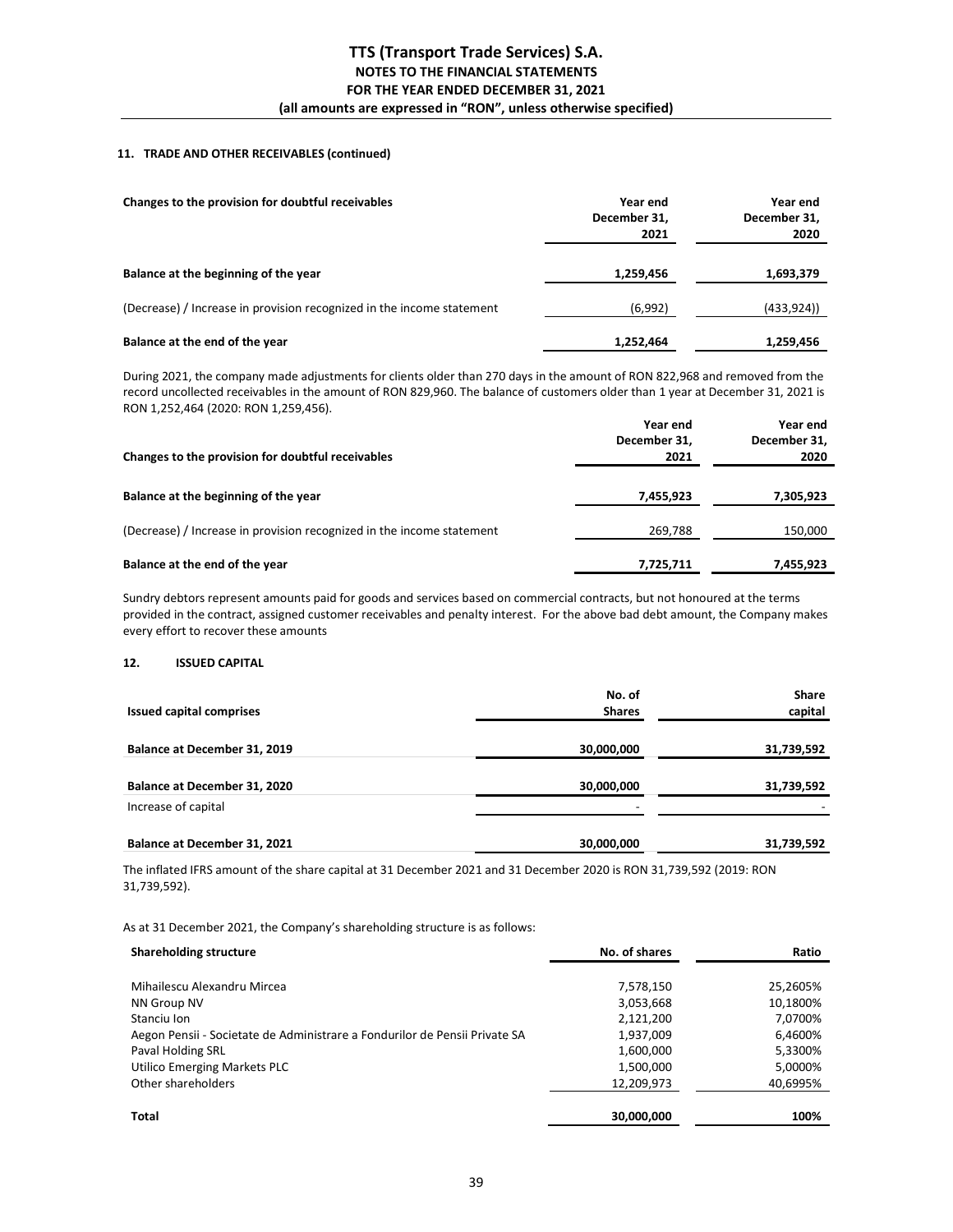#### 11. TRADE AND OTHER RECEIVABLES (continued)

| Changes to the provision for doubtful receivables | Year end December 31, 2021 | Year end December 31, 2020 |
|---|---|---|
| **Balance at the beginning of the year** | **1,259,456** | **1,693,379** |
| (Decrease) / Increase in provision recognized in the income statement | (6,992) | (433,924)) |
| **Balance at the end of the year** | **1,252,464** | **1,259,456** |

During 2021, the company made adjustments for clients older than 270 days in the amount of RON 822,968 and removed from the record uncollected receivables in the amount of RON 829,960. The balance of customers older than 1 year at December 31, 2021 is RON 1,252,464 (2020: RON 1,259,456).

| Changes to the provision for doubtful receivables | Year end December 31, 2021 | Year end December 31, 2020 |
|---|---|---|
| **Balance at the beginning of the year** | **7,455,923** | **7,305,923** |
| (Decrease) / Increase in provision recognized in the income statement | 269,788 | 150,000 |
| **Balance at the end of the year** | **7,725,711** | **7,455,923** |

Sundry debtors represent amounts paid for goods and services based on commercial contracts, but not honoured at the terms provided in the contract, assigned customer receivables and penalty interest. For the above bad debt amount, the Company makes every effort to recover these amounts

#### 12. ISSUED CAPITAL

| Issued capital comprises | No. of Shares | Share capital |
|---|---|---|
| **Balance at December 31, 2019** | **30,000,000** | **31,739,592** |
| **Balance at December 31, 2020** | **30,000,000** | **31,739,592** |
| Increase of capital | - | - |
| **Balance at December 31, 2021** | **30,000,000** | **31,739,592** |

The inflated IFRS amount of the share capital at 31 December 2021 and 31 December 2020 is RON 31,739,592 (2019: RON 31,739,592).

As at 31 December 2021, the Company's shareholding structure is as follows:

| Shareholding structure | No. of shares | Ratio |
|---|---|---|
| Mihailescu Alexandru Mircea | 7,578,150 | 25,2605% |
| NN Group NV | 3,053,668 | 10,1800% |
| Stanciu Ion | 2,121,200 | 7,0700% |
| Aegon Pensii - Societate de Administrare a Fondurilor de Pensii Private SA | 1,937,009 | 6,4600% |
| Paval Holding SRL | 1,600,000 | 5,3300% |
| Utilico Emerging Markets PLC | 1,500,000 | 5,0000% |
| Other shareholders | 12,209,973 | 40,6995% |
| **Total** | **30,000,000** | **100%** |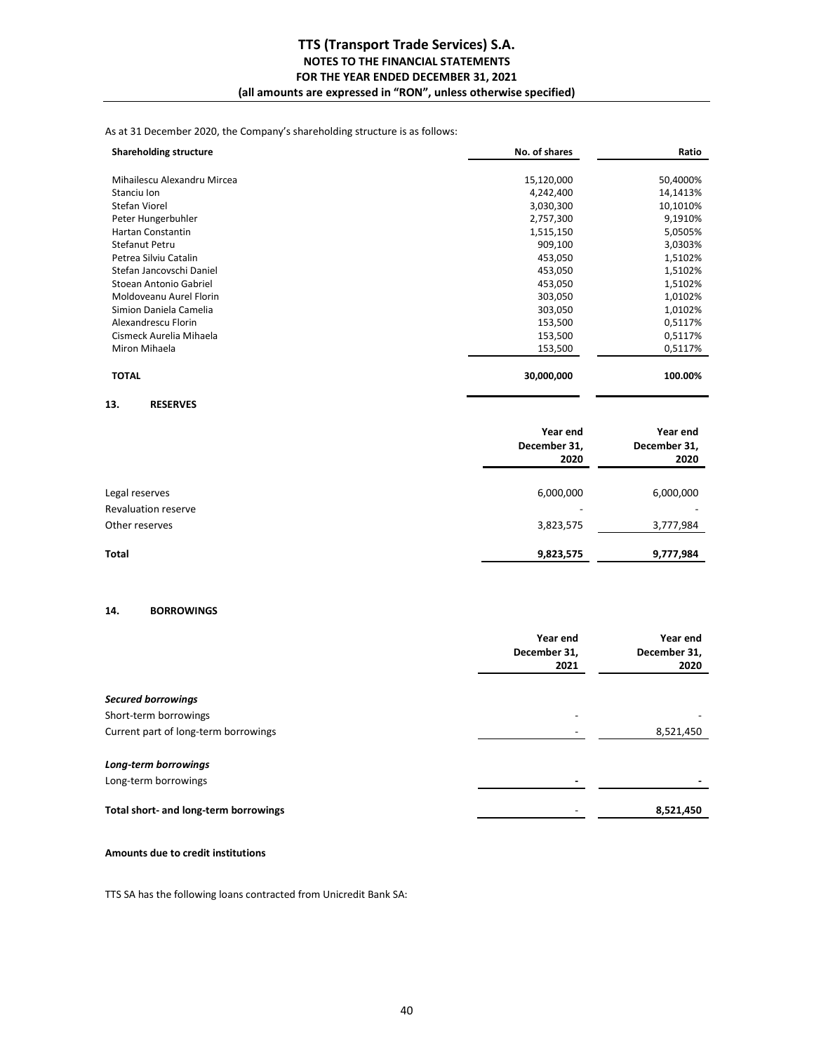As at 31 December 2020, the Company's shareholding structure is as follows:

| Shareholding structure | No. of shares | Ratio |
|---|---|---|
| Mihailescu Alexandru Mircea | 15,120,000 | 50,4000% |
| Stanciu Ion | 4,242,400 | 14,1413% |
| Stefan Viorel | 3,030,300 | 10,1010% |
| Peter Hungerbuhler | 2,757,300 | 9,1910% |
| Hartan Constantin | 1,515,150 | 5,0505% |
| Stefanut Petru | 909,100 | 3,0303% |
| Petrea Silviu Catalin | 453,050 | 1,5102% |
| Stefan Jancovschi Daniel | 453,050 | 1,5102% |
| Stoean Antonio Gabriel | 453,050 | 1,5102% |
| Moldoveanu Aurel Florin | 303,050 | 1,0102% |
| Simion Daniela Camelia | 303,050 | 1,0102% |
| Alexandrescu Florin | 153,500 | 0,5117% |
| Cismeck Aurelia Mihaela | 153,500 | 0,5117% |
| Miron Mihaela | 153,500 | 0,5117% |
| **TOTAL** | **30,000,000** | **100.00%** |

## 13. RESERVES

| | Year end December 31, 2020 | Year end December 31, 2020 |
|---|---|---|
| Legal reserves | 6,000,000 | 6,000,000 |
| Revaluation reserve | - | - |
| Other reserves | 3,823,575 | 3,777,984 |
| **Total** | **9,823,575** | **9,777,984** |

## 14. BORROWINGS

| | Year end December 31, 2021 | Year end December 31, 2020 |
|---|---|---|
| ***Secured borrowings*** | | |
| Short-term borrowings | - | - |
| Current part of long-term borrowings | - | 8,521,450 |
| ***Long-term borrowings*** | | |
| Long-term borrowings | - | - |
| **Total short- and long-term borrowings** | - | **8,521,450** |

**Amounts due to credit institutions**

TTS SA has the following loans contracted from Unicredit Bank SA: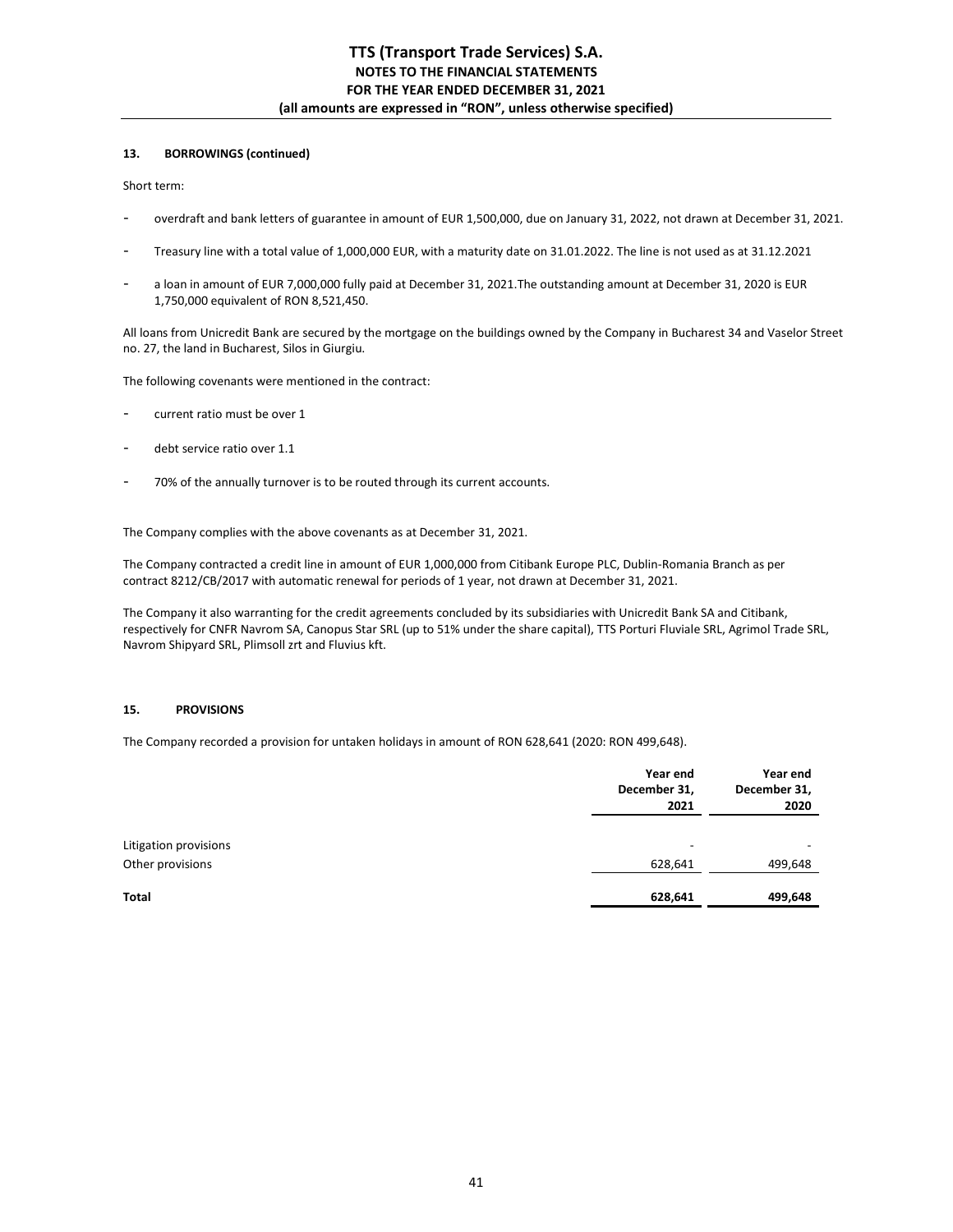### 13. BORROWINGS (continued)

Short term:

- overdraft and bank letters of guarantee in amount of EUR 1,500,000, due on January 31, 2022, not drawn at December 31, 2021.
- Treasury line with a total value of 1,000,000 EUR, with a maturity date on 31.01.2022. The line is not used as at 31.12.2021
- a loan in amount of EUR 7,000,000 fully paid at December 31, 2021.The outstanding amount at December 31, 2020 is EUR 1,750,000 equivalent of RON 8,521,450.

All loans from Unicredit Bank are secured by the mortgage on the buildings owned by the Company in Bucharest 34 and Vaselor Street no. 27, the land in Bucharest, Silos in Giurgiu.

The following covenants were mentioned in the contract:

- current ratio must be over 1
- debt service ratio over 1.1
- 70% of the annually turnover is to be routed through its current accounts.

The Company complies with the above covenants as at December 31, 2021.

The Company contracted a credit line in amount of EUR 1,000,000 from Citibank Europe PLC, Dublin-Romania Branch as per contract 8212/CB/2017 with automatic renewal for periods of 1 year, not drawn at December 31, 2021.

The Company it also warranting for the credit agreements concluded by its subsidiaries with Unicredit Bank SA and Citibank, respectively for CNFR Navrom SA, Canopus Star SRL (up to 51% under the share capital), TTS Porturi Fluviale SRL, Agrimol Trade SRL, Navrom Shipyard SRL, Plimsoll zrt and Fluvius kft.

### 15. PROVISIONS

The Company recorded a provision for untaken holidays in amount of RON 628,641 (2020: RON 499,648).

| | Year end December 31, 2021 | Year end December 31, 2020 |
|---|---|---|
| Litigation provisions | - | - |
| Other provisions | 628,641 | 499,648 |
| **Total** | **628,641** | **499,648** |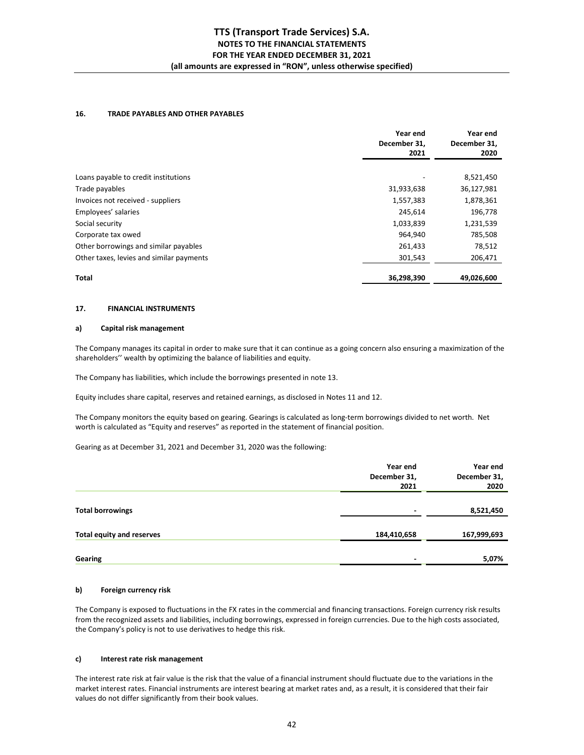## 16. TRADE PAYABLES AND OTHER PAYABLES

| | Year end December 31, 2021 | Year end December 31, 2020 |
|---|---|---|
| Loans payable to credit institutions | - | 8,521,450 |
| Trade payables | 31,933,638 | 36,127,981 |
| Invoices not received - suppliers | 1,557,383 | 1,878,361 |
| Employees' salaries | 245,614 | 196,778 |
| Social security | 1,033,839 | 1,231,539 |
| Corporate tax owed | 964,940 | 785,508 |
| Other borrowings and similar payables | 261,433 | 78,512 |
| Other taxes, levies and similar payments | 301,543 | 206,471 |
| **Total** | **36,298,390** | **49,026,600** |

## 17. FINANCIAL INSTRUMENTS

### a) Capital risk management

The Company manages its capital in order to make sure that it can continue as a going concern also ensuring a maximization of the shareholders'' wealth by optimizing the balance of liabilities and equity.

The Company has liabilities, which include the borrowings presented in note 13.

Equity includes share capital, reserves and retained earnings, as disclosed in Notes 11 and 12.

The Company monitors the equity based on gearing. Gearings is calculated as long-term borrowings divided to net worth. Net worth is calculated as "Equity and reserves" as reported in the statement of financial position.

Gearing as at December 31, 2021 and December 31, 2020 was the following:

| | Year end December 31, 2021 | Year end December 31, 2020 |
|---|---|---|
| **Total borrowings** | - | **8,521,450** |
| **Total equity and reserves** | **184,410,658** | **167,999,693** |
| **Gearing** | - | **5,07%** |

### b) Foreign currency risk

The Company is exposed to fluctuations in the FX rates in the commercial and financing transactions. Foreign currency risk results from the recognized assets and liabilities, including borrowings, expressed in foreign currencies. Due to the high costs associated, the Company's policy is not to use derivatives to hedge this risk.

### c) Interest rate risk management

The interest rate risk at fair value is the risk that the value of a financial instrument should fluctuate due to the variations in the market interest rates. Financial instruments are interest bearing at market rates and, as a result, it is considered that their fair values do not differ significantly from their book values.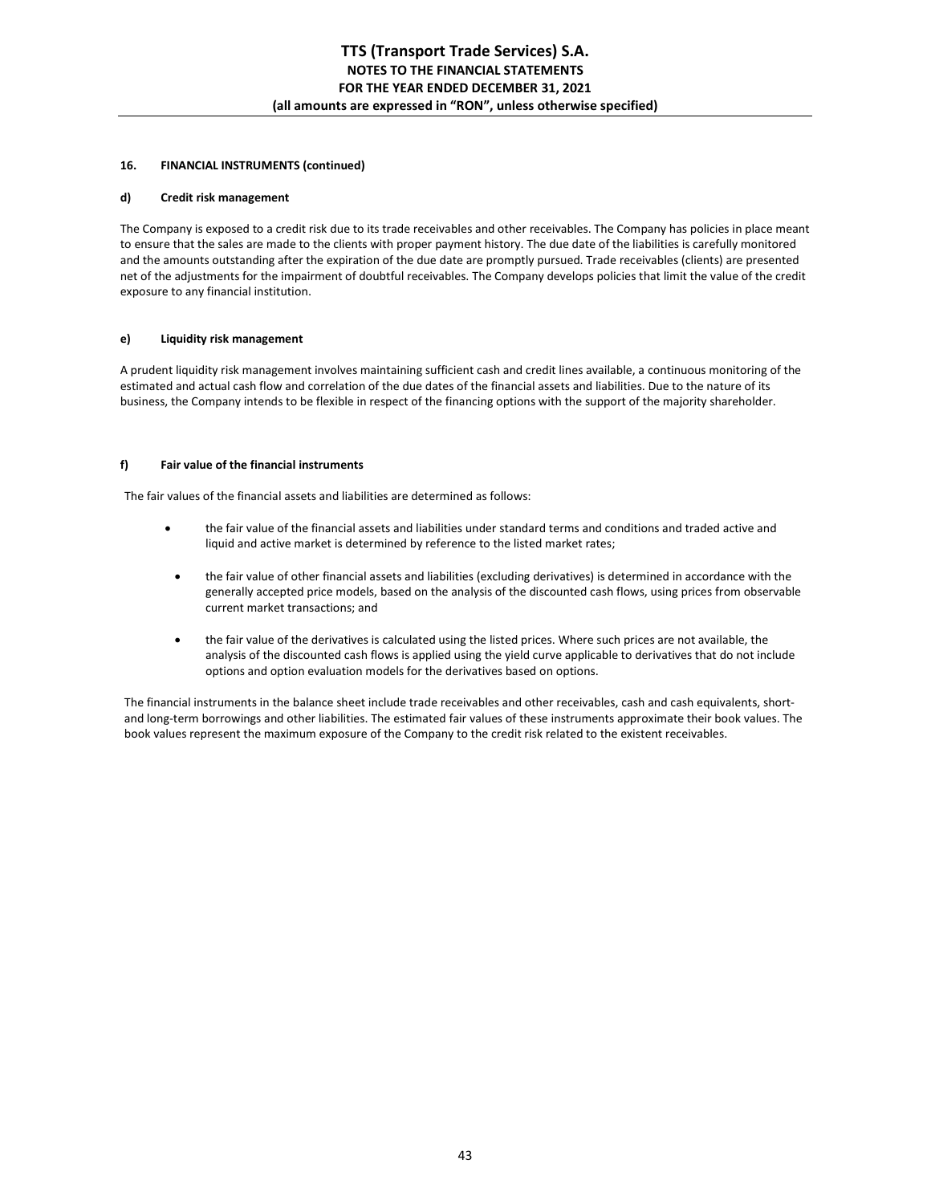## 16. FINANCIAL INSTRUMENTS (continued)

### d) Credit risk management

The Company is exposed to a credit risk due to its trade receivables and other receivables. The Company has policies in place meant to ensure that the sales are made to the clients with proper payment history. The due date of the liabilities is carefully monitored and the amounts outstanding after the expiration of the due date are promptly pursued. Trade receivables (clients) are presented net of the adjustments for the impairment of doubtful receivables. The Company develops policies that limit the value of the credit exposure to any financial institution.

### e) Liquidity risk management

A prudent liquidity risk management involves maintaining sufficient cash and credit lines available, a continuous monitoring of the estimated and actual cash flow and correlation of the due dates of the financial assets and liabilities. Due to the nature of its business, the Company intends to be flexible in respect of the financing options with the support of the majority shareholder.

### f) Fair value of the financial instruments

The fair values of the financial assets and liabilities are determined as follows:

- the fair value of the financial assets and liabilities under standard terms and conditions and traded active and liquid and active market is determined by reference to the listed market rates;
- the fair value of other financial assets and liabilities (excluding derivatives) is determined in accordance with the generally accepted price models, based on the analysis of the discounted cash flows, using prices from observable current market transactions; and
- the fair value of the derivatives is calculated using the listed prices. Where such prices are not available, the analysis of the discounted cash flows is applied using the yield curve applicable to derivatives that do not include options and option evaluation models for the derivatives based on options.

The financial instruments in the balance sheet include trade receivables and other receivables, cash and cash equivalents, short- and long-term borrowings and other liabilities. The estimated fair values of these instruments approximate their book values. The book values represent the maximum exposure of the Company to the credit risk related to the existent receivables.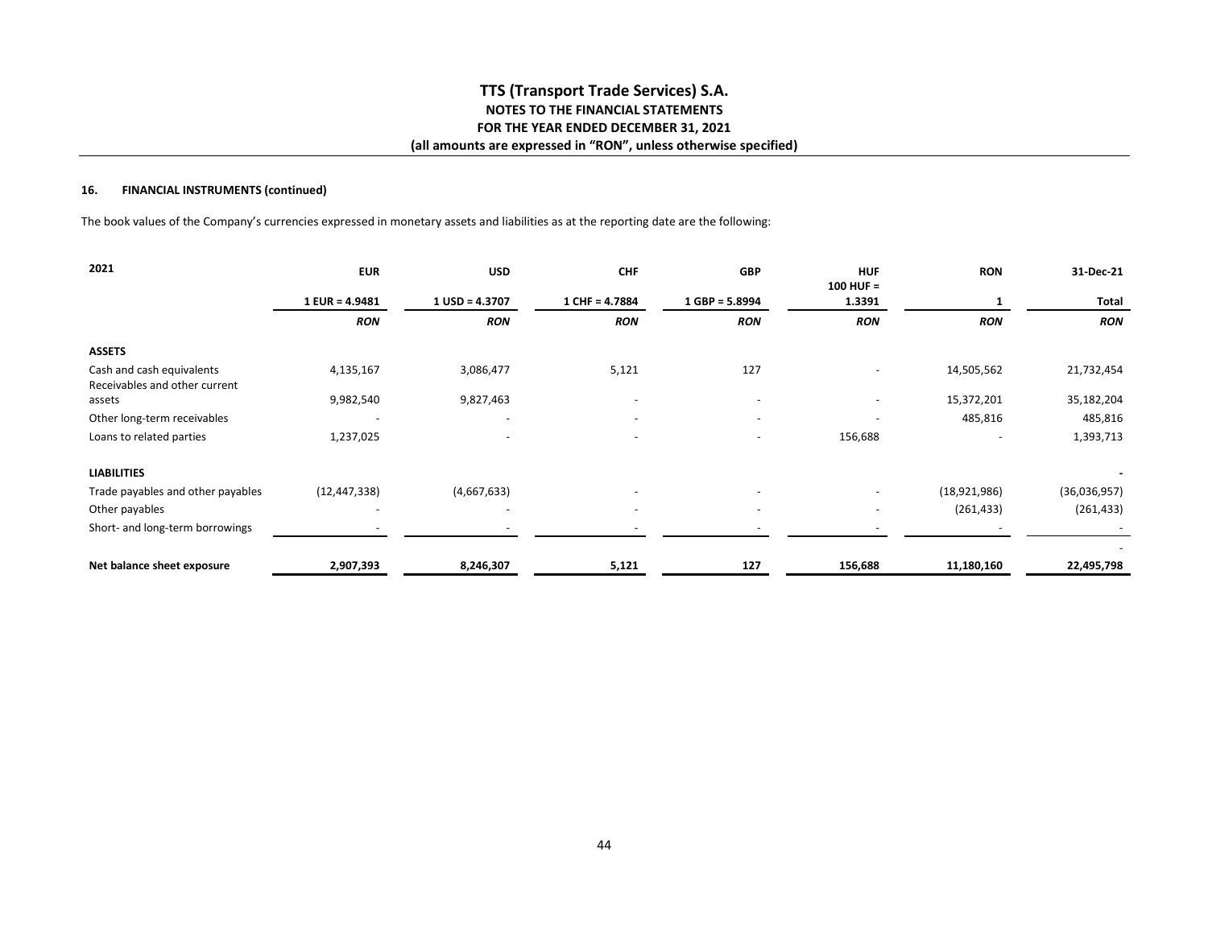## 16. FINANCIAL INSTRUMENTS (continued)

The book values of the Company's currencies expressed in monetary assets and liabilities as at the reporting date are the following:

| 2021 | EUR | USD | CHF | GBP | HUF | RON | 31-Dec-21 |
|---|---|---|---|---|---|---|---|
| | 1 EUR = 4.9481 | 1 USD = 4.3707 | 1 CHF = 4.7884 | 1 GBP = 5.8994 | 100 HUF = 1.3391 | 1 | Total |
| | *RON* | *RON* | *RON* | *RON* | *RON* | *RON* | *RON* |
| **ASSETS** | | | | | | | |
| Cash and cash equivalents | 4,135,167 | 3,086,477 | 5,121 | 127 | - | 14,505,562 | 21,732,454 |
| Receivables and other current assets | 9,982,540 | 9,827,463 | - | - | - | 15,372,201 | 35,182,204 |
| Other long-term receivables | - | - | - | - | - | 485,816 | 485,816 |
| Loans to related parties | 1,237,025 | - | - | - | 156,688 | - | 1,393,713 |
| **LIABILITIES** | | | | | | | - |
| Trade payables and other payables | (12,447,338) | (4,667,633) | - | - | - | (18,921,986) | (36,036,957) |
| Other payables | - | - | - | - | - | (261,433) | (261,433) |
| Short- and long-term borrowings | - | - | - | - | - | - | - |
| | | | | | | | - |
| **Net balance sheet exposure** | **2,907,393** | **8,246,307** | **5,121** | **127** | **156,688** | **11,180,160** | **22,495,798** |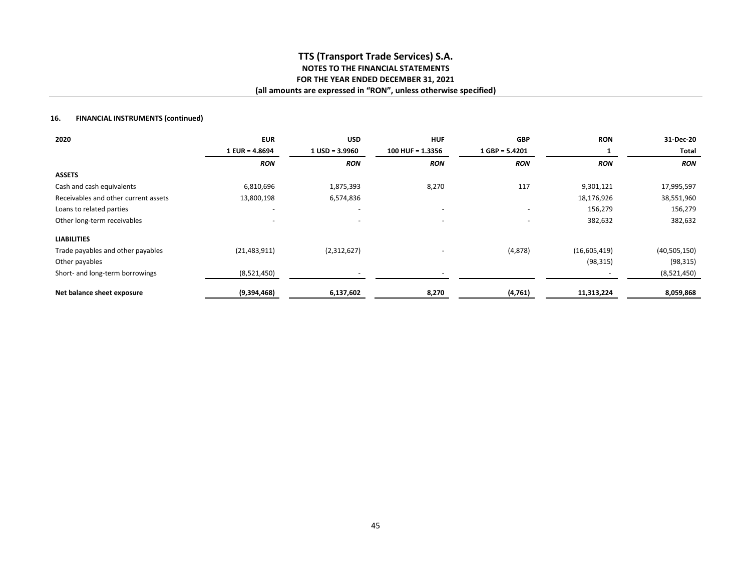## 16. FINANCIAL INSTRUMENTS (continued)

| 2020 | EUR | USD | HUF | GBP | RON | 31-Dec-20 |
|---|---|---|---|---|---|---|
| | 1 EUR = 4.8694 | 1 USD = 3.9960 | 100 HUF = 1.3356 | 1 GBP = 5.4201 | 1 | Total |
| | *RON* | *RON* | *RON* | *RON* | *RON* | *RON* |
| **ASSETS** | | | | | | |
| Cash and cash equivalents | 6,810,696 | 1,875,393 | 8,270 | 117 | 9,301,121 | 17,995,597 |
| Receivables and other current assets | 13,800,198 | 6,574,836 | | | 18,176,926 | 38,551,960 |
| Loans to related parties | - | - | - | - | 156,279 | 156,279 |
| Other long-term receivables | - | - | - | - | 382,632 | 382,632 |
| **LIABILITIES** | | | | | | |
| Trade payables and other payables | (21,483,911) | (2,312,627) | - | (4,878) | (16,605,419) | (40,505,150) |
| Other payables | | | | | (98,315) | (98,315) |
| Short- and long-term borrowings | (8,521,450) | - | - | | - | (8,521,450) |
| **Net balance sheet exposure** | **(9,394,468)** | **6,137,602** | **8,270** | **(4,761)** | **11,313,224** | **8,059,868** |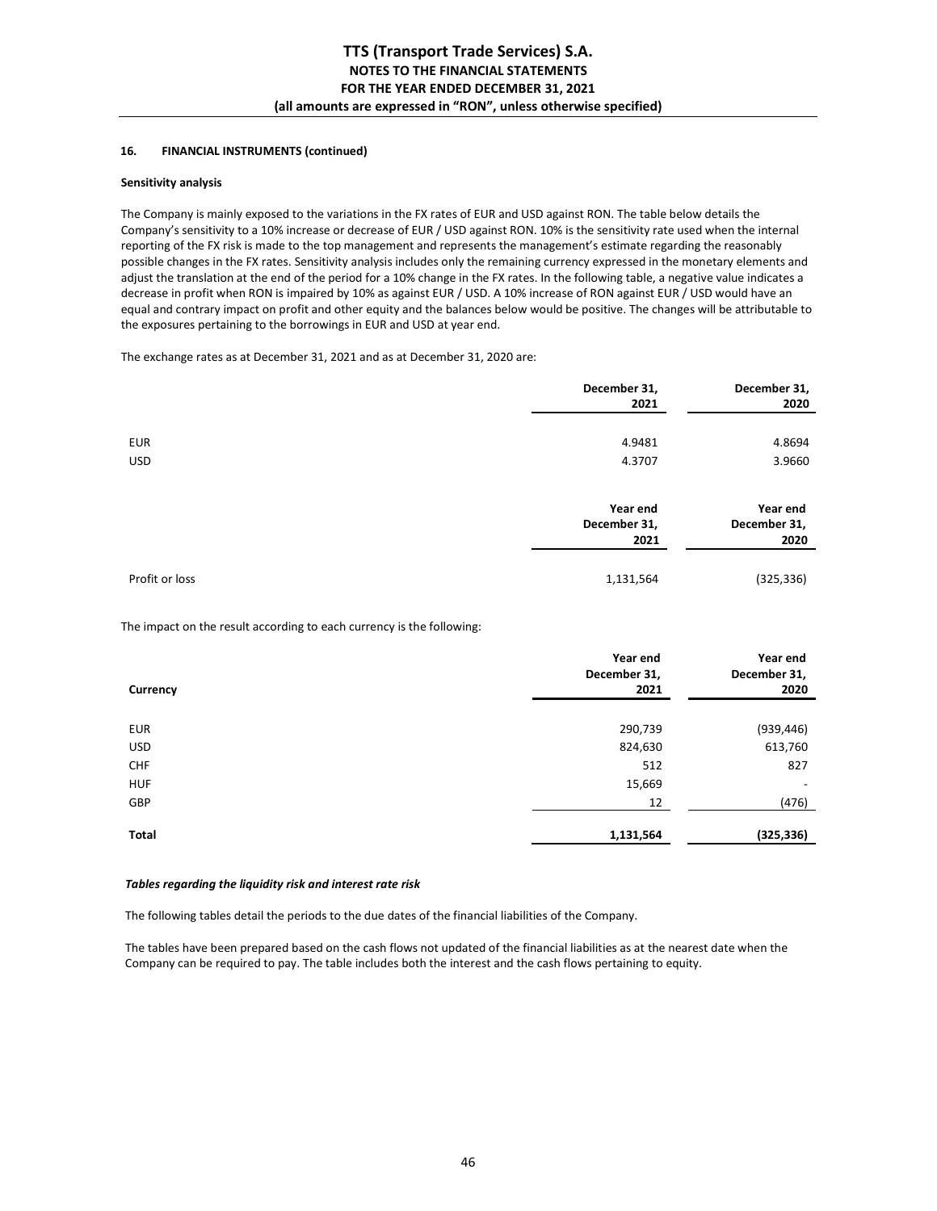### 16. FINANCIAL INSTRUMENTS (continued)

**Sensitivity analysis**

The Company is mainly exposed to the variations in the FX rates of EUR and USD against RON. The table below details the Company's sensitivity to a 10% increase or decrease of EUR / USD against RON. 10% is the sensitivity rate used when the internal reporting of the FX risk is made to the top management and represents the management's estimate regarding the reasonably possible changes in the FX rates. Sensitivity analysis includes only the remaining currency expressed in the monetary elements and adjust the translation at the end of the period for a 10% change in the FX rates. In the following table, a negative value indicates a decrease in profit when RON is impaired by 10% as against EUR / USD. A 10% increase of RON against EUR / USD would have an equal and contrary impact on profit and other equity and the balances below would be positive. The changes will be attributable to the exposures pertaining to the borrowings in EUR and USD at year end.

The exchange rates as at December 31, 2021 and as at December 31, 2020 are:

| | December 31, 2021 | December 31, 2020 |
|---|---|---|
| EUR | 4.9481 | 4.8694 |
| USD | 4.3707 | 3.9660 |

| | Year end December 31, 2021 | Year end December 31, 2020 |
|---|---|---|
| Profit or loss | 1,131,564 | (325,336) |

The impact on the result according to each currency is the following:

| Currency | Year end December 31, 2021 | Year end December 31, 2020 |
|---|---|---|
| EUR | 290,739 | (939,446) |
| USD | 824,630 | 613,760 |
| CHF | 512 | 827 |
| HUF | 15,669 | - |
| GBP | 12 | (476) |
| **Total** | **1,131,564** | **(325,336)** |

***Tables regarding the liquidity risk and interest rate risk***

The following tables detail the periods to the due dates of the financial liabilities of the Company.

The tables have been prepared based on the cash flows not updated of the financial liabilities as at the nearest date when the Company can be required to pay. The table includes both the interest and the cash flows pertaining to equity.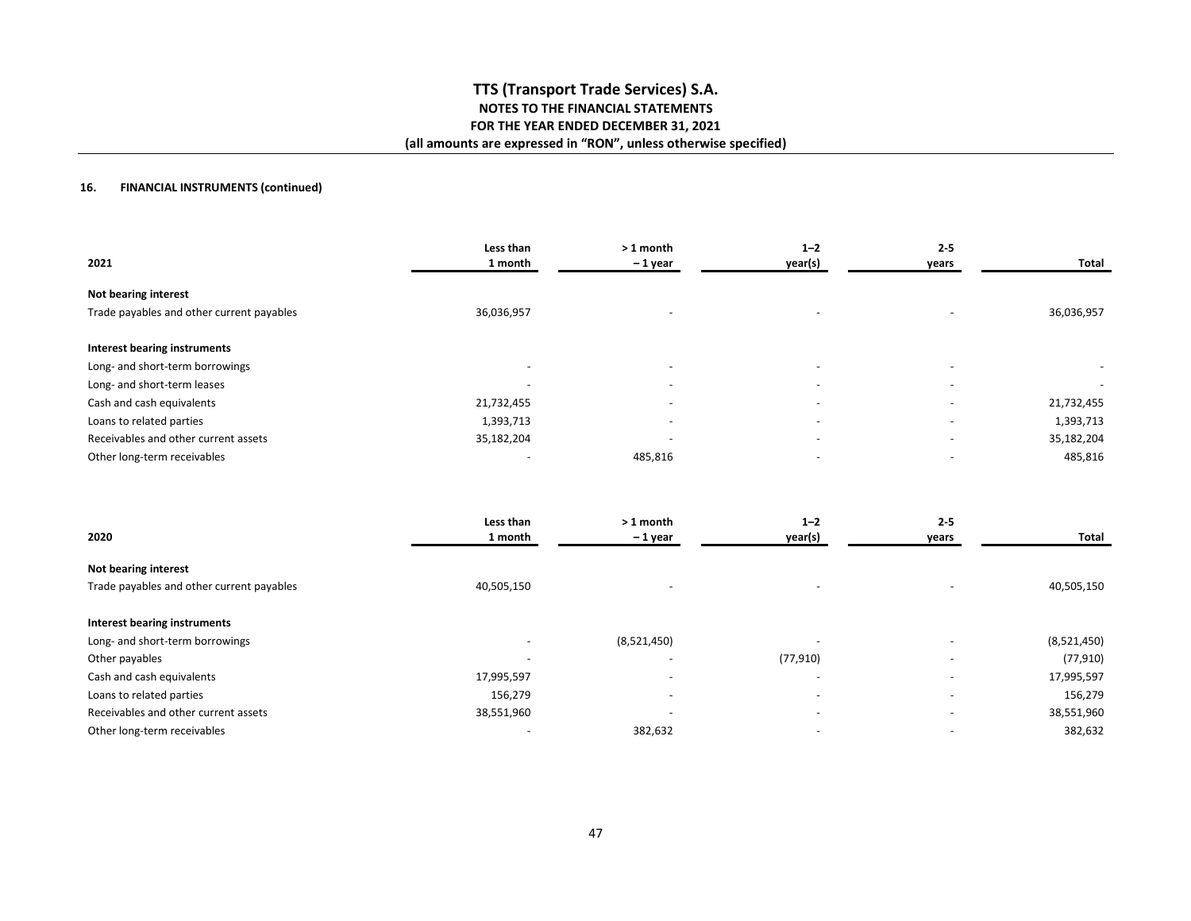## 16. FINANCIAL INSTRUMENTS (continued)

| 2021 | Less than 1 month | > 1 month – 1 year | 1–2 year(s) | 2-5 years | Total |
|---|---|---|---|---|---|
| **Not bearing interest** | | | | | |
| Trade payables and other current payables | 36,036,957 | - | - | - | 36,036,957 |
| **Interest bearing instruments** | | | | | |
| Long- and short-term borrowings | - | - | - | - | - |
| Long- and short-term leases | - | - | - | - | - |
| Cash and cash equivalents | 21,732,455 | - | - | - | 21,732,455 |
| Loans to related parties | 1,393,713 | - | - | - | 1,393,713 |
| Receivables and other current assets | 35,182,204 | - | - | - | 35,182,204 |
| Other long-term receivables | - | 485,816 | - | - | 485,816 |

| 2020 | Less than 1 month | > 1 month – 1 year | 1–2 year(s) | 2-5 years | Total |
|---|---|---|---|---|---|
| **Not bearing interest** | | | | | |
| Trade payables and other current payables | 40,505,150 | - | - | - | 40,505,150 |
| **Interest bearing instruments** | | | | | |
| Long- and short-term borrowings | - | (8,521,450) | - | - | (8,521,450) |
| Other payables | - | - | (77,910) | - | (77,910) |
| Cash and cash equivalents | 17,995,597 | - | - | - | 17,995,597 |
| Loans to related parties | 156,279 | - | - | - | 156,279 |
| Receivables and other current assets | 38,551,960 | - | - | - | 38,551,960 |
| Other long-term receivables | - | 382,632 | - | - | 382,632 |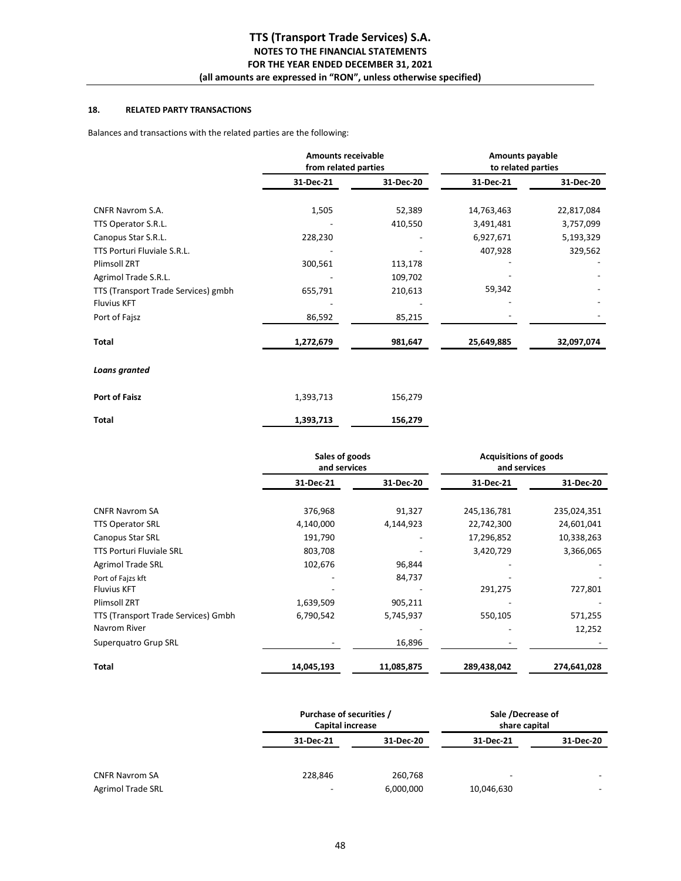## 18. RELATED PARTY TRANSACTIONS

Balances and transactions with the related parties are the following:

| | Amounts receivable from related parties | | Amounts payable to related parties | |
|---|---|---|---|---|
| | 31-Dec-21 | 31-Dec-20 | 31-Dec-21 | 31-Dec-20 |
| CNFR Navrom S.A. | 1,505 | 52,389 | 14,763,463 | 22,817,084 |
| TTS Operator S.R.L. | - | 410,550 | 3,491,481 | 3,757,099 |
| Canopus Star S.R.L. | 228,230 | - | 6,927,671 | 5,193,329 |
| TTS Porturi Fluviale S.R.L. | - | - | 407,928 | 329,562 |
| Plimsoll ZRT | 300,561 | 113,178 | - | - |
| Agrimol Trade S.R.L. | - | 109,702 | - | - |
| TTS (Transport Trade Services) gmbh | 655,791 | 210,613 | 59,342 | - |
| Fluvius KFT | - | - | - | - |
| Port of Fajsz | 86,592 | 85,215 | - | - |
| **Total** | **1,272,679** | **981,647** | **25,649,885** | **32,097,074** |
| ***Loans granted*** | | | | |
| **Port of Faisz** | 1,393,713 | 156,279 | | |
| **Total** | **1,393,713** | **156,279** | | |

| | Sales of goods and services | | Acquisitions of goods and services | |
|---|---|---|---|---|
| | 31-Dec-21 | 31-Dec-20 | 31-Dec-21 | 31-Dec-20 |
| CNFR Navrom SA | 376,968 | 91,327 | 245,136,781 | 235,024,351 |
| TTS Operator SRL | 4,140,000 | 4,144,923 | 22,742,300 | 24,601,041 |
| Canopus Star SRL | 191,790 | - | 17,296,852 | 10,338,263 |
| TTS Porturi Fluviale SRL | 803,708 | - | 3,420,729 | 3,366,065 |
| Agrimol Trade SRL | 102,676 | 96,844 | - | - |
| Port of Fajzs kft | - | 84,737 | - | - |
| Fluvius KFT | - | - | 291,275 | 727,801 |
| Plimsoll ZRT | 1,639,509 | 905,211 | - | - |
| TTS (Transport Trade Services) Gmbh | 6,790,542 | 5,745,937 | 550,105 | 571,255 |
| Navrom River | | - | - | 12,252 |
| Superquatro Grup SRL | - | 16,896 | - | - |
| **Total** | **14,045,193** | **11,085,875** | **289,438,042** | **274,641,028** |

| | Purchase of securities / Capital increase | | Sale /Decrease of share capital | |
|---|---|---|---|---|
| | 31-Dec-21 | 31-Dec-20 | 31-Dec-21 | 31-Dec-20 |
| CNFR Navrom SA | 228,846 | 260,768 | - | - |
| Agrimol Trade SRL | - | 6,000,000 | 10,046,630 | - |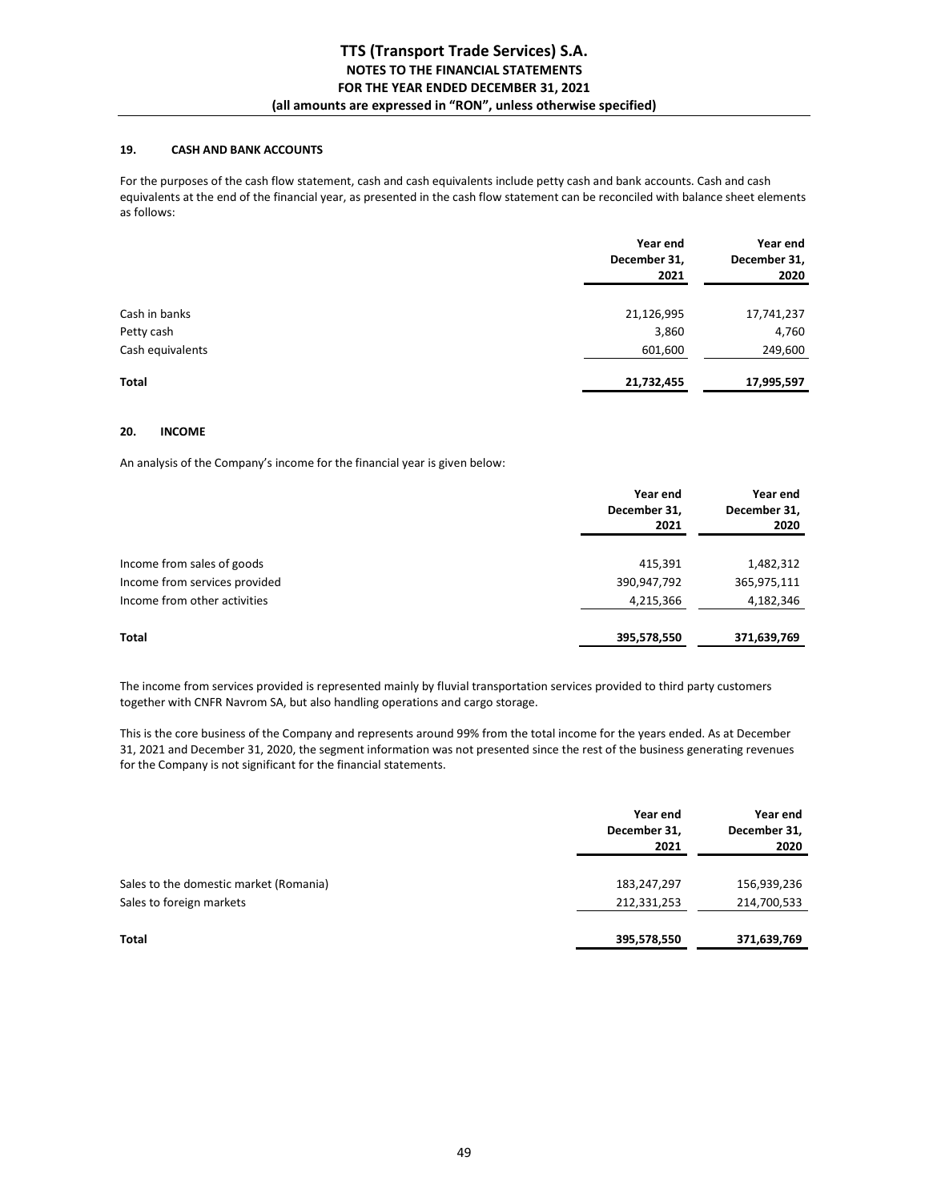## 19. CASH AND BANK ACCOUNTS

For the purposes of the cash flow statement, cash and cash equivalents include petty cash and bank accounts. Cash and cash equivalents at the end of the financial year, as presented in the cash flow statement can be reconciled with balance sheet elements as follows:

| | Year end December 31, 2021 | Year end December 31, 2020 |
|---|---|---|
| Cash in banks | 21,126,995 | 17,741,237 |
| Petty cash | 3,860 | 4,760 |
| Cash equivalents | 601,600 | 249,600 |
| **Total** | **21,732,455** | **17,995,597** |

## 20. INCOME

An analysis of the Company's income for the financial year is given below:

| | Year end December 31, 2021 | Year end December 31, 2020 |
|---|---|---|
| Income from sales of goods | 415,391 | 1,482,312 |
| Income from services provided | 390,947,792 | 365,975,111 |
| Income from other activities | 4,215,366 | 4,182,346 |
| **Total** | **395,578,550** | **371,639,769** |

The income from services provided is represented mainly by fluvial transportation services provided to third party customers together with CNFR Navrom SA, but also handling operations and cargo storage.

This is the core business of the Company and represents around 99% from the total income for the years ended. As at December 31, 2021 and December 31, 2020, the segment information was not presented since the rest of the business generating revenues for the Company is not significant for the financial statements.

| | Year end December 31, 2021 | Year end December 31, 2020 |
|---|---|---|
| Sales to the domestic market (Romania) | 183,247,297 | 156,939,236 |
| Sales to foreign markets | 212,331,253 | 214,700,533 |
| **Total** | **395,578,550** | **371,639,769** |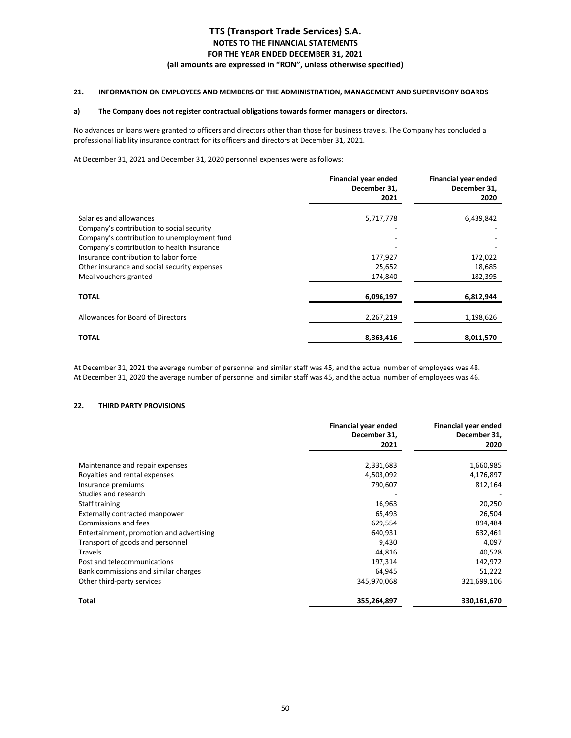## 21. INFORMATION ON EMPLOYEES AND MEMBERS OF THE ADMINISTRATION, MANAGEMENT AND SUPERVISORY BOARDS

### a) The Company does not register contractual obligations towards former managers or directors.

No advances or loans were granted to officers and directors other than those for business travels. The Company has concluded a professional liability insurance contract for its officers and directors at December 31, 2021.

At December 31, 2021 and December 31, 2020 personnel expenses were as follows:

| | Financial year ended December 31, 2021 | Financial year ended December 31, 2020 |
|---|---|---|
| Salaries and allowances | 5,717,778 | 6,439,842 |
| Company's contribution to social security | - | - |
| Company's contribution to unemployment fund | - | - |
| Company's contribution to health insurance | - | - |
| Insurance contribution to labor force | 177,927 | 172,022 |
| Other insurance and social security expenses | 25,652 | 18,685 |
| Meal vouchers granted | 174,840 | 182,395 |
| **TOTAL** | **6,096,197** | **6,812,944** |
| Allowances for Board of Directors | 2,267,219 | 1,198,626 |
| **TOTAL** | **8,363,416** | **8,011,570** |

At December 31, 2021 the average number of personnel and similar staff was 45, and the actual number of employees was 48.
At December 31, 2020 the average number of personnel and similar staff was 45, and the actual number of employees was 46.

## 22. THIRD PARTY PROVISIONS

| | Financial year ended December 31, 2021 | Financial year ended December 31, 2020 |
|---|---|---|
| Maintenance and repair expenses | 2,331,683 | 1,660,985 |
| Royalties and rental expenses | 4,503,092 | 4,176,897 |
| Insurance premiums | 790,607 | 812,164 |
| Studies and research | - | - |
| Staff training | 16,963 | 20,250 |
| Externally contracted manpower | 65,493 | 26,504 |
| Commissions and fees | 629,554 | 894,484 |
| Entertainment, promotion and advertising | 640,931 | 632,461 |
| Transport of goods and personnel | 9,430 | 4,097 |
| Travels | 44,816 | 40,528 |
| Post and telecommunications | 197,314 | 142,972 |
| Bank commissions and similar charges | 64,945 | 51,222 |
| Other third-party services | 345,970,068 | 321,699,106 |
| **Total** | **355,264,897** | **330,161,670** |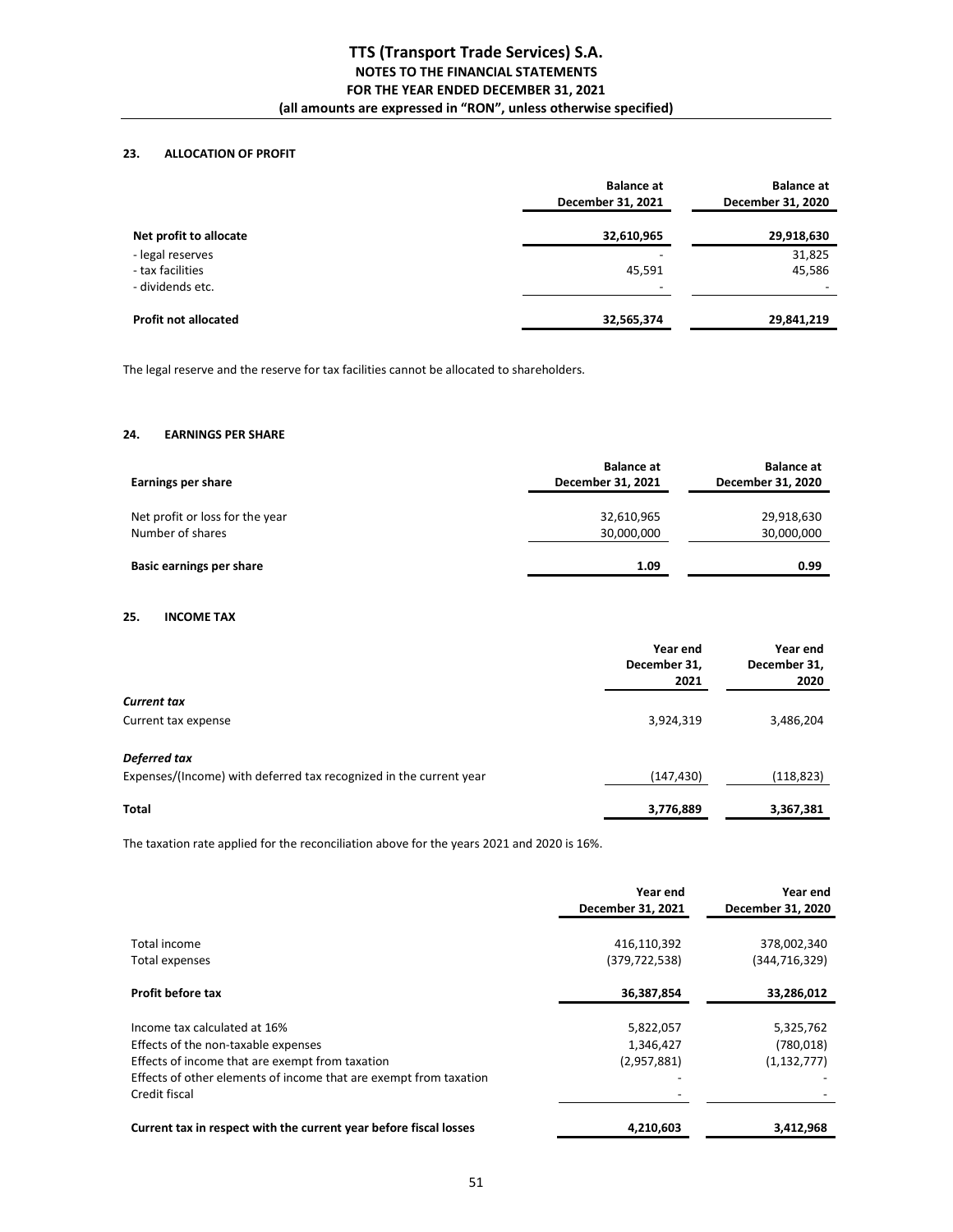## 23. ALLOCATION OF PROFIT

| | Balance at December 31, 2021 | Balance at December 31, 2020 |
|---|---|---|
| **Net profit to allocate** | **32,610,965** | **29,918,630** |
| - legal reserves | - | 31,825 |
| - tax facilities | 45,591 | 45,586 |
| - dividends etc. | - | - |
| **Profit not allocated** | **32,565,374** | **29,841,219** |

The legal reserve and the reserve for tax facilities cannot be allocated to shareholders.

## 24. EARNINGS PER SHARE

| Earnings per share | Balance at December 31, 2021 | Balance at December 31, 2020 |
|---|---|---|
| Net profit or loss for the year | 32,610,965 | 29,918,630 |
| Number of shares | 30,000,000 | 30,000,000 |
| **Basic earnings per share** | **1.09** | **0.99** |

## 25. INCOME TAX

| | Year end December 31, 2021 | Year end December 31, 2020 |
|---|---|---|
| ***Current tax*** | | |
| Current tax expense | 3,924,319 | 3,486,204 |
| ***Deferred tax*** | | |
| Expenses/(Income) with deferred tax recognized in the current year | (147,430) | (118,823) |
| **Total** | **3,776,889** | **3,367,381** |

The taxation rate applied for the reconciliation above for the years 2021 and 2020 is 16%.

| | Year end December 31, 2021 | Year end December 31, 2020 |
|---|---|---|
| Total income | 416,110,392 | 378,002,340 |
| Total expenses | (379,722,538) | (344,716,329) |
| **Profit before tax** | **36,387,854** | **33,286,012** |
| Income tax calculated at 16% | 5,822,057 | 5,325,762 |
| Effects of the non-taxable expenses | 1,346,427 | (780,018) |
| Effects of income that are exempt from taxation | (2,957,881) | (1,132,777) |
| Effects of other elements of income that are exempt from taxation | - | - |
| Credit fiscal | - | - |
| **Current tax in respect with the current year before fiscal losses** | **4,210,603** | **3,412,968** |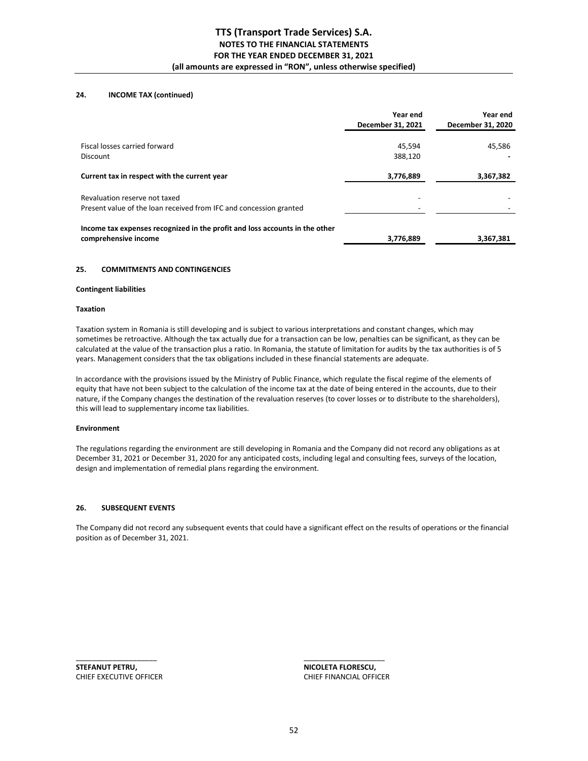### 24. INCOME TAX (continued)

| | Year end December 31, 2021 | Year end December 31, 2020 |
|---|---|---|
| Fiscal losses carried forward | 45,594 | 45,586 |
| Discount | 388,120 | - |
| **Current tax in respect with the current year** | **3,776,889** | **3,367,382** |
| Revaluation reserve not taxed | - | - |
| Present value of the loan received from IFC and concession granted | - | - |
| **Income tax expenses recognized in the profit and loss accounts in the other comprehensive income** | **3,776,889** | **3,367,381** |

### 25. COMMITMENTS AND CONTINGENCIES

**Contingent liabilities**

**Taxation**

Taxation system in Romania is still developing and is subject to various interpretations and constant changes, which may sometimes be retroactive. Although the tax actually due for a transaction can be low, penalties can be significant, as they can be calculated at the value of the transaction plus a ratio. In Romania, the statute of limitation for audits by the tax authorities is of 5 years. Management considers that the tax obligations included in these financial statements are adequate.

In accordance with the provisions issued by the Ministry of Public Finance, which regulate the fiscal regime of the elements of equity that have not been subject to the calculation of the income tax at the date of being entered in the accounts, due to their nature, if the Company changes the destination of the revaluation reserves (to cover losses or to distribute to the shareholders), this will lead to supplementary income tax liabilities.

**Environment**

The regulations regarding the environment are still developing in Romania and the Company did not record any obligations as at December 31, 2021 or December 31, 2020 for any anticipated costs, including legal and consulting fees, surveys of the location, design and implementation of remedial plans regarding the environment.

### 26. SUBSEQUENT EVENTS

The Company did not record any subsequent events that could have a significant effect on the results of operations or the financial position as of December 31, 2021.

____________________

**STEFANUT PETRU,**
CHIEF EXECUTIVE OFFICER

____________________

**NICOLETA FLORESCU,**
CHIEF FINANCIAL OFFICER